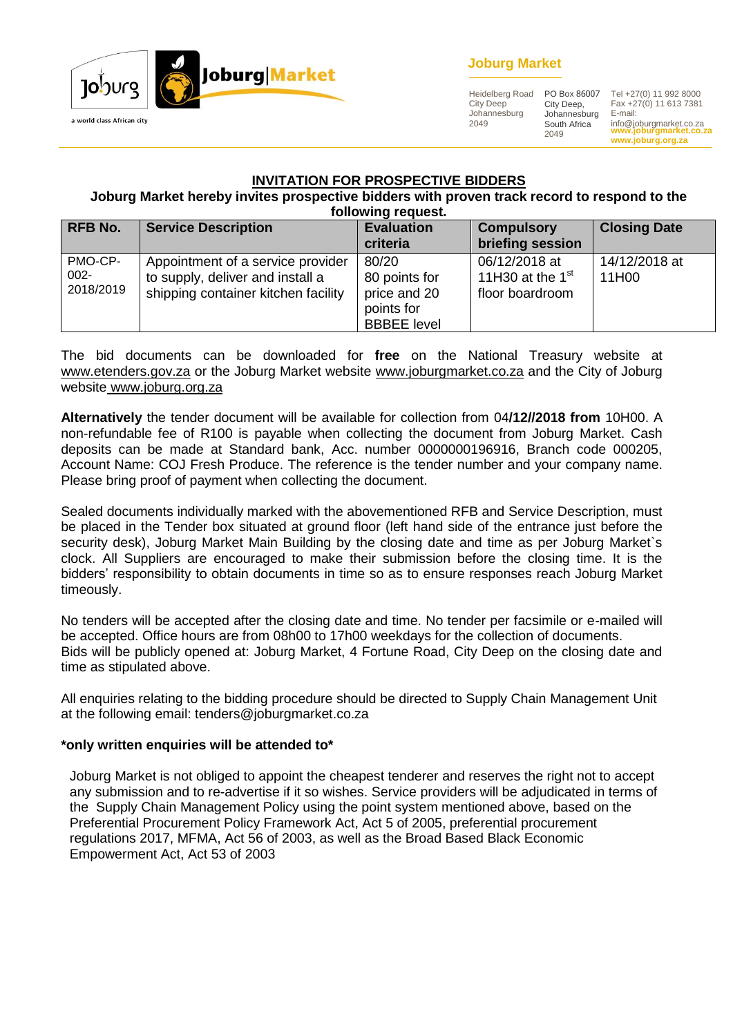**Joburg Market**

Heidelberg Road
City Deep
Johannesburg
2049

PO Box 86007
City Deep,
Johannesburg
South Africa
2049

Tel +27(0) 11 992 8000
Fax +27(0) 11 613 7381
E-mail:
info@joburgmarket.co.za
www.joburgmarket.co.za
www.joburg.org.za

## INVITATION FOR PROSPECTIVE BIDDERS

**Joburg Market hereby invites prospective bidders with proven track record to respond to the following request.**

| RFB No. | Service Description | Evaluation criteria | Compulsory briefing session | Closing Date |
|---|---|---|---|---|
| PMO-CP-002-2018/2019 | Appointment of a service provider to supply, deliver and install a shipping container kitchen facility | 80/20 80 points for price and 20 points for BBBEE level | 06/12/2018 at 11H30 at the 1st floor boardroom | 14/12/2018 at 11H00 |

The bid documents can be downloaded for **free** on the National Treasury website at www.etenders.gov.za or the Joburg Market website www.joburgmarket.co.za and the City of Joburg website www.joburg.org.za

**Alternatively** the tender document will be available for collection from 04**/12//2018 from** 10H00. A non-refundable fee of R100 is payable when collecting the document from Joburg Market. Cash deposits can be made at Standard bank, Acc. number 0000000196916, Branch code 000205, Account Name: COJ Fresh Produce. The reference is the tender number and your company name. Please bring proof of payment when collecting the document.

Sealed documents individually marked with the abovementioned RFB and Service Description, must be placed in the Tender box situated at ground floor (left hand side of the entrance just before the security desk), Joburg Market Main Building by the closing date and time as per Joburg Market`s clock. All Suppliers are encouraged to make their submission before the closing time. It is the bidders' responsibility to obtain documents in time so as to ensure responses reach Joburg Market timeously.

No tenders will be accepted after the closing date and time. No tender per facsimile or e-mailed will be accepted. Office hours are from 08h00 to 17h00 weekdays for the collection of documents.
Bids will be publicly opened at: Joburg Market, 4 Fortune Road, City Deep on the closing date and time as stipulated above.

All enquiries relating to the bidding procedure should be directed to Supply Chain Management Unit at the following email: tenders@joburgmarket.co.za

**\*only written enquiries will be attended to\***

Joburg Market is not obliged to appoint the cheapest tenderer and reserves the right not to accept any submission and to re-advertise if it so wishes. Service providers will be adjudicated in terms of the Supply Chain Management Policy using the point system mentioned above, based on the Preferential Procurement Policy Framework Act, Act 5 of 2005, preferential procurement regulations 2017, MFMA, Act 56 of 2003, as well as the Broad Based Black Economic Empowerment Act, Act 53 of 2003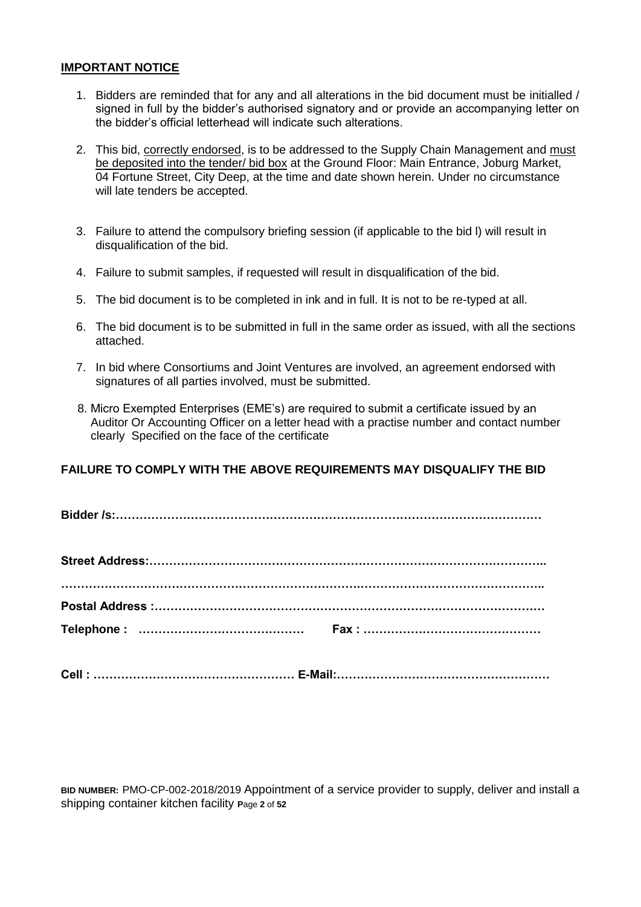## IMPORTANT NOTICE

1. Bidders are reminded that for any and all alterations in the bid document must be initialled / signed in full by the bidder's authorised signatory and or provide an accompanying letter on the bidder's official letterhead will indicate such alterations.

2. This bid, correctly endorsed, is to be addressed to the Supply Chain Management and must be deposited into the tender/ bid box at the Ground Floor: Main Entrance, Joburg Market, 04 Fortune Street, City Deep, at the time and date shown herein. Under no circumstance will late tenders be accepted.

3. Failure to attend the compulsory briefing session (if applicable to the bid l) will result in disqualification of the bid.

4. Failure to submit samples, if requested will result in disqualification of the bid.

5. The bid document is to be completed in ink and in full. It is not to be re-typed at all.

6. The bid document is to be submitted in full in the same order as issued, with all the sections attached.

7. In bid where Consortiums and Joint Ventures are involved, an agreement endorsed with signatures of all parties involved, must be submitted.

8. Micro Exempted Enterprises (EME's) are required to submit a certificate issued by an Auditor Or Accounting Officer on a letter head with a practise number and contact number clearly Specified on the face of the certificate

**FAILURE TO COMPLY WITH THE ABOVE REQUIREMENTS MAY DISQUALIFY THE BID**

**Bidder /s:……………………………………………………………………………………………**

**Street Address:…………………………………………………………………………………..**

**…………………………………………………………………………………………………………..**

**Postal Address :………………………………………………………………………………………**

**Telephone : ……………………………………  Fax : ………………………………………**

**Cell : …………………………………………… E-Mail:………………………………………………**

**BID NUMBER:** PMO-CP-002-2018/2019 Appointment of a service provider to supply, deliver and install a shipping container kitchen facility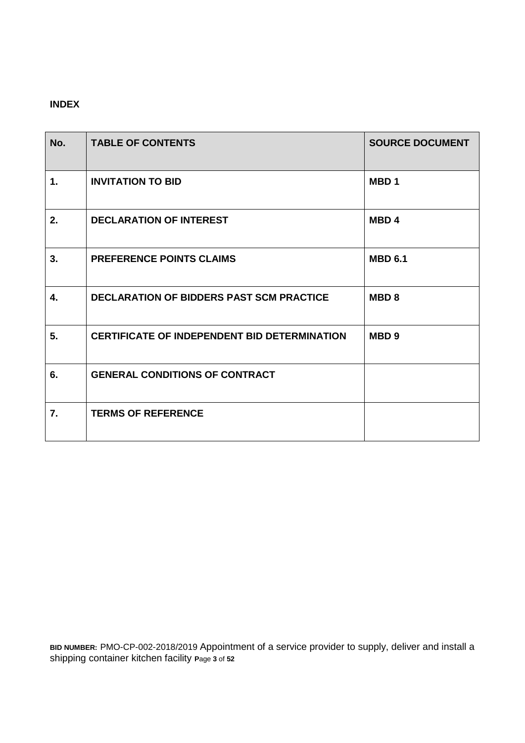**INDEX**

| No. | TABLE OF CONTENTS | SOURCE DOCUMENT |
|---|---|---|
| 1. | INVITATION TO BID | MBD 1 |
| 2. | DECLARATION OF INTEREST | MBD 4 |
| 3. | PREFERENCE POINTS CLAIMS | MBD 6.1 |
| 4. | DECLARATION OF BIDDERS PAST SCM PRACTICE | MBD 8 |
| 5. | CERTIFICATE OF INDEPENDENT BID DETERMINATION | MBD 9 |
| 6. | GENERAL CONDITIONS OF CONTRACT | |
| 7. | TERMS OF REFERENCE | |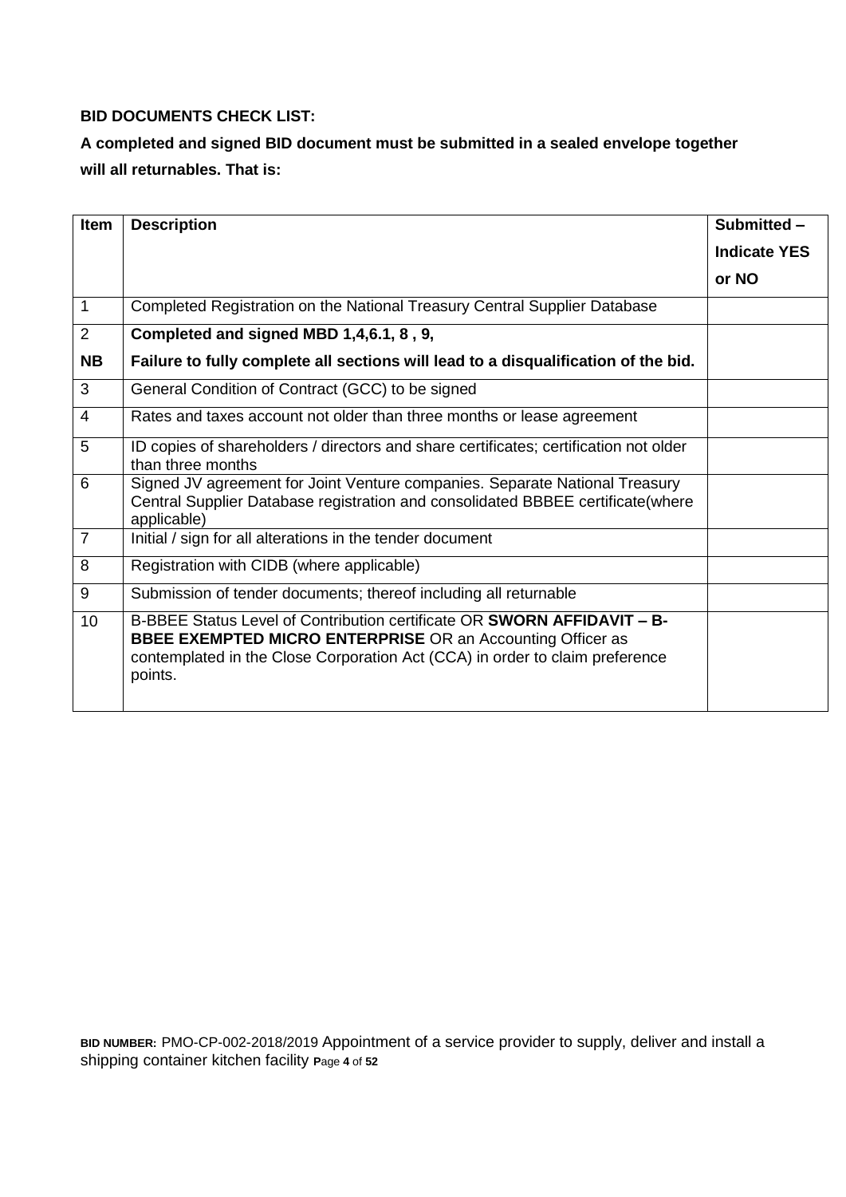**BID DOCUMENTS CHECK LIST:**

**A completed and signed BID document must be submitted in a sealed envelope together will all returnables. That is:**

| Item | Description | Submitted – Indicate YES or NO |
|---|---|---|
| 1 | Completed Registration on the National Treasury Central Supplier Database | |
| 2<br>**NB** | **Completed and signed MBD 1,4,6.1, 8 , 9,**<br>**Failure to fully complete all sections will lead to a disqualification of the bid.** | |
| 3 | General Condition of Contract (GCC) to be signed | |
| 4 | Rates and taxes account not older than three months or lease agreement | |
| 5 | ID copies of shareholders / directors and share certificates; certification not older than three months | |
| 6 | Signed JV agreement for Joint Venture companies. Separate National Treasury Central Supplier Database registration and consolidated BBBEE certificate(where applicable) | |
| 7 | Initial / sign for all alterations in the tender document | |
| 8 | Registration with CIDB (where applicable) | |
| 9 | Submission of tender documents; thereof including all returnable | |
| 10 | B-BBEE Status Level of Contribution certificate OR **SWORN AFFIDAVIT – B-BBEE EXEMPTED MICRO ENTERPRISE** OR an Accounting Officer as contemplated in the Close Corporation Act (CCA) in order to claim preference points. | |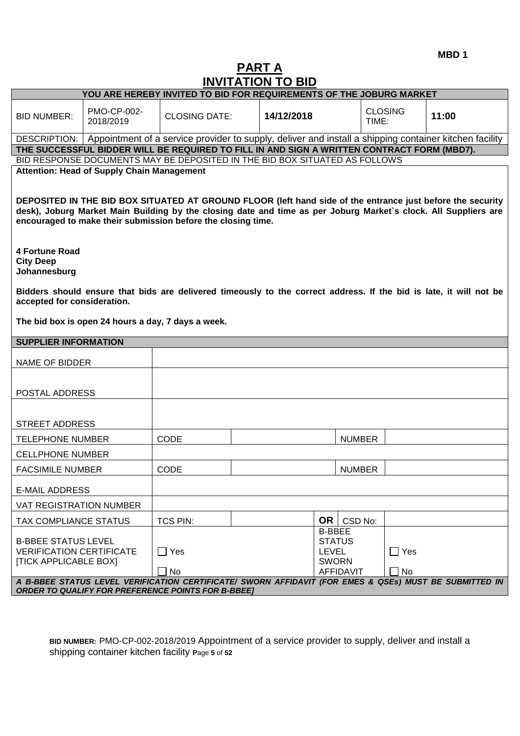**MBD 1**

# PART A
# INVITATION TO BID

| YOU ARE HEREBY INVITED TO BID FOR REQUIREMENTS OF THE JOBURG MARKET | | | | | |
|---|---|---|---|---|---|
| BID NUMBER: | PMO-CP-002-2018/2019 | CLOSING DATE: | **14/12/2018** | CLOSING TIME: | **11:00** |
| DESCRIPTION: | Appointment of a service provider to supply, deliver and install a shipping container kitchen facility | | | | |

**THE SUCCESSFUL BIDDER WILL BE REQUIRED TO FILL IN AND SIGN A WRITTEN CONTRACT FORM (MBD7).**

BID RESPONSE DOCUMENTS MAY BE DEPOSITED IN THE BID BOX SITUATED AS FOLLOWS

**Attention: Head of Supply Chain Management**

**DEPOSITED IN THE BID BOX SITUATED AT GROUND FLOOR (left hand side of the entrance just before the security desk), Joburg Market Main Building by the closing date and time as per Joburg Market`s clock. All Suppliers are encouraged to make their submission before the closing time.**

**4 Fortune Road**
**City Deep**
**Johannesburg**

**Bidders should ensure that bids are delivered timeously to the correct address. If the bid is late, it will not be accepted for consideration.**

**The bid box is open 24 hours a day, 7 days a week.**

| SUPPLIER INFORMATION | | | | | |
|---|---|---|---|---|---|
| NAME OF BIDDER | | | | | |
| POSTAL ADDRESS | | | | | |
| STREET ADDRESS | | | | | |
| TELEPHONE NUMBER | CODE | | | NUMBER | |
| CELLPHONE NUMBER | | | | | |
| FACSIMILE NUMBER | CODE | | | NUMBER | |
| E-MAIL ADDRESS | | | | | |
| VAT REGISTRATION NUMBER | | | | | |
| TAX COMPLIANCE STATUS | TCS PIN: | | **OR** | CSD No: | |
| B-BBEE STATUS LEVEL VERIFICATION CERTIFICATE [TICK APPLICABLE BOX] | ☐ Yes ☐ No | | B-BBEE STATUS LEVEL SWORN AFFIDAVIT | | ☐ Yes ☐ No |

***A B-BBEE STATUS LEVEL VERIFICATION CERTIFICATE/ SWORN AFFIDAVIT (FOR EMES & QSEs) MUST BE SUBMITTED IN ORDER TO QUALIFY FOR PREFERENCE POINTS FOR B-BBEE]***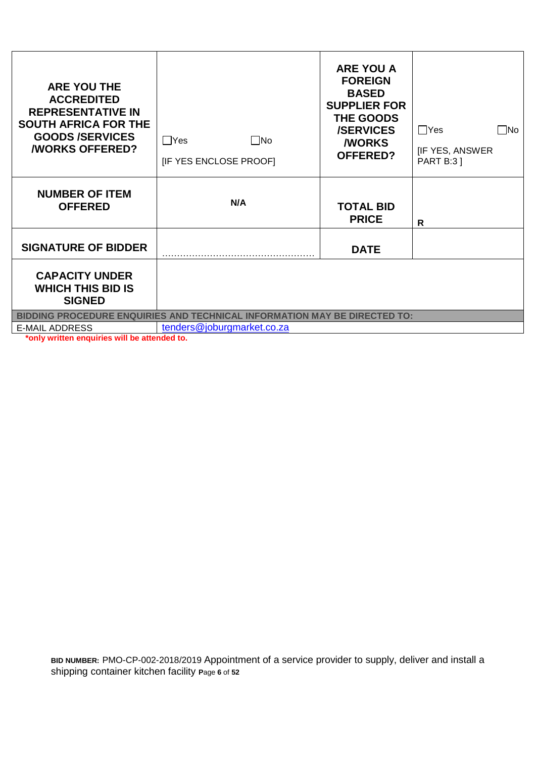| | | | |
|---|---|---|---|
| **ARE YOU THE ACCREDITED REPRESENTATIVE IN SOUTH AFRICA FOR THE GOODS /SERVICES /WORKS OFFERED?** | ☐Yes ☐No<br>[IF YES ENCLOSE PROOF] | **ARE YOU A FOREIGN BASED SUPPLIER FOR THE GOODS /SERVICES /WORKS OFFERED?** | ☐Yes ☐No<br>[IF YES, ANSWER PART B:3 ] |
| **NUMBER OF ITEM OFFERED** | **N/A** | **TOTAL BID PRICE** | **R** |
| **SIGNATURE OF BIDDER** | ………………………………………… | **DATE** | |
| **CAPACITY UNDER WHICH THIS BID IS SIGNED** | | | |
| **BIDDING PROCEDURE ENQUIRIES AND TECHNICAL INFORMATION MAY BE DIRECTED TO:** | | | |
| E-MAIL ADDRESS | tenders@joburgmarket.co.za | | |

***only written enquiries will be attended to.**

**BID NUMBER:** PMO-CP-002-2018/2019 Appointment of a service provider to supply, deliver and install a shipping container kitchen facility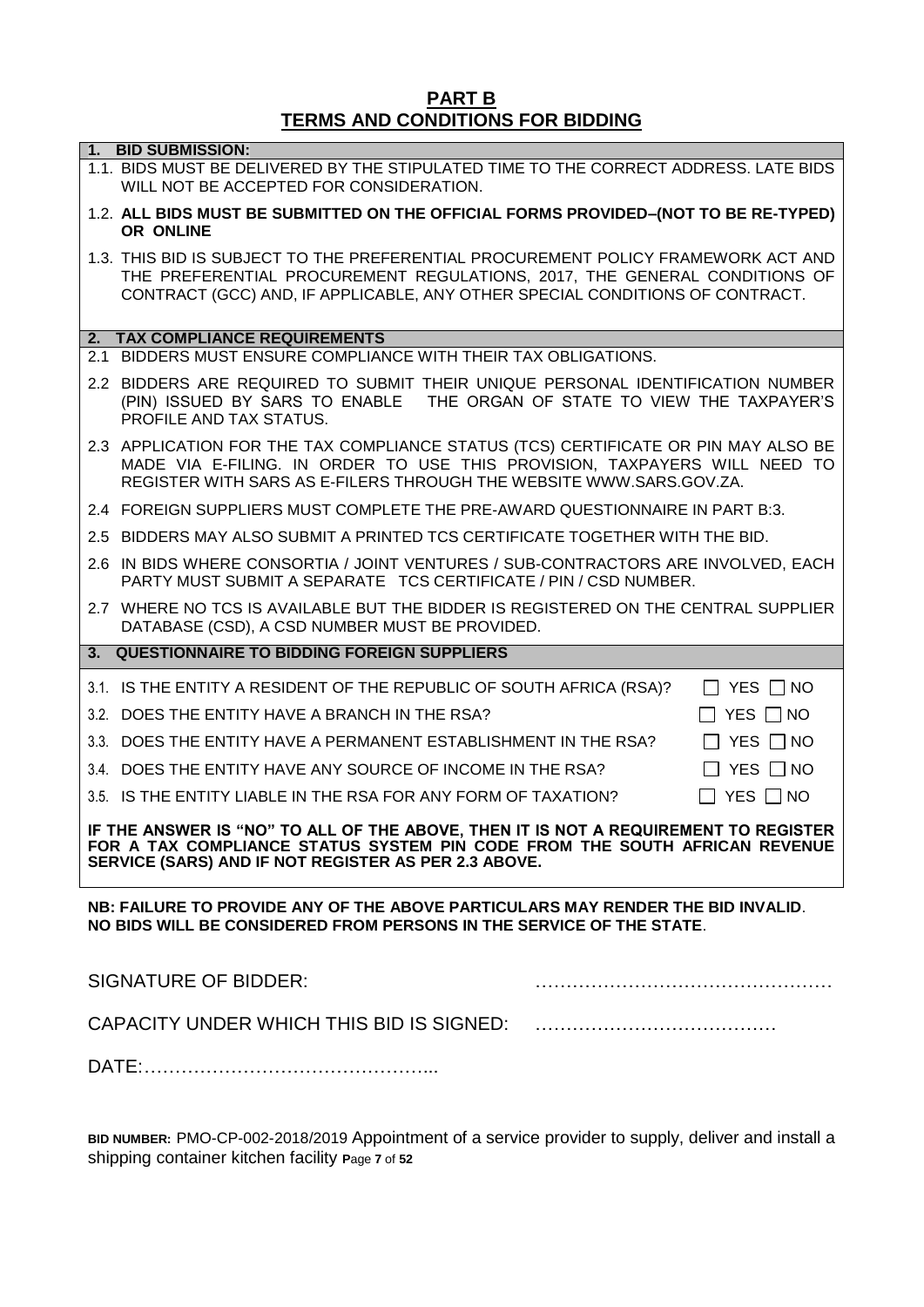# PART B
# TERMS AND CONDITIONS FOR BIDDING

**1. BID SUBMISSION:**

1.1. BIDS MUST BE DELIVERED BY THE STIPULATED TIME TO THE CORRECT ADDRESS. LATE BIDS WILL NOT BE ACCEPTED FOR CONSIDERATION.

1.2. **ALL BIDS MUST BE SUBMITTED ON THE OFFICIAL FORMS PROVIDED–(NOT TO BE RE-TYPED) OR ONLINE**

1.3. THIS BID IS SUBJECT TO THE PREFERENTIAL PROCUREMENT POLICY FRAMEWORK ACT AND THE PREFERENTIAL PROCUREMENT REGULATIONS, 2017, THE GENERAL CONDITIONS OF CONTRACT (GCC) AND, IF APPLICABLE, ANY OTHER SPECIAL CONDITIONS OF CONTRACT.

**2. TAX COMPLIANCE REQUIREMENTS**

2.1 BIDDERS MUST ENSURE COMPLIANCE WITH THEIR TAX OBLIGATIONS.

2.2 BIDDERS ARE REQUIRED TO SUBMIT THEIR UNIQUE PERSONAL IDENTIFICATION NUMBER (PIN) ISSUED BY SARS TO ENABLE THE ORGAN OF STATE TO VIEW THE TAXPAYER'S PROFILE AND TAX STATUS.

2.3 APPLICATION FOR THE TAX COMPLIANCE STATUS (TCS) CERTIFICATE OR PIN MAY ALSO BE MADE VIA E-FILING. IN ORDER TO USE THIS PROVISION, TAXPAYERS WILL NEED TO REGISTER WITH SARS AS E-FILERS THROUGH THE WEBSITE WWW.SARS.GOV.ZA.

2.4 FOREIGN SUPPLIERS MUST COMPLETE THE PRE-AWARD QUESTIONNAIRE IN PART B:3.

2.5 BIDDERS MAY ALSO SUBMIT A PRINTED TCS CERTIFICATE TOGETHER WITH THE BID.

2.6 IN BIDS WHERE CONSORTIA / JOINT VENTURES / SUB-CONTRACTORS ARE INVOLVED, EACH PARTY MUST SUBMIT A SEPARATE TCS CERTIFICATE / PIN / CSD NUMBER.

2.7 WHERE NO TCS IS AVAILABLE BUT THE BIDDER IS REGISTERED ON THE CENTRAL SUPPLIER DATABASE (CSD), A CSD NUMBER MUST BE PROVIDED.

**3. QUESTIONNAIRE TO BIDDING FOREIGN SUPPLIERS**

| | |
|---|---|
| 3.1. IS THE ENTITY A RESIDENT OF THE REPUBLIC OF SOUTH AFRICA (RSA)? | ☐ YES ☐ NO |
| 3.2. DOES THE ENTITY HAVE A BRANCH IN THE RSA? | ☐ YES ☐ NO |
| 3.3. DOES THE ENTITY HAVE A PERMANENT ESTABLISHMENT IN THE RSA? | ☐ YES ☐ NO |
| 3.4. DOES THE ENTITY HAVE ANY SOURCE OF INCOME IN THE RSA? | ☐ YES ☐ NO |
| 3.5. IS THE ENTITY LIABLE IN THE RSA FOR ANY FORM OF TAXATION? | ☐ YES ☐ NO |

**IF THE ANSWER IS "NO" TO ALL OF THE ABOVE, THEN IT IS NOT A REQUIREMENT TO REGISTER FOR A TAX COMPLIANCE STATUS SYSTEM PIN CODE FROM THE SOUTH AFRICAN REVENUE SERVICE (SARS) AND IF NOT REGISTER AS PER 2.3 ABOVE.**

**NB: FAILURE TO PROVIDE ANY OF THE ABOVE PARTICULARS MAY RENDER THE BID INVALID**.
**NO BIDS WILL BE CONSIDERED FROM PERSONS IN THE SERVICE OF THE STATE**.

SIGNATURE OF BIDDER: …………………………………………

CAPACITY UNDER WHICH THIS BID IS SIGNED: …………………………………

DATE:………………………………………...

**BID NUMBER:** PMO-CP-002-2018/2019 Appointment of a service provider to supply, deliver and install a shipping container kitchen facility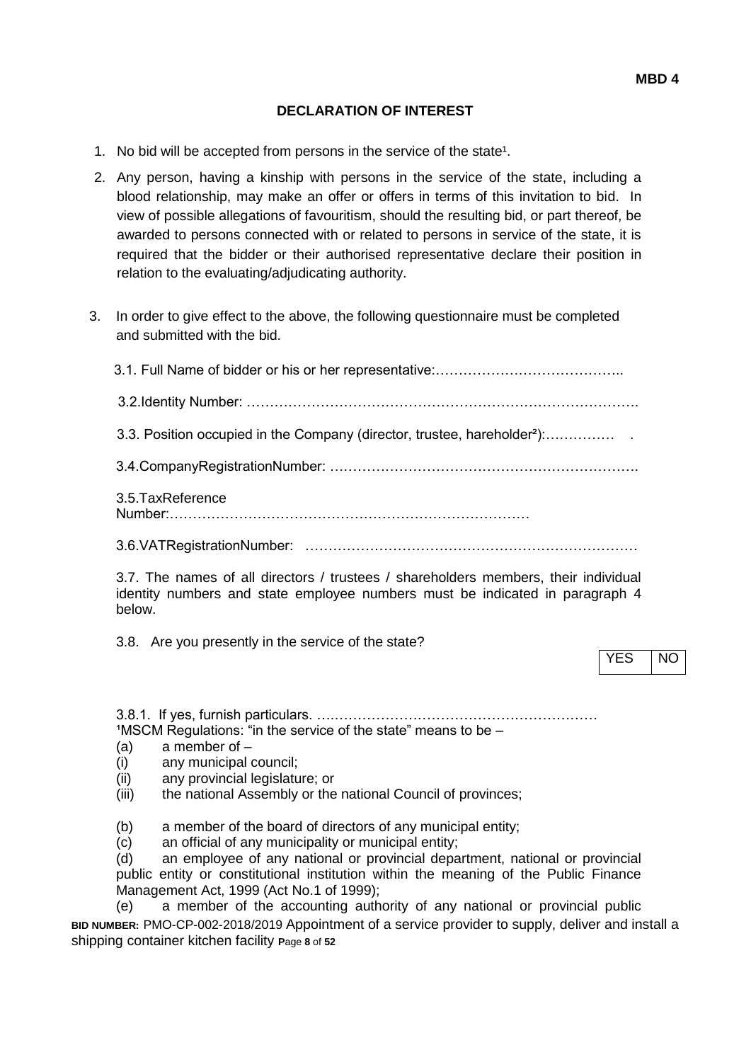**MBD 4**

# DECLARATION OF INTEREST

1. No bid will be accepted from persons in the service of the state[1].
2. Any person, having a kinship with persons in the service of the state, including a blood relationship, may make an offer or offers in terms of this invitation to bid. In view of possible allegations of favouritism, should the resulting bid, or part thereof, be awarded to persons connected with or related to persons in service of the state, it is required that the bidder or their authorised representative declare their position in relation to the evaluating/adjudicating authority.
3. In order to give effect to the above, the following questionnaire must be completed and submitted with the bid.

3.1. Full Name of bidder or his or her representative:…………………………………..

3.2.Identity Number: ……………………………………………………………………….

3.3. Position occupied in the Company (director, trustee, hareholder[2]):…………… .

3.4.CompanyRegistrationNumber: ……………………………………………………….

3.5.TaxReference Number:…………………………………………………………………

3.6.VATRegistrationNumber: ………………………………………………………………

3.7. The names of all directors / trustees / shareholders members, their individual identity numbers and state employee numbers must be indicated in paragraph 4 below.

3.8. Are you presently in the service of the state?

| YES | NO |
|---|---|

3.8.1. If yes, furnish particulars. ….…………………………………………………

[1]MSCM Regulations: "in the service of the state" means to be –

(a) a member of –

(i) any municipal council;

(ii) any provincial legislature; or

(iii) the national Assembly or the national Council of provinces;

(b) a member of the board of directors of any municipal entity;

(c) an official of any municipality or municipal entity;

(d) an employee of any national or provincial department, national or provincial public entity or constitutional institution within the meaning of the Public Finance Management Act, 1999 (Act No.1 of 1999);

(e) a member of the accounting authority of any national or provincial public

**BID NUMBER:** PMO-CP-002-2018/2019 Appointment of a service provider to supply, deliver and install a shipping container kitchen facility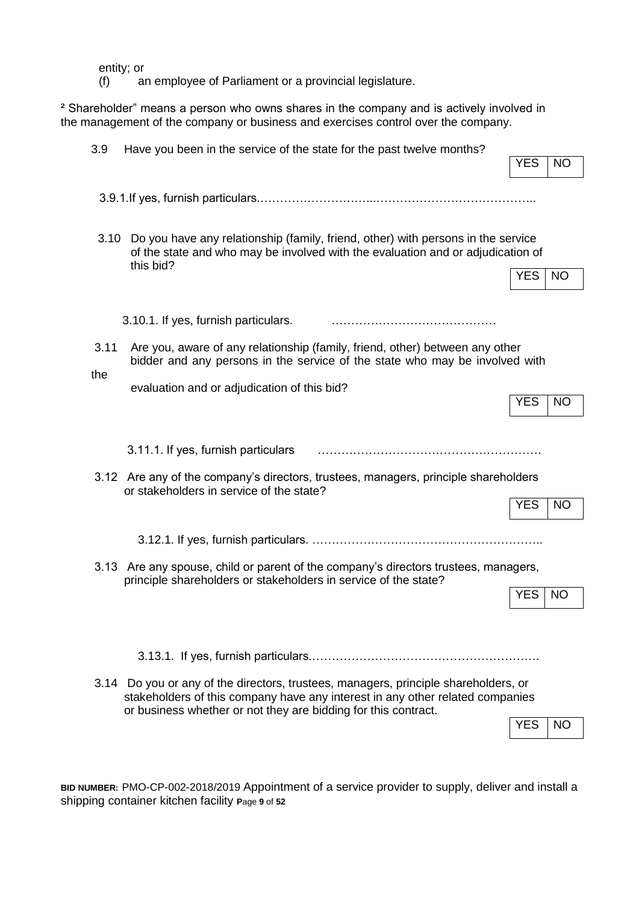entity; or

(f) an employee of Parliament or a provincial legislature.

² Shareholder" means a person who owns shares in the company and is actively involved in the management of the company or business and exercises control over the company.

3.9 Have you been in the service of the state for the past twelve months?

| YES | NO |
|---|---|

3.9.1.If yes, furnish particulars.………………………...…………………………………..

3.10 Do you have any relationship (family, friend, other) with persons in the service of the state and who may be involved with the evaluation and or adjudication of this bid?

| YES | NO |
|---|---|

3.10.1. If yes, furnish particulars. ……………………………………

3.11 Are you, aware of any relationship (family, friend, other) between any other bidder and any persons in the service of the state who may be involved with the evaluation and or adjudication of this bid?

| YES | NO |
|---|---|

3.11.1. If yes, furnish particulars …………………………………………………

3.12 Are any of the company's directors, trustees, managers, principle shareholders or stakeholders in service of the state?

| YES | NO |
|---|---|

3.12.1. If yes, furnish particulars. …………………………………………………..

3.13 Are any spouse, child or parent of the company's directors trustees, managers, principle shareholders or stakeholders in service of the state?

| YES | NO |
|---|---|

3.13.1. If yes, furnish particulars.………………………………………………….

3.14 Do you or any of the directors, trustees, managers, principle shareholders, or stakeholders of this company have any interest in any other related companies or business whether or not they are bidding for this contract.

| YES | NO |
|---|---|

**BID NUMBER:** PMO-CP-002-2018/2019 Appointment of a service provider to supply, deliver and install a shipping container kitchen facility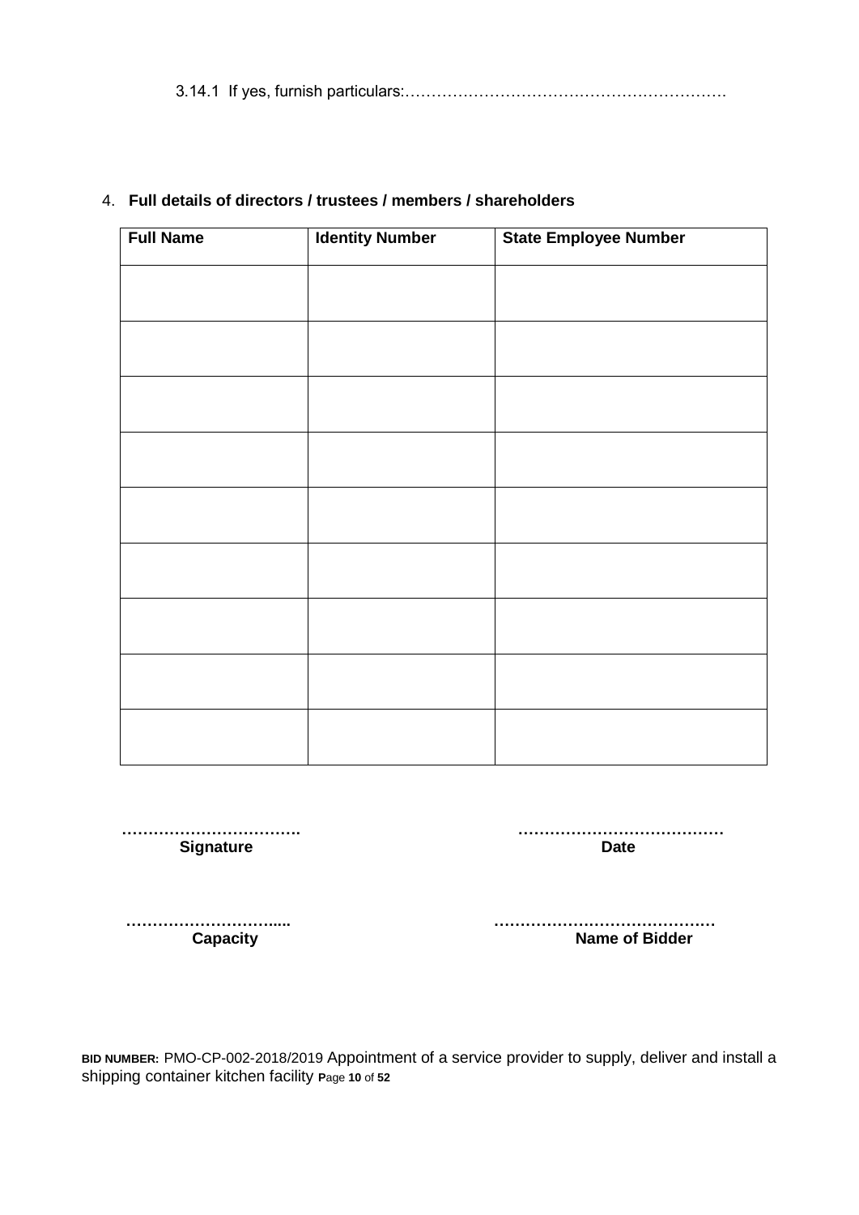3.14.1 If yes, furnish particulars:…………………………………………………….

4. **Full details of directors / trustees / members / shareholders**

| Full Name | Identity Number | State Employee Number |
|---|---|---|
| | | |
| | | |
| | | |
| | | |
| | | |
| | | |
| | | |
| | | |
| | | |

……………………………. 
**Signature**

…………………………………
**Date**

………………………....
**Capacity**

……………………………………
**Name of Bidder**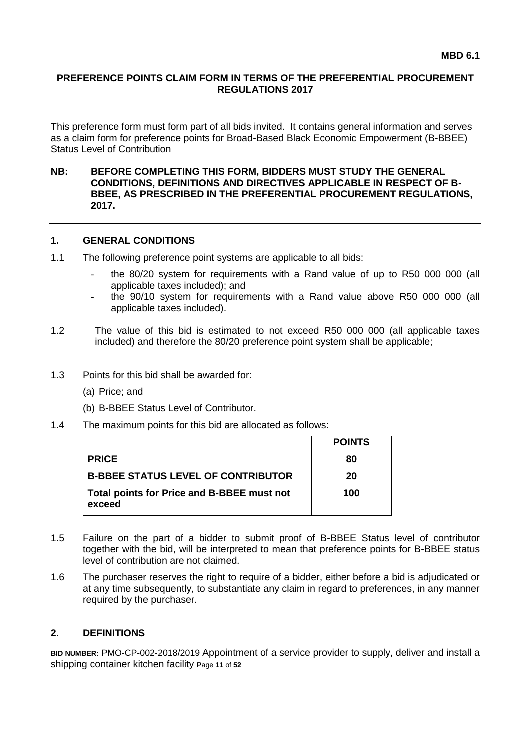**MBD 6.1**

**PREFERENCE POINTS CLAIM FORM IN TERMS OF THE PREFERENTIAL PROCUREMENT REGULATIONS 2017**

This preference form must form part of all bids invited. It contains general information and serves as a claim form for preference points for Broad-Based Black Economic Empowerment (B-BBEE) Status Level of Contribution

**NB: BEFORE COMPLETING THIS FORM, BIDDERS MUST STUDY THE GENERAL CONDITIONS, DEFINITIONS AND DIRECTIVES APPLICABLE IN RESPECT OF B-BBEE, AS PRESCRIBED IN THE PREFERENTIAL PROCUREMENT REGULATIONS, 2017.**

---

## 1. GENERAL CONDITIONS

1.1 The following preference point systems are applicable to all bids:

- the 80/20 system for requirements with a Rand value of up to R50 000 000 (all applicable taxes included); and
- the 90/10 system for requirements with a Rand value above R50 000 000 (all applicable taxes included).

1.2 The value of this bid is estimated to not exceed R50 000 000 (all applicable taxes included) and therefore the 80/20 preference point system shall be applicable;

1.3 Points for this bid shall be awarded for:

(a) Price; and

(b) B-BBEE Status Level of Contributor.

1.4 The maximum points for this bid are allocated as follows:

| | **POINTS** |
|---|---|
| **PRICE** | **80** |
| **B-BBEE STATUS LEVEL OF CONTRIBUTOR** | **20** |
| **Total points for Price and B-BBEE must not exceed** | **100** |

1.5 Failure on the part of a bidder to submit proof of B-BBEE Status level of contributor together with the bid, will be interpreted to mean that preference points for B-BBEE status level of contribution are not claimed.

1.6 The purchaser reserves the right to require of a bidder, either before a bid is adjudicated or at any time subsequently, to substantiate any claim in regard to preferences, in any manner required by the purchaser.

## 2. DEFINITIONS

**BID NUMBER:** PMO-CP-002-2018/2019 Appointment of a service provider to supply, deliver and install a shipping container kitchen facility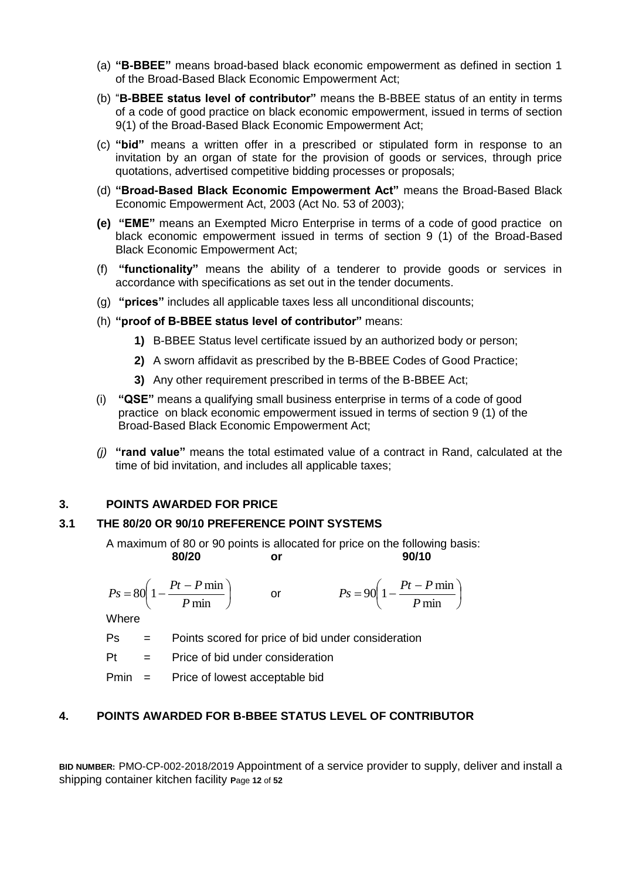(a) **"B-BBEE"** means broad-based black economic empowerment as defined in section 1 of the Broad-Based Black Economic Empowerment Act;

(b) "**B-BBEE status level of contributor"** means the B-BBEE status of an entity in terms of a code of good practice on black economic empowerment, issued in terms of section 9(1) of the Broad-Based Black Economic Empowerment Act;

(c) **"bid"** means a written offer in a prescribed or stipulated form in response to an invitation by an organ of state for the provision of goods or services, through price quotations, advertised competitive bidding processes or proposals;

(d) **"Broad-Based Black Economic Empowerment Act"** means the Broad-Based Black Economic Empowerment Act, 2003 (Act No. 53 of 2003);

**(e) "EME"** means an Exempted Micro Enterprise in terms of a code of good practice on black economic empowerment issued in terms of section 9 (1) of the Broad-Based Black Economic Empowerment Act;

(f) **"functionality"** means the ability of a tenderer to provide goods or services in accordance with specifications as set out in the tender documents.

(g) **"prices"** includes all applicable taxes less all unconditional discounts;

(h) **"proof of B-BBEE status level of contributor"** means:

1. B-BBEE Status level certificate issued by an authorized body or person;
2. A sworn affidavit as prescribed by the B-BBEE Codes of Good Practice;
3. Any other requirement prescribed in terms of the B-BBEE Act;

(i) **"QSE"** means a qualifying small business enterprise in terms of a code of good practice on black economic empowerment issued in terms of section 9 (1) of the Broad-Based Black Economic Empowerment Act;

*(j)* **"rand value"** means the total estimated value of a contract in Rand, calculated at the time of bid invitation, and includes all applicable taxes;

## 3. POINTS AWARDED FOR PRICE

### 3.1 THE 80/20 OR 90/10 PREFERENCE POINT SYSTEMS

A maximum of 80 or 90 points is allocated for price on the following basis:

**80/20** **or** **90/10**

$$Ps = 80\left(1 - \frac{Pt - P\min}{P\min}\right) \quad \text{or} \quad Ps = 90\left(1 - \frac{Pt - P\min}{P\min}\right)$$

Where

Ps = Points scored for price of bid under consideration

Pt = Price of bid under consideration

Pmin = Price of lowest acceptable bid

## 4. POINTS AWARDED FOR B-BBEE STATUS LEVEL OF CONTRIBUTOR

**BID NUMBER:** PMO-CP-002-2018/2019 Appointment of a service provider to supply, deliver and install a shipping container kitchen facility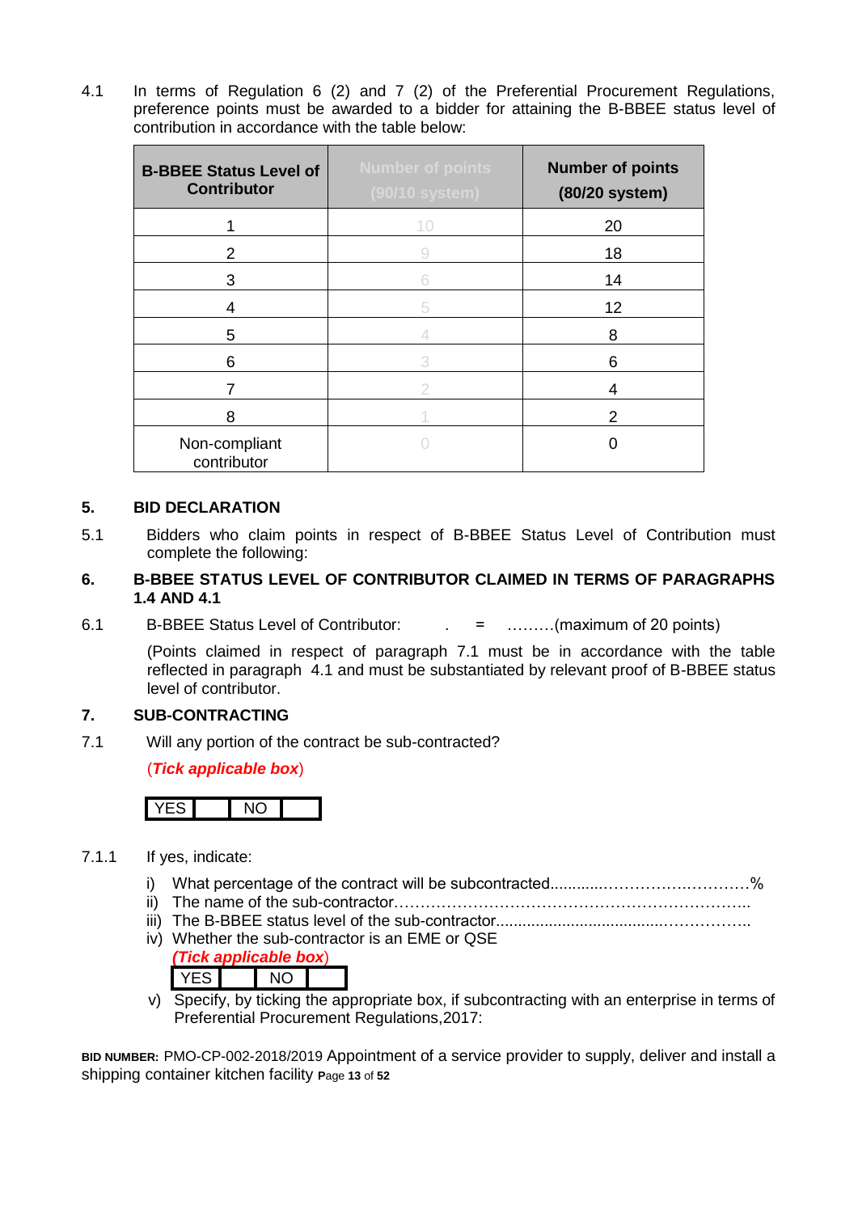4.1 In terms of Regulation 6 (2) and 7 (2) of the Preferential Procurement Regulations, preference points must be awarded to a bidder for attaining the B-BBEE status level of contribution in accordance with the table below:

| B-BBEE Status Level of Contributor | Number of points (90/10 system) | Number of points (80/20 system) |
|---|---|---|
| 1 | 10 | 20 |
| 2 | 9 | 18 |
| 3 | 6 | 14 |
| 4 | 5 | 12 |
| 5 | 4 | 8 |
| 6 | 3 | 6 |
| 7 | 2 | 4 |
| 8 | 1 | 2 |
| Non-compliant contributor | 0 | 0 |

## 5. BID DECLARATION

5.1 Bidders who claim points in respect of B-BBEE Status Level of Contribution must complete the following:

## 6. B-BBEE STATUS LEVEL OF CONTRIBUTOR CLAIMED IN TERMS OF PARAGRAPHS 1.4 AND 4.1

6.1 B-BBEE Status Level of Contributor: . = ………(maximum of 20 points)

(Points claimed in respect of paragraph 7.1 must be in accordance with the table reflected in paragraph 4.1 and must be substantiated by relevant proof of B-BBEE status level of contributor.

## 7. SUB-CONTRACTING

7.1 Will any portion of the contract be sub-contracted?

(***Tick applicable box***)

| YES | | NO | |
|---|---|---|---|

7.1.1 If yes, indicate:

i) What percentage of the contract will be subcontracted............…………….…………%
ii) The name of the sub-contractor…………………………………………………………..
iii) The B-BBEE status level of the sub-contractor......................................……………..
iv) Whether the sub-contractor is an EME or QSE

***(Tick applicable box)***

| YES | | NO | |
|---|---|---|---|

v) Specify, by ticking the appropriate box, if subcontracting with an enterprise in terms of Preferential Procurement Regulations,2017:

**BID NUMBER:** PMO-CP-002-2018/2019 Appointment of a service provider to supply, deliver and install a shipping container kitchen facility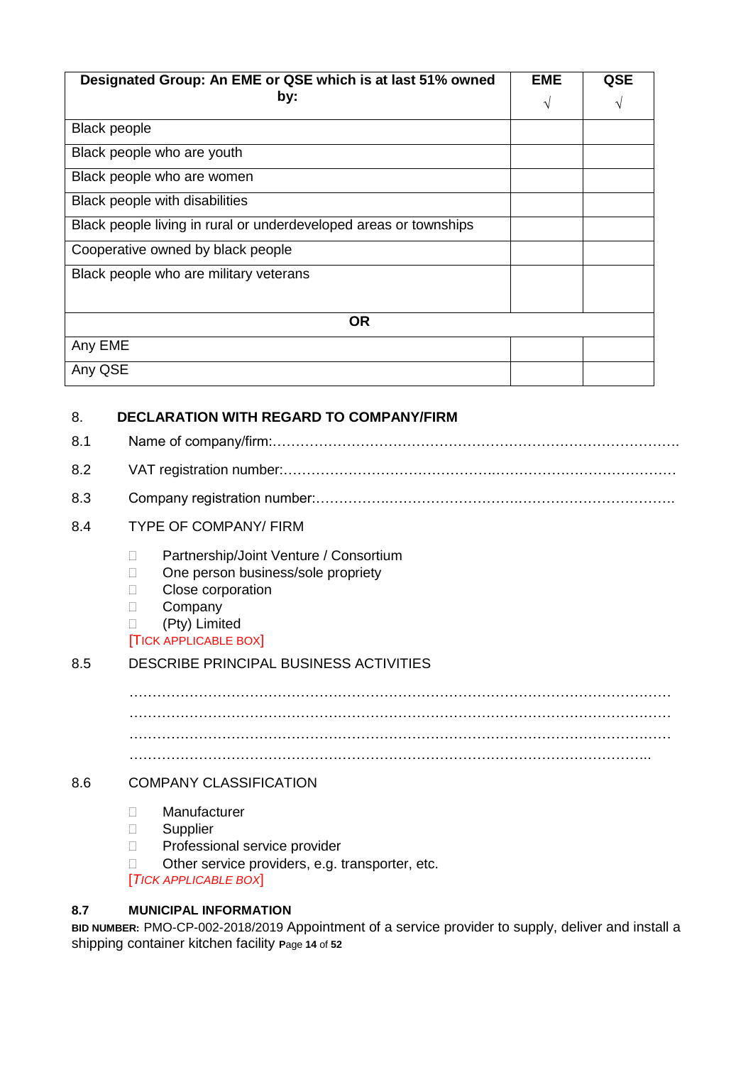| Designated Group: An EME or QSE which is at last 51% owned by: | EME √ | QSE √ |
|---|---|---|
| Black people | | |
| Black people who are youth | | |
| Black people who are women | | |
| Black people with disabilities | | |
| Black people living in rural or underdeveloped areas or townships | | |
| Cooperative owned by black people | | |
| Black people who are military veterans | | |
| **OR** | | |
| Any EME | | |
| Any QSE | | |

## 8. DECLARATION WITH REGARD TO COMPANY/FIRM

8.1 Name of company/firm:…………………………………………………………………………….

8.2 VAT registration number:……………………………………………………………………….…

8.3 Company registration number:…………….……………………………………………….……..

8.4 TYPE OF COMPANY/ FIRM

- ☐ Partnership/Joint Venture / Consortium
- ☐ One person business/sole propriety
- ☐ Close corporation
- ☐ Company
- ☐ (Pty) Limited

[TICK APPLICABLE BOX]

8.5 DESCRIBE PRINCIPAL BUSINESS ACTIVITIES

…………………………………………………………………………………………………………
…………………………………………………………………………………………………………
…………………………………………………………………………………………………………
………………………………………………………………………………………………………..

8.6 COMPANY CLASSIFICATION

- ☐ Manufacturer
- ☐ Supplier
- ☐ Professional service provider
- ☐ Other service providers, e.g. transporter, etc.

*[TICK APPLICABLE BOX]*

**8.7 MUNICIPAL INFORMATION**

**BID NUMBER:** PMO-CP-002-2018/2019 Appointment of a service provider to supply, deliver and install a shipping container kitchen facility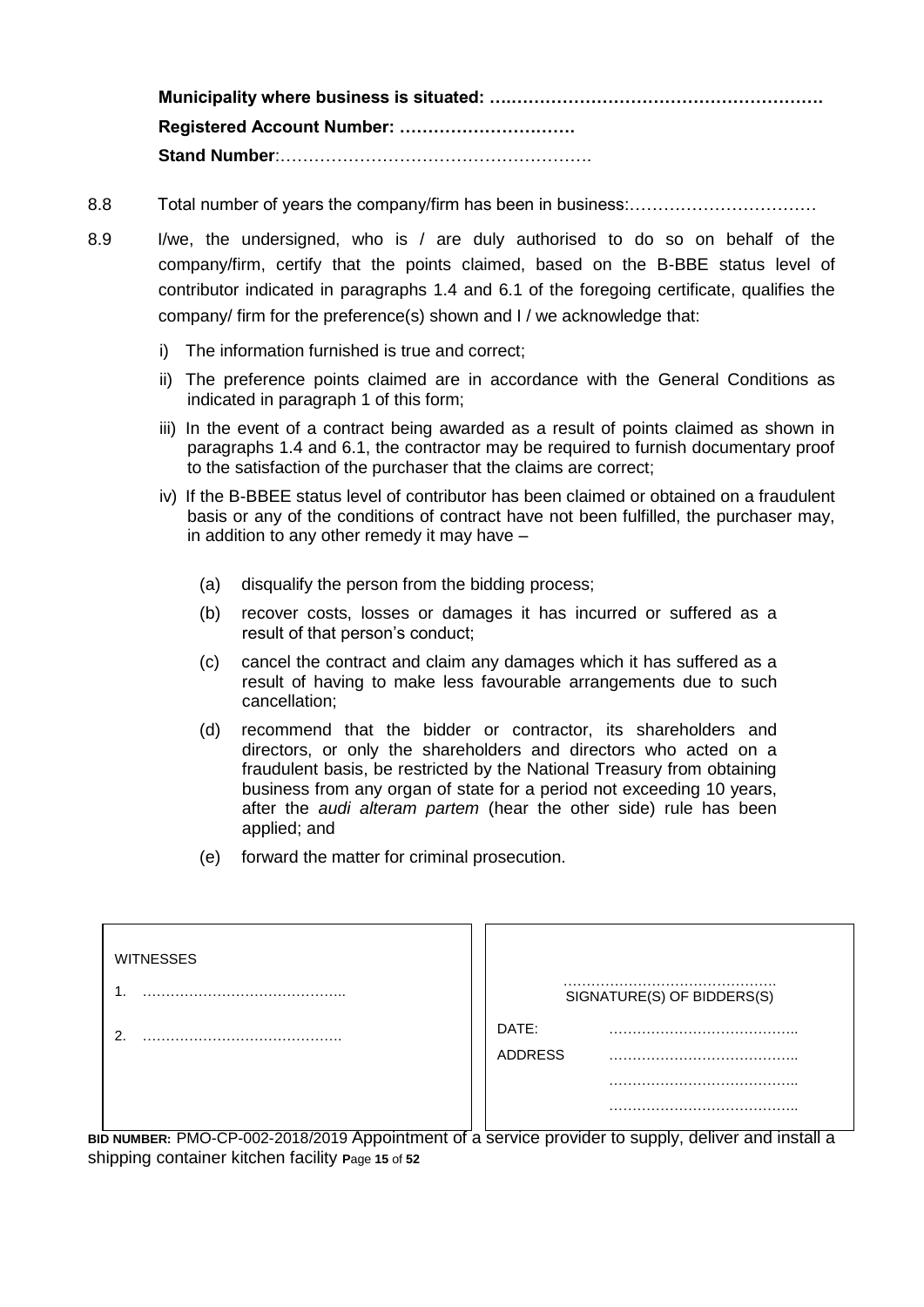**Municipality where business is situated: ….……………………………………………….**

**Registered Account Number: ………………………….**

**Stand Number**:……………………………………………….

8.8 Total number of years the company/firm has been in business:……………………………

8.9 I/we, the undersigned, who is / are duly authorised to do so on behalf of the company/firm, certify that the points claimed, based on the B-BBE status level of contributor indicated in paragraphs 1.4 and 6.1 of the foregoing certificate, qualifies the company/ firm for the preference(s) shown and I / we acknowledge that:

i) The information furnished is true and correct;

ii) The preference points claimed are in accordance with the General Conditions as indicated in paragraph 1 of this form;

iii) In the event of a contract being awarded as a result of points claimed as shown in paragraphs 1.4 and 6.1, the contractor may be required to furnish documentary proof to the satisfaction of the purchaser that the claims are correct;

iv) If the B-BBEE status level of contributor has been claimed or obtained on a fraudulent basis or any of the conditions of contract have not been fulfilled, the purchaser may, in addition to any other remedy it may have –

(a) disqualify the person from the bidding process;

(b) recover costs, losses or damages it has incurred or suffered as a result of that person's conduct;

(c) cancel the contract and claim any damages which it has suffered as a result of having to make less favourable arrangements due to such cancellation;

(d) recommend that the bidder or contractor, its shareholders and directors, or only the shareholders and directors who acted on a fraudulent basis, be restricted by the National Treasury from obtaining business from any organ of state for a period not exceeding 10 years, after the *audi alteram partem* (hear the other side) rule has been applied; and

(e) forward the matter for criminal prosecution.

| WITNESSES | |
|---|---|
| 1. …………………………………….. | ………………………………………. SIGNATURE(S) OF BIDDERS(S) |
| 2. ……………………………………. | DATE: ………………………………….. |
| | ADDRESS ………………………………….. |
| | ………………………………….. |
| | ………………………………….. |

**BID NUMBER:** PMO-CP-002-2018/2019 Appointment of a service provider to supply, deliver and install a shipping container kitchen facility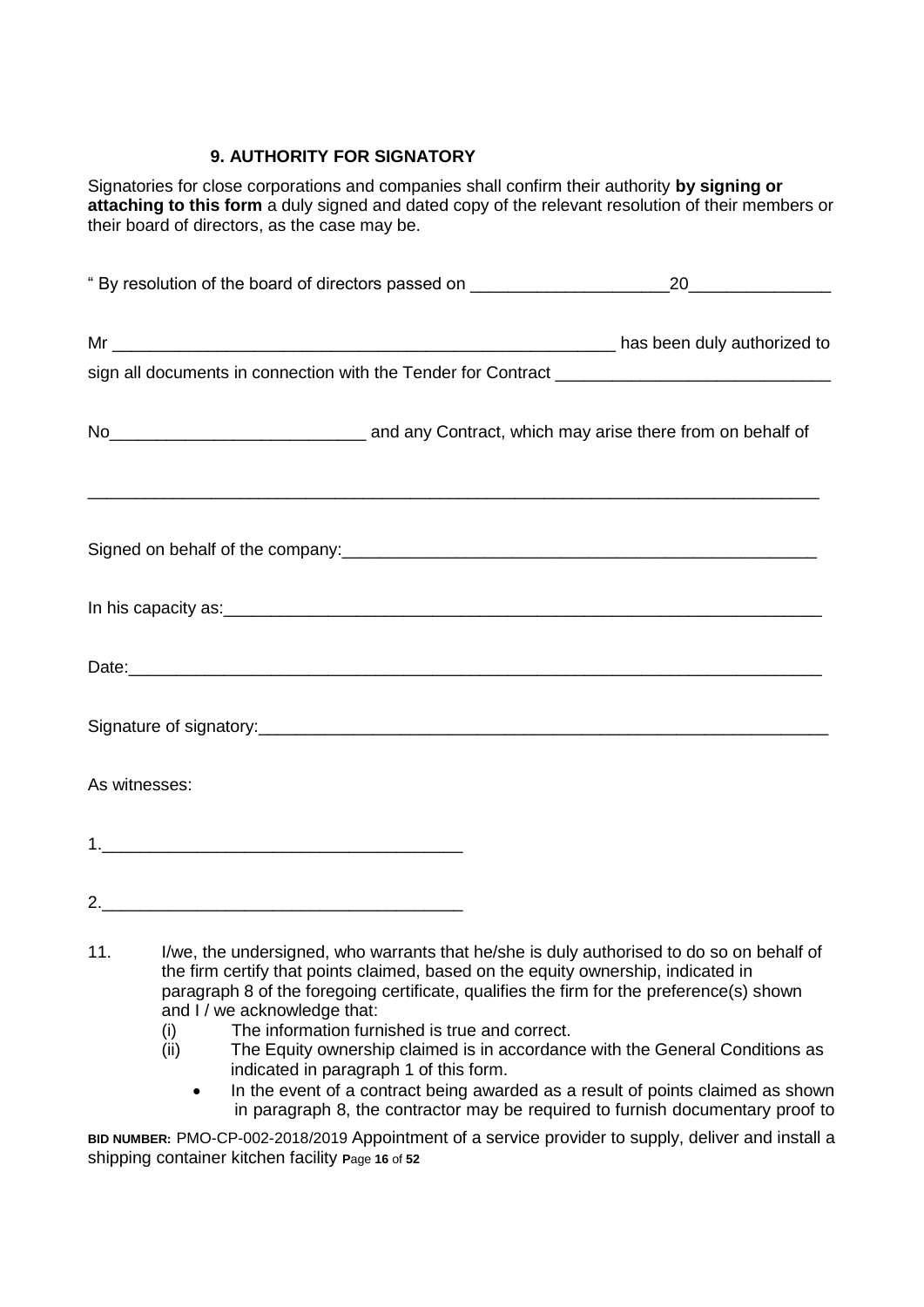## 9. AUTHORITY FOR SIGNATORY

Signatories for close corporations and companies shall confirm their authority **by signing or attaching to this form** a duly signed and dated copy of the relevant resolution of their members or their board of directors, as the case may be.

" By resolution of the board of directors passed on _____________________20_______________

Mr _______________________________________________________ has been duly authorized to sign all documents in connection with the Tender for Contract _____________________________

No___________________________ and any Contract, which may arise there from on behalf of

_______________________________________________________________________________

Signed on behalf of the company:_____________________________________________________

In his capacity as:_________________________________________________________________

Date:____________________________________________________________________________

Signature of signatory:______________________________________________________________

As witnesses:

1.______________________________________

2.______________________________________

11. I/we, the undersigned, who warrants that he/she is duly authorised to do so on behalf of the firm certify that points claimed, based on the equity ownership, indicated in paragraph 8 of the foregoing certificate, qualifies the firm for the preference(s) shown and I / we acknowledge that:
    (i) The information furnished is true and correct.
    (ii) The Equity ownership claimed is in accordance with the General Conditions as indicated in paragraph 1 of this form.
    - In the event of a contract being awarded as a result of points claimed as shown in paragraph 8, the contractor may be required to furnish documentary proof to

**BID NUMBER:** PMO-CP-002-2018/2019 Appointment of a service provider to supply, deliver and install a shipping container kitchen facility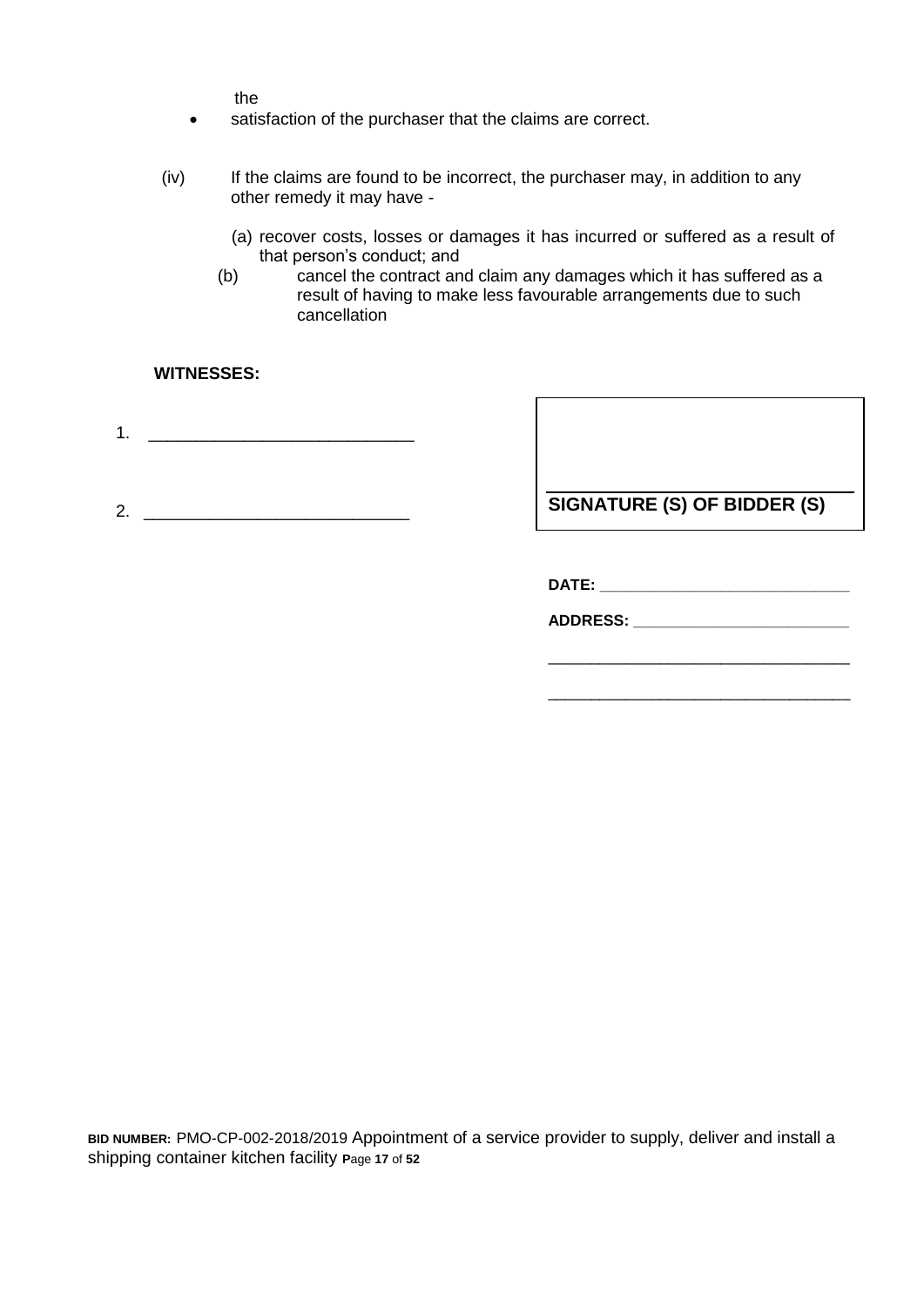the

- satisfaction of the purchaser that the claims are correct.

(iv) If the claims are found to be incorrect, the purchaser may, in addition to any other remedy it may have -

(a) recover costs, losses or damages it has incurred or suffered as a result of that person's conduct; and

(b) cancel the contract and claim any damages which it has suffered as a result of having to make less favourable arrangements due to such cancellation

**WITNESSES:**

1. ____________________________

2. ____________________________

____________________________

**SIGNATURE (S) OF BIDDER (S)**

**DATE:** ____________________________

**ADDRESS:** ____________________________

____________________________

____________________________

**BID NUMBER:** PMO-CP-002-2018/2019 Appointment of a service provider to supply, deliver and install a shipping container kitchen facility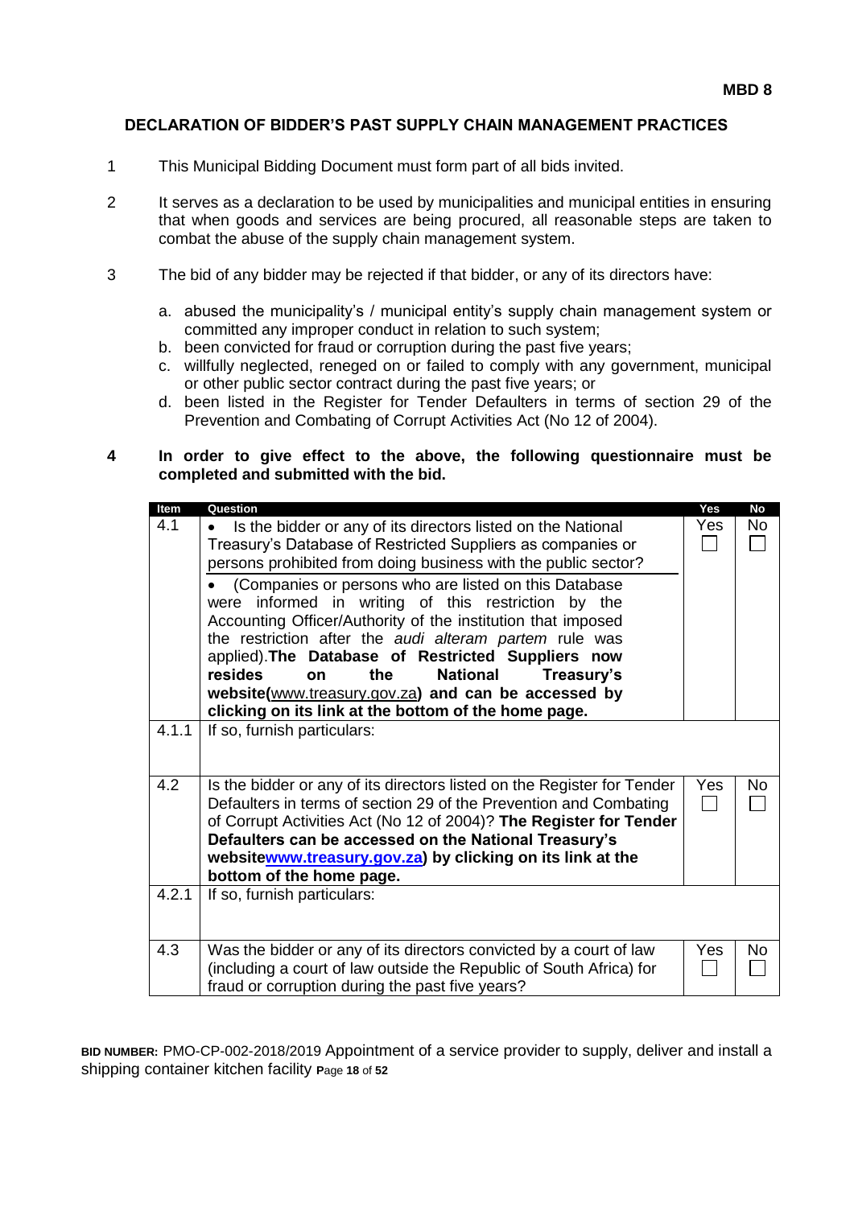**MBD 8**

## DECLARATION OF BIDDER'S PAST SUPPLY CHAIN MANAGEMENT PRACTICES

1. This Municipal Bidding Document must form part of all bids invited.

2. It serves as a declaration to be used by municipalities and municipal entities in ensuring that when goods and services are being procured, all reasonable steps are taken to combat the abuse of the supply chain management system.

3. The bid of any bidder may be rejected if that bidder, or any of its directors have:

   a. abused the municipality's / municipal entity's supply chain management system or committed any improper conduct in relation to such system;
   b. been convicted for fraud or corruption during the past five years;
   c. willfully neglected, reneged on or failed to comply with any government, municipal or other public sector contract during the past five years; or
   d. been listed in the Register for Tender Defaulters in terms of section 29 of the Prevention and Combating of Corrupt Activities Act (No 12 of 2004).

4. **In order to give effect to the above, the following questionnaire must be completed and submitted with the bid.**

| Item | Question | Yes | No |
|---|---|---|---|
| 4.1 | • Is the bidder or any of its directors listed on the National Treasury's Database of Restricted Suppliers as companies or persons prohibited from doing business with the public sector?<br>• (Companies or persons who are listed on this Database were informed in writing of this restriction by the Accounting Officer/Authority of the institution that imposed the restriction after the *audi alteram partem* rule was applied). **The Database of Restricted Suppliers now resides on the National Treasury's website(**www.treasury.gov.za**) and can be accessed by clicking on its link at the bottom of the home page.** | Yes ☐ | No ☐ |
| 4.1.1 | If so, furnish particulars: | | |
| 4.2 | Is the bidder or any of its directors listed on the Register for Tender Defaulters in terms of section 29 of the Prevention and Combating of Corrupt Activities Act (No 12 of 2004)? **The Register for Tender Defaulters can be accessed on the National Treasury's websitewww.treasury.gov.za) by clicking on its link at the bottom of the home page.** | Yes ☐ | No ☐ |
| 4.2.1 | If so, furnish particulars: | | |
| 4.3 | Was the bidder or any of its directors convicted by a court of law (including a court of law outside the Republic of South Africa) for fraud or corruption during the past five years? | Yes ☐ | No ☐ |

**BID NUMBER:** PMO-CP-002-2018/2019 Appointment of a service provider to supply, deliver and install a shipping container kitchen facility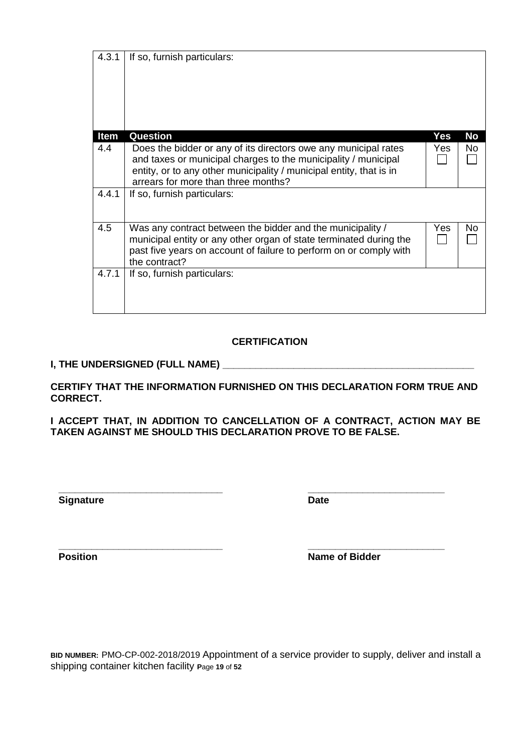| Item | Question | Yes | No |
|---|---|---|---|
| 4.3.1 | If so, furnish particulars: | | |
| 4.4 | Does the bidder or any of its directors owe any municipal rates and taxes or municipal charges to the municipality / municipal entity, or to any other municipality / municipal entity, that is in arrears for more than three months? | Yes ☐ | No ☐ |
| 4.4.1 | If so, furnish particulars: | | |
| 4.5 | Was any contract between the bidder and the municipality / municipal entity or any other organ of state terminated during the past five years on account of failure to perform on or comply with the contract? | Yes ☐ | No ☐ |
| 4.7.1 | If so, furnish particulars: | | |

**CERTIFICATION**

**I, THE UNDERSIGNED (FULL NAME) _______________________________________________**

**CERTIFY THAT THE INFORMATION FURNISHED ON THIS DECLARATION FORM TRUE AND CORRECT.**

**I ACCEPT THAT, IN ADDITION TO CANCELLATION OF A CONTRACT, ACTION MAY BE TAKEN AGAINST ME SHOULD THIS DECLARATION PROVE TO BE FALSE.**

| | |
|---|---|
| ______________________________ | _________________________ |
| **Signature** | **Date** |
| ______________________________ | _________________________ |
| **Position** | **Name of Bidder** |

**BID NUMBER:** PMO-CP-002-2018/2019 Appointment of a service provider to supply, deliver and install a shipping container kitchen facility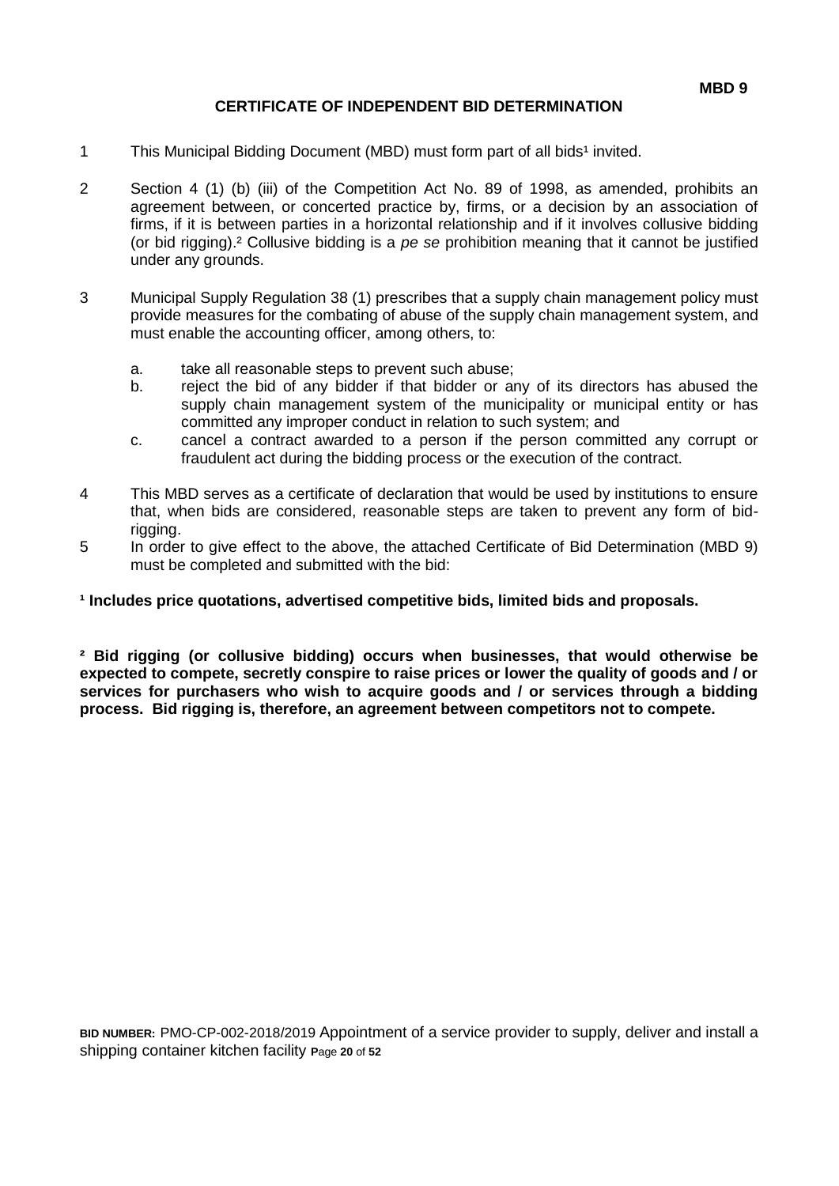**MBD 9**

# CERTIFICATE OF INDEPENDENT BID DETERMINATION

1 This Municipal Bidding Document (MBD) must form part of all bids[1] invited.

2 Section 4 (1) (b) (iii) of the Competition Act No. 89 of 1998, as amended, prohibits an agreement between, or concerted practice by, firms, or a decision by an association of firms, if it is between parties in a horizontal relationship and if it involves collusive bidding (or bid rigging).[2] Collusive bidding is a *pe se* prohibition meaning that it cannot be justified under any grounds.

3 Municipal Supply Regulation 38 (1) prescribes that a supply chain management policy must provide measures for the combating of abuse of the supply chain management system, and must enable the accounting officer, among others, to:

   a. take all reasonable steps to prevent such abuse;
   b. reject the bid of any bidder if that bidder or any of its directors has abused the supply chain management system of the municipality or municipal entity or has committed any improper conduct in relation to such system; and
   c. cancel a contract awarded to a person if the person committed any corrupt or fraudulent act during the bidding process or the execution of the contract.

4 This MBD serves as a certificate of declaration that would be used by institutions to ensure that, when bids are considered, reasonable steps are taken to prevent any form of bid-rigging.

5 In order to give effect to the above, the attached Certificate of Bid Determination (MBD 9) must be completed and submitted with the bid:

**[1] Includes price quotations, advertised competitive bids, limited bids and proposals.**

**[2] Bid rigging (or collusive bidding) occurs when businesses, that would otherwise be expected to compete, secretly conspire to raise prices or lower the quality of goods and / or services for purchasers who wish to acquire goods and / or services through a bidding process. Bid rigging is, therefore, an agreement between competitors not to compete.**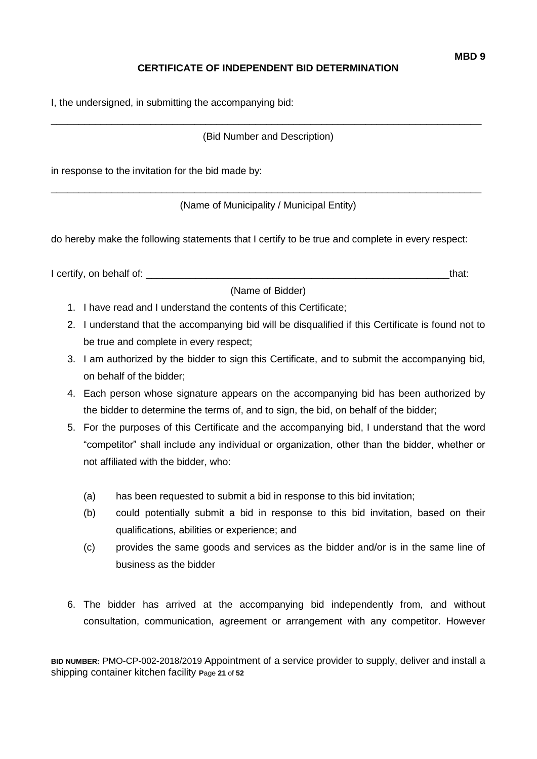**MBD 9**

## CERTIFICATE OF INDEPENDENT BID DETERMINATION

I, the undersigned, in submitting the accompanying bid:

\_\_\_\_\_\_\_\_\_\_\_\_\_\_\_\_\_\_\_\_\_\_\_\_\_\_\_\_\_\_\_\_\_\_\_\_\_\_\_\_\_\_\_\_\_\_\_\_\_\_\_\_\_\_\_\_\_\_\_\_\_\_\_\_\_\_\_\_\_\_\_\_\_\_\_\_

(Bid Number and Description)

in response to the invitation for the bid made by:

\_\_\_\_\_\_\_\_\_\_\_\_\_\_\_\_\_\_\_\_\_\_\_\_\_\_\_\_\_\_\_\_\_\_\_\_\_\_\_\_\_\_\_\_\_\_\_\_\_\_\_\_\_\_\_\_\_\_\_\_\_\_\_\_\_\_\_\_\_\_\_\_\_\_\_\_

(Name of Municipality / Municipal Entity)

do hereby make the following statements that I certify to be true and complete in every respect:

I certify, on behalf of: \_\_\_\_\_\_\_\_\_\_\_\_\_\_\_\_\_\_\_\_\_\_\_\_\_\_\_\_\_\_\_\_\_\_\_\_\_\_\_\_\_\_\_\_\_\_\_\_\_\_\_\_\_that:

(Name of Bidder)

1. I have read and I understand the contents of this Certificate;
2. I understand that the accompanying bid will be disqualified if this Certificate is found not to be true and complete in every respect;
3. I am authorized by the bidder to sign this Certificate, and to submit the accompanying bid, on behalf of the bidder;
4. Each person whose signature appears on the accompanying bid has been authorized by the bidder to determine the terms of, and to sign, the bid, on behalf of the bidder;
5. For the purposes of this Certificate and the accompanying bid, I understand that the word "competitor" shall include any individual or organization, other than the bidder, whether or not affiliated with the bidder, who:

   (a) has been requested to submit a bid in response to this bid invitation;

   (b) could potentially submit a bid in response to this bid invitation, based on their qualifications, abilities or experience; and

   (c) provides the same goods and services as the bidder and/or is in the same line of business as the bidder

6. The bidder has arrived at the accompanying bid independently from, and without consultation, communication, agreement or arrangement with any competitor. However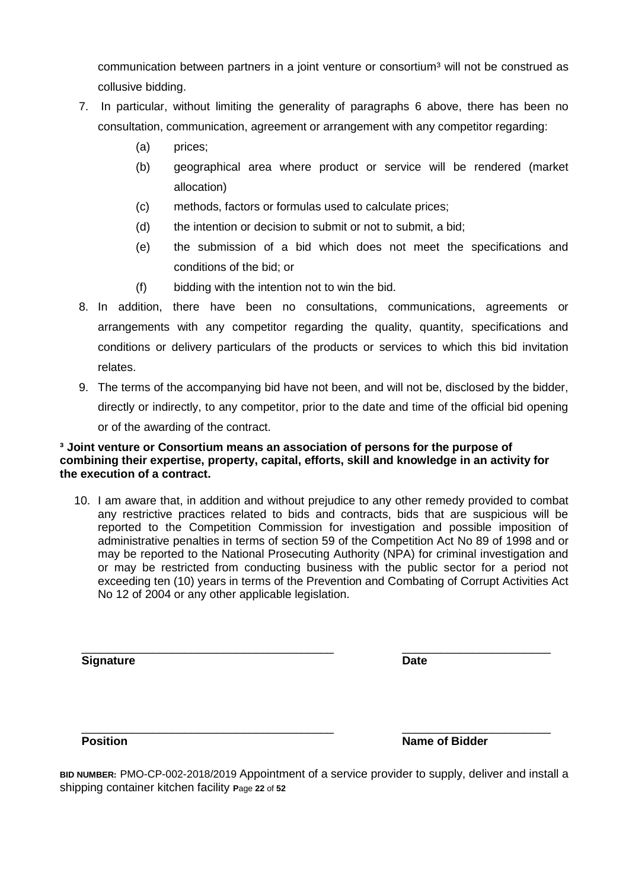communication between partners in a joint venture or consortium[3] will not be construed as collusive bidding.

7. In particular, without limiting the generality of paragraphs 6 above, there has been no consultation, communication, agreement or arrangement with any competitor regarding:

   (a) prices;

   (b) geographical area where product or service will be rendered (market allocation)

   (c) methods, factors or formulas used to calculate prices;

   (d) the intention or decision to submit or not to submit, a bid;

   (e) the submission of a bid which does not meet the specifications and conditions of the bid; or

   (f) bidding with the intention not to win the bid.

8. In addition, there have been no consultations, communications, agreements or arrangements with any competitor regarding the quality, quantity, specifications and conditions or delivery particulars of the products or services to which this bid invitation relates.

9. The terms of the accompanying bid have not been, and will not be, disclosed by the bidder, directly or indirectly, to any competitor, prior to the date and time of the official bid opening or of the awarding of the contract.

**[3] Joint venture or Consortium means an association of persons for the purpose of combining their expertise, property, capital, efforts, skill and knowledge in an activity for the execution of a contract.**

10. I am aware that, in addition and without prejudice to any other remedy provided to combat any restrictive practices related to bids and contracts, bids that are suspicious will be reported to the Competition Commission for investigation and possible imposition of administrative penalties in terms of section 59 of the Competition Act No 89 of 1998 and or may be reported to the National Prosecuting Authority (NPA) for criminal investigation and or may be restricted from conducting business with the public sector for a period not exceeding ten (10) years in terms of the Prevention and Combating of Corrupt Activities Act No 12 of 2004 or any other applicable legislation.

\_\_\_\_\_\_\_\_\_\_\_\_\_\_\_\_\_\_\_\_\_\_\_\_\_\_\_\_\_\_\_\_\_\_\_\_\_\_ \_\_\_\_\_\_\_\_\_\_\_\_\_\_\_\_\_\_\_\_\_\_\_

**Signature** **Date**

\_\_\_\_\_\_\_\_\_\_\_\_\_\_\_\_\_\_\_\_\_\_\_\_\_\_\_\_\_\_\_\_\_\_\_\_\_\_ \_\_\_\_\_\_\_\_\_\_\_\_\_\_\_\_\_\_\_\_\_\_\_

**Position** **Name of Bidder**

**BID NUMBER:** PMO-CP-002-2018/2019 Appointment of a service provider to supply, deliver and install a shipping container kitchen facility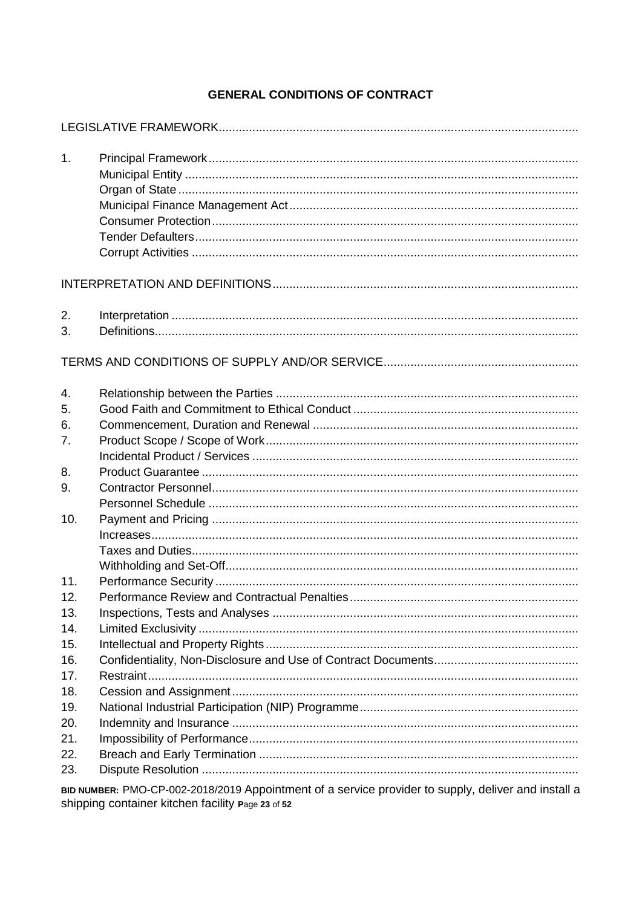# GENERAL CONDITIONS OF CONTRACT

LEGISLATIVE FRAMEWORK

1. Principal Framework
   - Municipal Entity
   - Organ of State
   - Municipal Finance Management Act
   - Consumer Protection
   - Tender Defaulters
   - Corrupt Activities

INTERPRETATION AND DEFINITIONS

2. Interpretation
3. Definitions

TERMS AND CONDITIONS OF SUPPLY AND/OR SERVICE

4. Relationship between the Parties
5. Good Faith and Commitment to Ethical Conduct
6. Commencement, Duration and Renewal
7. Product Scope / Scope of Work
   - Incidental Product / Services
8. Product Guarantee
9. Contractor Personnel
   - Personnel Schedule
10. Payment and Pricing
    - Increases
    - Taxes and Duties
    - Withholding and Set-Off
11. Performance Security
12. Performance Review and Contractual Penalties
13. Inspections, Tests and Analyses
14. Limited Exclusivity
15. Intellectual and Property Rights
16. Confidentiality, Non-Disclosure and Use of Contract Documents
17. Restraint
18. Cession and Assignment
19. National Industrial Participation (NIP) Programme
20. Indemnity and Insurance
21. Impossibility of Performance
22. Breach and Early Termination
23. Dispute Resolution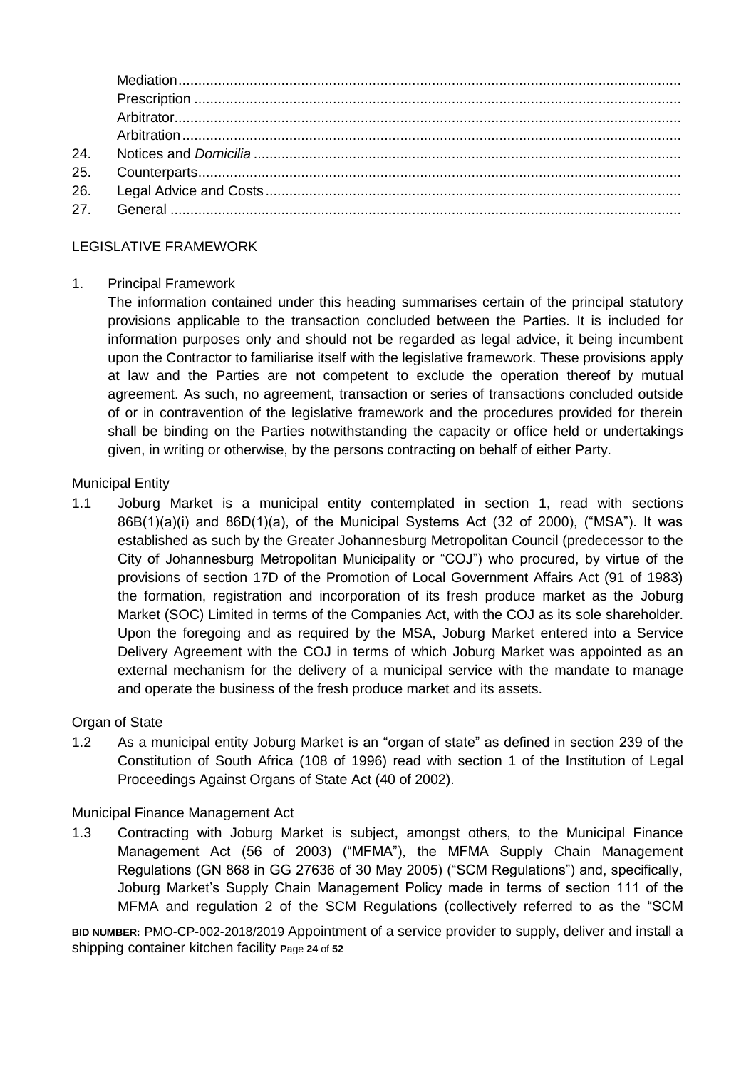Mediation
Prescription
Arbitrator
Arbitration

24. Notices and *Domicilia*
25. Counterparts
26. Legal Advice and Costs
27. General

LEGISLATIVE FRAMEWORK

1. Principal Framework

   The information contained under this heading summarises certain of the principal statutory provisions applicable to the transaction concluded between the Parties. It is included for information purposes only and should not be regarded as legal advice, it being incumbent upon the Contractor to familiarise itself with the legislative framework. These provisions apply at law and the Parties are not competent to exclude the operation thereof by mutual agreement. As such, no agreement, transaction or series of transactions concluded outside of or in contravention of the legislative framework and the procedures provided for therein shall be binding on the Parties notwithstanding the capacity or office held or undertakings given, in writing or otherwise, by the persons contracting on behalf of either Party.

Municipal Entity

1.1 Joburg Market is a municipal entity contemplated in section 1, read with sections 86B(1)(a)(i) and 86D(1)(a), of the Municipal Systems Act (32 of 2000), ("MSA"). It was established as such by the Greater Johannesburg Metropolitan Council (predecessor to the City of Johannesburg Metropolitan Municipality or "COJ") who procured, by virtue of the provisions of section 17D of the Promotion of Local Government Affairs Act (91 of 1983) the formation, registration and incorporation of its fresh produce market as the Joburg Market (SOC) Limited in terms of the Companies Act, with the COJ as its sole shareholder. Upon the foregoing and as required by the MSA, Joburg Market entered into a Service Delivery Agreement with the COJ in terms of which Joburg Market was appointed as an external mechanism for the delivery of a municipal service with the mandate to manage and operate the business of the fresh produce market and its assets.

Organ of State

1.2 As a municipal entity Joburg Market is an "organ of state" as defined in section 239 of the Constitution of South Africa (108 of 1996) read with section 1 of the Institution of Legal Proceedings Against Organs of State Act (40 of 2002).

Municipal Finance Management Act

1.3 Contracting with Joburg Market is subject, amongst others, to the Municipal Finance Management Act (56 of 2003) ("MFMA"), the MFMA Supply Chain Management Regulations (GN 868 in GG 27636 of 30 May 2005) ("SCM Regulations") and, specifically, Joburg Market's Supply Chain Management Policy made in terms of section 111 of the MFMA and regulation 2 of the SCM Regulations (collectively referred to as the "SCM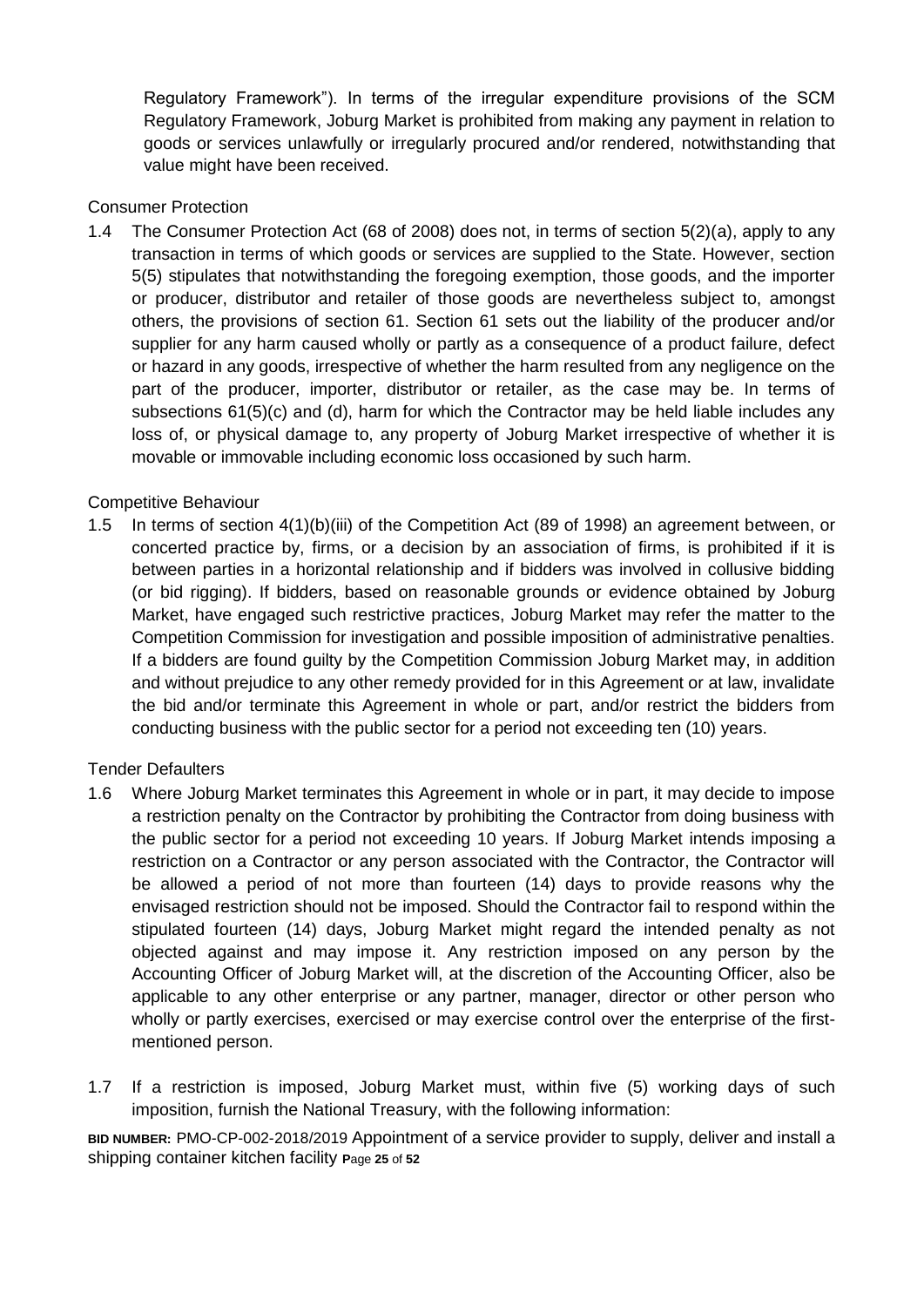Regulatory Framework"). In terms of the irregular expenditure provisions of the SCM Regulatory Framework, Joburg Market is prohibited from making any payment in relation to goods or services unlawfully or irregularly procured and/or rendered, notwithstanding that value might have been received.

Consumer Protection

1.4 The Consumer Protection Act (68 of 2008) does not, in terms of section 5(2)(a), apply to any transaction in terms of which goods or services are supplied to the State. However, section 5(5) stipulates that notwithstanding the foregoing exemption, those goods, and the importer or producer, distributor and retailer of those goods are nevertheless subject to, amongst others, the provisions of section 61. Section 61 sets out the liability of the producer and/or supplier for any harm caused wholly or partly as a consequence of a product failure, defect or hazard in any goods, irrespective of whether the harm resulted from any negligence on the part of the producer, importer, distributor or retailer, as the case may be. In terms of subsections 61(5)(c) and (d), harm for which the Contractor may be held liable includes any loss of, or physical damage to, any property of Joburg Market irrespective of whether it is movable or immovable including economic loss occasioned by such harm.

Competitive Behaviour

1.5 In terms of section 4(1)(b)(iii) of the Competition Act (89 of 1998) an agreement between, or concerted practice by, firms, or a decision by an association of firms, is prohibited if it is between parties in a horizontal relationship and if bidders was involved in collusive bidding (or bid rigging). If bidders, based on reasonable grounds or evidence obtained by Joburg Market, have engaged such restrictive practices, Joburg Market may refer the matter to the Competition Commission for investigation and possible imposition of administrative penalties. If a bidders are found guilty by the Competition Commission Joburg Market may, in addition and without prejudice to any other remedy provided for in this Agreement or at law, invalidate the bid and/or terminate this Agreement in whole or part, and/or restrict the bidders from conducting business with the public sector for a period not exceeding ten (10) years.

Tender Defaulters

1.6 Where Joburg Market terminates this Agreement in whole or in part, it may decide to impose a restriction penalty on the Contractor by prohibiting the Contractor from doing business with the public sector for a period not exceeding 10 years. If Joburg Market intends imposing a restriction on a Contractor or any person associated with the Contractor, the Contractor will be allowed a period of not more than fourteen (14) days to provide reasons why the envisaged restriction should not be imposed. Should the Contractor fail to respond within the stipulated fourteen (14) days, Joburg Market might regard the intended penalty as not objected against and may impose it. Any restriction imposed on any person by the Accounting Officer of Joburg Market will, at the discretion of the Accounting Officer, also be applicable to any other enterprise or any partner, manager, director or other person who wholly or partly exercises, exercised or may exercise control over the enterprise of the first-mentioned person.

1.7 If a restriction is imposed, Joburg Market must, within five (5) working days of such imposition, furnish the National Treasury, with the following information: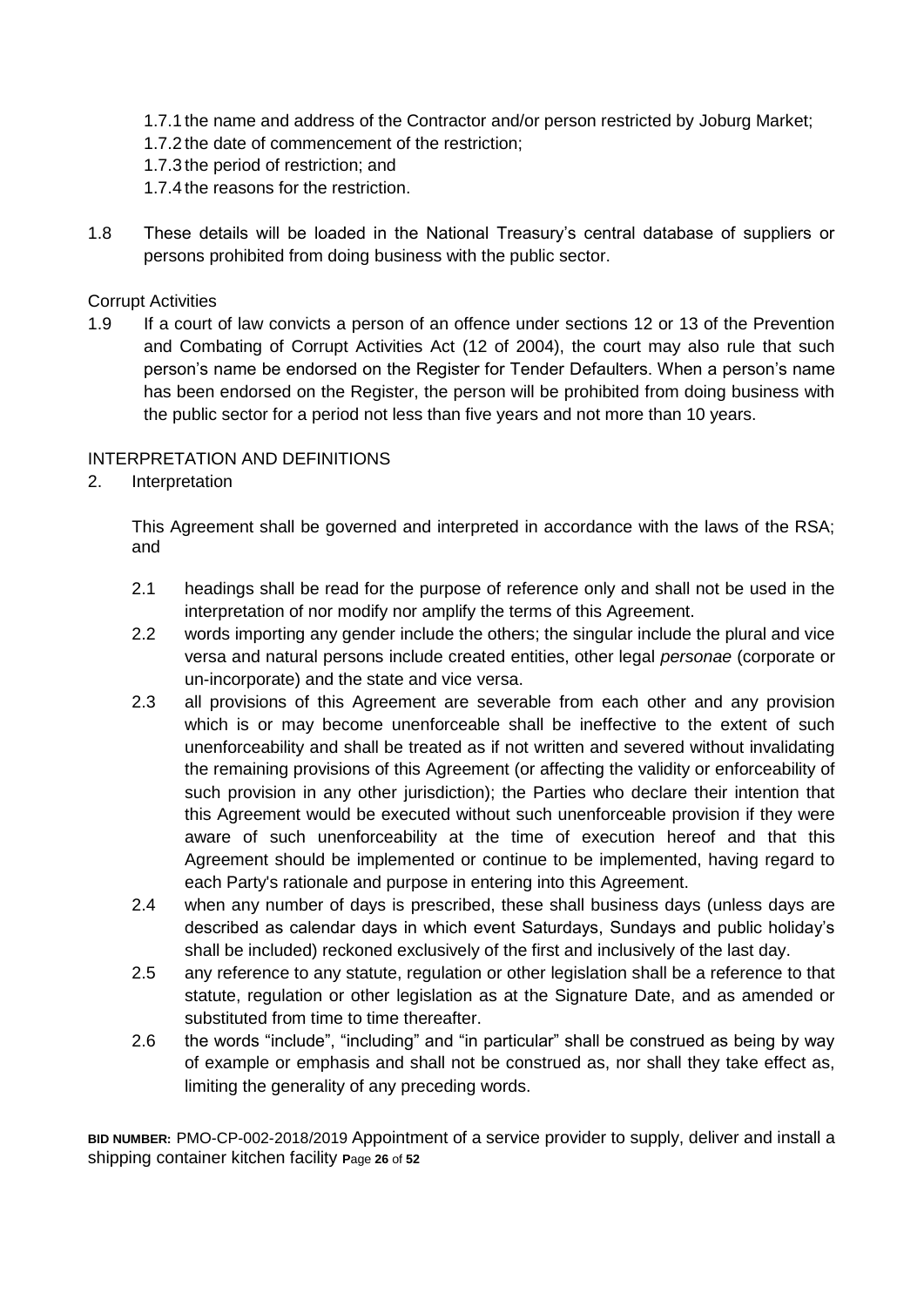1.7.1 the name and address of the Contractor and/or person restricted by Joburg Market;

1.7.2 the date of commencement of the restriction;

1.7.3 the period of restriction; and

1.7.4 the reasons for the restriction.

1.8 These details will be loaded in the National Treasury's central database of suppliers or persons prohibited from doing business with the public sector.

Corrupt Activities

1.9 If a court of law convicts a person of an offence under sections 12 or 13 of the Prevention and Combating of Corrupt Activities Act (12 of 2004), the court may also rule that such person's name be endorsed on the Register for Tender Defaulters. When a person's name has been endorsed on the Register, the person will be prohibited from doing business with the public sector for a period not less than five years and not more than 10 years.

INTERPRETATION AND DEFINITIONS

2. Interpretation

This Agreement shall be governed and interpreted in accordance with the laws of the RSA; and

2.1 headings shall be read for the purpose of reference only and shall not be used in the interpretation of nor modify nor amplify the terms of this Agreement.

2.2 words importing any gender include the others; the singular include the plural and vice versa and natural persons include created entities, other legal *personae* (corporate or un-incorporate) and the state and vice versa.

2.3 all provisions of this Agreement are severable from each other and any provision which is or may become unenforceable shall be ineffective to the extent of such unenforceability and shall be treated as if not written and severed without invalidating the remaining provisions of this Agreement (or affecting the validity or enforceability of such provision in any other jurisdiction); the Parties who declare their intention that this Agreement would be executed without such unenforceable provision if they were aware of such unenforceability at the time of execution hereof and that this Agreement should be implemented or continue to be implemented, having regard to each Party's rationale and purpose in entering into this Agreement.

2.4 when any number of days is prescribed, these shall business days (unless days are described as calendar days in which event Saturdays, Sundays and public holiday's shall be included) reckoned exclusively of the first and inclusively of the last day.

2.5 any reference to any statute, regulation or other legislation shall be a reference to that statute, regulation or other legislation as at the Signature Date, and as amended or substituted from time to time thereafter.

2.6 the words "include", "including" and "in particular" shall be construed as being by way of example or emphasis and shall not be construed as, nor shall they take effect as, limiting the generality of any preceding words.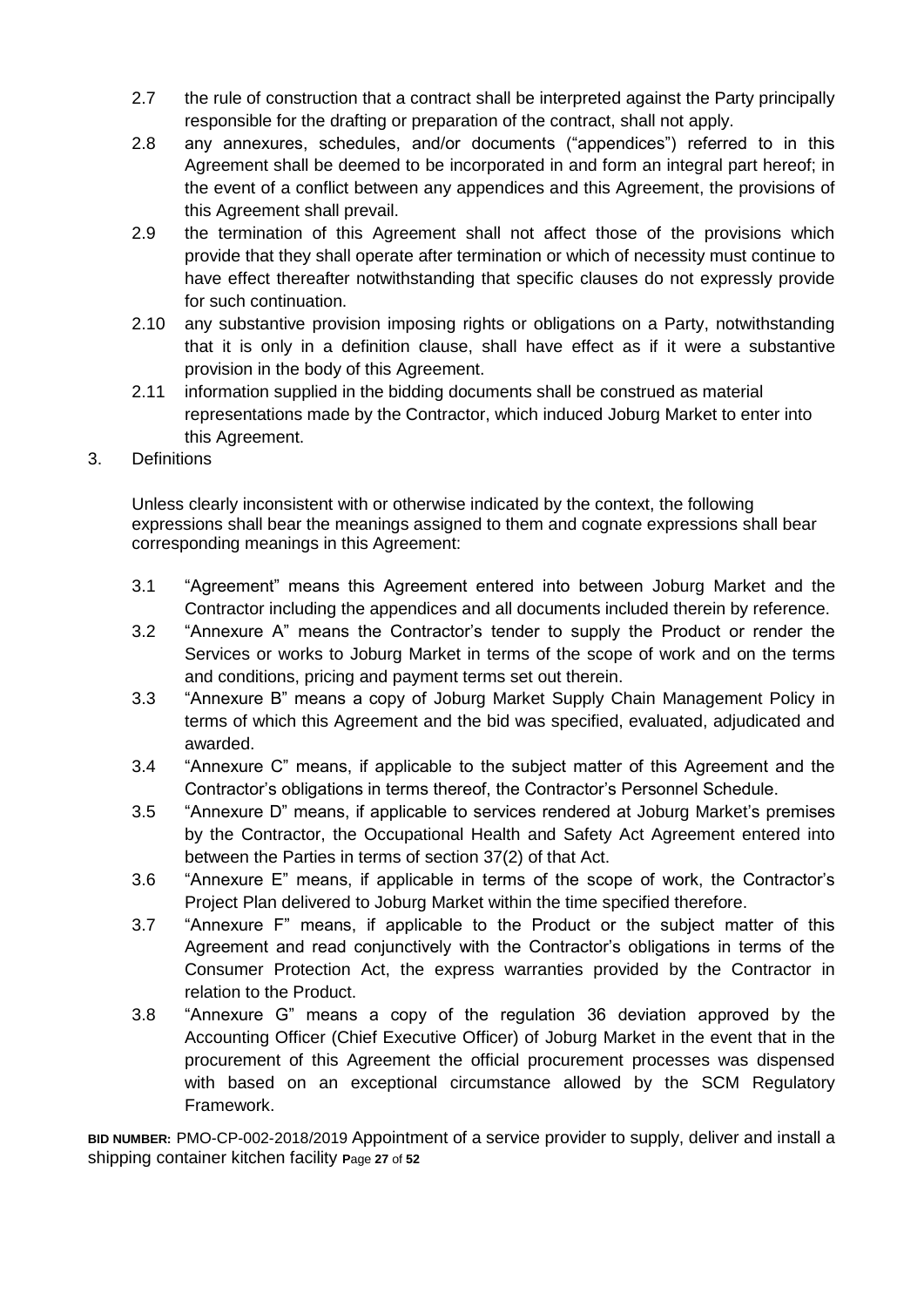2.7 the rule of construction that a contract shall be interpreted against the Party principally responsible for the drafting or preparation of the contract, shall not apply.

2.8 any annexures, schedules, and/or documents ("appendices") referred to in this Agreement shall be deemed to be incorporated in and form an integral part hereof; in the event of a conflict between any appendices and this Agreement, the provisions of this Agreement shall prevail.

2.9 the termination of this Agreement shall not affect those of the provisions which provide that they shall operate after termination or which of necessity must continue to have effect thereafter notwithstanding that specific clauses do not expressly provide for such continuation.

2.10 any substantive provision imposing rights or obligations on a Party, notwithstanding that it is only in a definition clause, shall have effect as if it were a substantive provision in the body of this Agreement.

2.11 information supplied in the bidding documents shall be construed as material representations made by the Contractor, which induced Joburg Market to enter into this Agreement.

3. Definitions

Unless clearly inconsistent with or otherwise indicated by the context, the following expressions shall bear the meanings assigned to them and cognate expressions shall bear corresponding meanings in this Agreement:

3.1 "Agreement" means this Agreement entered into between Joburg Market and the Contractor including the appendices and all documents included therein by reference.

3.2 "Annexure A" means the Contractor's tender to supply the Product or render the Services or works to Joburg Market in terms of the scope of work and on the terms and conditions, pricing and payment terms set out therein.

3.3 "Annexure B" means a copy of Joburg Market Supply Chain Management Policy in terms of which this Agreement and the bid was specified, evaluated, adjudicated and awarded.

3.4 "Annexure C" means, if applicable to the subject matter of this Agreement and the Contractor's obligations in terms thereof, the Contractor's Personnel Schedule.

3.5 "Annexure D" means, if applicable to services rendered at Joburg Market's premises by the Contractor, the Occupational Health and Safety Act Agreement entered into between the Parties in terms of section 37(2) of that Act.

3.6 "Annexure E" means, if applicable in terms of the scope of work, the Contractor's Project Plan delivered to Joburg Market within the time specified therefore.

3.7 "Annexure F" means, if applicable to the Product or the subject matter of this Agreement and read conjunctively with the Contractor's obligations in terms of the Consumer Protection Act, the express warranties provided by the Contractor in relation to the Product.

3.8 "Annexure G" means a copy of the regulation 36 deviation approved by the Accounting Officer (Chief Executive Officer) of Joburg Market in the event that in the procurement of this Agreement the official procurement processes was dispensed with based on an exceptional circumstance allowed by the SCM Regulatory Framework.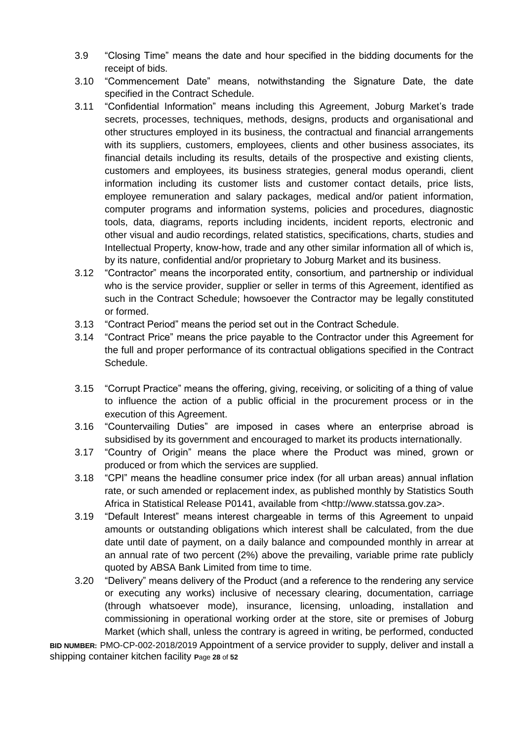3.9 "Closing Time" means the date and hour specified in the bidding documents for the receipt of bids.

3.10 "Commencement Date" means, notwithstanding the Signature Date, the date specified in the Contract Schedule.

3.11 "Confidential Information" means including this Agreement, Joburg Market's trade secrets, processes, techniques, methods, designs, products and organisational and other structures employed in its business, the contractual and financial arrangements with its suppliers, customers, employees, clients and other business associates, its financial details including its results, details of the prospective and existing clients, customers and employees, its business strategies, general modus operandi, client information including its customer lists and customer contact details, price lists, employee remuneration and salary packages, medical and/or patient information, computer programs and information systems, policies and procedures, diagnostic tools, data, diagrams, reports including incidents, incident reports, electronic and other visual and audio recordings, related statistics, specifications, charts, studies and Intellectual Property, know-how, trade and any other similar information all of which is, by its nature, confidential and/or proprietary to Joburg Market and its business.

3.12 "Contractor" means the incorporated entity, consortium, and partnership or individual who is the service provider, supplier or seller in terms of this Agreement, identified as such in the Contract Schedule; howsoever the Contractor may be legally constituted or formed.

3.13 "Contract Period" means the period set out in the Contract Schedule.

3.14 "Contract Price" means the price payable to the Contractor under this Agreement for the full and proper performance of its contractual obligations specified in the Contract Schedule.

3.15 "Corrupt Practice" means the offering, giving, receiving, or soliciting of a thing of value to influence the action of a public official in the procurement process or in the execution of this Agreement.

3.16 "Countervailing Duties" are imposed in cases where an enterprise abroad is subsidised by its government and encouraged to market its products internationally.

3.17 "Country of Origin" means the place where the Product was mined, grown or produced or from which the services are supplied.

3.18 "CPI" means the headline consumer price index (for all urban areas) annual inflation rate, or such amended or replacement index, as published monthly by Statistics South Africa in Statistical Release P0141, available from <http://www.statssa.gov.za>.

3.19 "Default Interest" means interest chargeable in terms of this Agreement to unpaid amounts or outstanding obligations which interest shall be calculated, from the due date until date of payment, on a daily balance and compounded monthly in arrear at an annual rate of two percent (2%) above the prevailing, variable prime rate publicly quoted by ABSA Bank Limited from time to time.

3.20 "Delivery" means delivery of the Product (and a reference to the rendering any service or executing any works) inclusive of necessary clearing, documentation, carriage (through whatsoever mode), insurance, licensing, unloading, installation and commissioning in operational working order at the store, site or premises of Joburg Market (which shall, unless the contrary is agreed in writing, be performed, conducted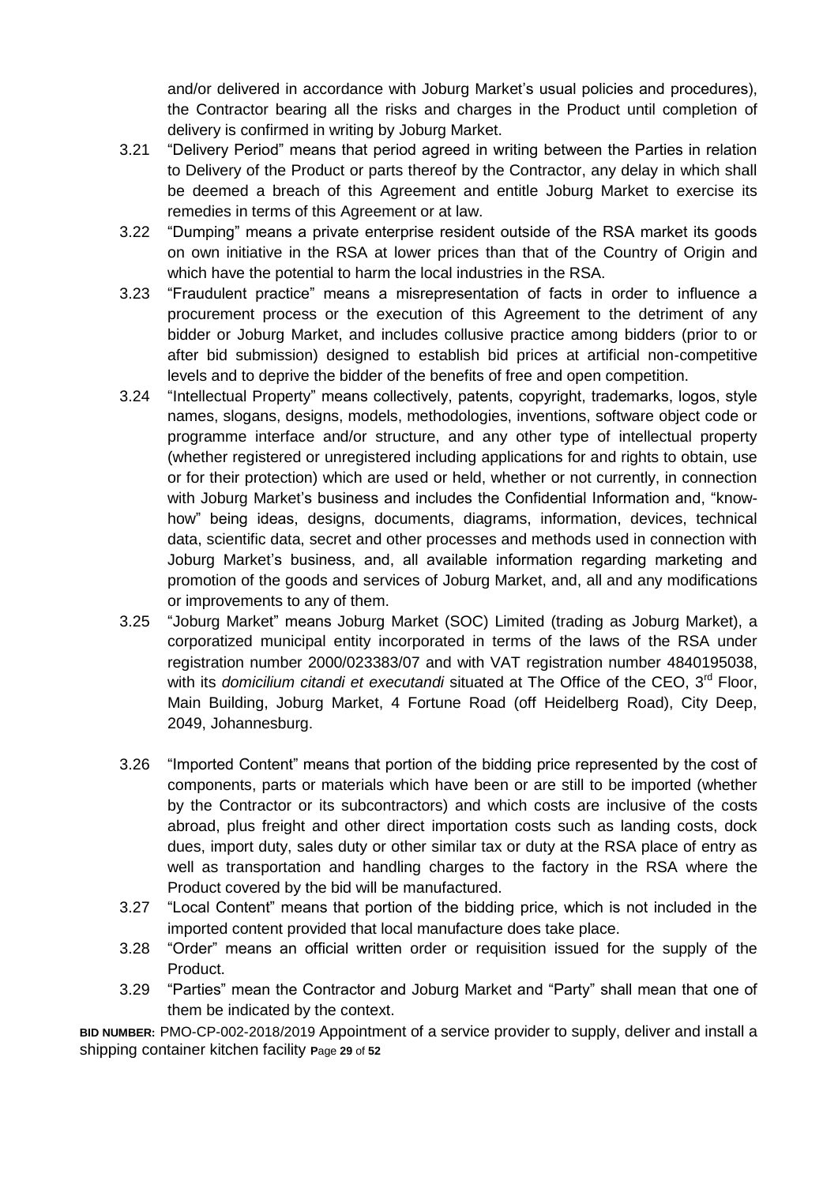and/or delivered in accordance with Joburg Market's usual policies and procedures), the Contractor bearing all the risks and charges in the Product until completion of delivery is confirmed in writing by Joburg Market.

3.21 "Delivery Period" means that period agreed in writing between the Parties in relation to Delivery of the Product or parts thereof by the Contractor, any delay in which shall be deemed a breach of this Agreement and entitle Joburg Market to exercise its remedies in terms of this Agreement or at law.

3.22 "Dumping" means a private enterprise resident outside of the RSA market its goods on own initiative in the RSA at lower prices than that of the Country of Origin and which have the potential to harm the local industries in the RSA.

3.23 "Fraudulent practice" means a misrepresentation of facts in order to influence a procurement process or the execution of this Agreement to the detriment of any bidder or Joburg Market, and includes collusive practice among bidders (prior to or after bid submission) designed to establish bid prices at artificial non-competitive levels and to deprive the bidder of the benefits of free and open competition.

3.24 "Intellectual Property" means collectively, patents, copyright, trademarks, logos, style names, slogans, designs, models, methodologies, inventions, software object code or programme interface and/or structure, and any other type of intellectual property (whether registered or unregistered including applications for and rights to obtain, use or for their protection) which are used or held, whether or not currently, in connection with Joburg Market's business and includes the Confidential Information and, "know-how" being ideas, designs, documents, diagrams, information, devices, technical data, scientific data, secret and other processes and methods used in connection with Joburg Market's business, and, all available information regarding marketing and promotion of the goods and services of Joburg Market, and, all and any modifications or improvements to any of them.

3.25 "Joburg Market" means Joburg Market (SOC) Limited (trading as Joburg Market), a corporatized municipal entity incorporated in terms of the laws of the RSA under registration number 2000/023383/07 and with VAT registration number 4840195038, with its *domicilium citandi et executandi* situated at The Office of the CEO, 3rd Floor, Main Building, Joburg Market, 4 Fortune Road (off Heidelberg Road), City Deep, 2049, Johannesburg.

3.26 "Imported Content" means that portion of the bidding price represented by the cost of components, parts or materials which have been or are still to be imported (whether by the Contractor or its subcontractors) and which costs are inclusive of the costs abroad, plus freight and other direct importation costs such as landing costs, dock dues, import duty, sales duty or other similar tax or duty at the RSA place of entry as well as transportation and handling charges to the factory in the RSA where the Product covered by the bid will be manufactured.

3.27 "Local Content" means that portion of the bidding price, which is not included in the imported content provided that local manufacture does take place.

3.28 "Order" means an official written order or requisition issued for the supply of the Product.

3.29 "Parties" mean the Contractor and Joburg Market and "Party" shall mean that one of them be indicated by the context.

**BID NUMBER:** PMO-CP-002-2018/2019 Appointment of a service provider to supply, deliver and install a shipping container kitchen facility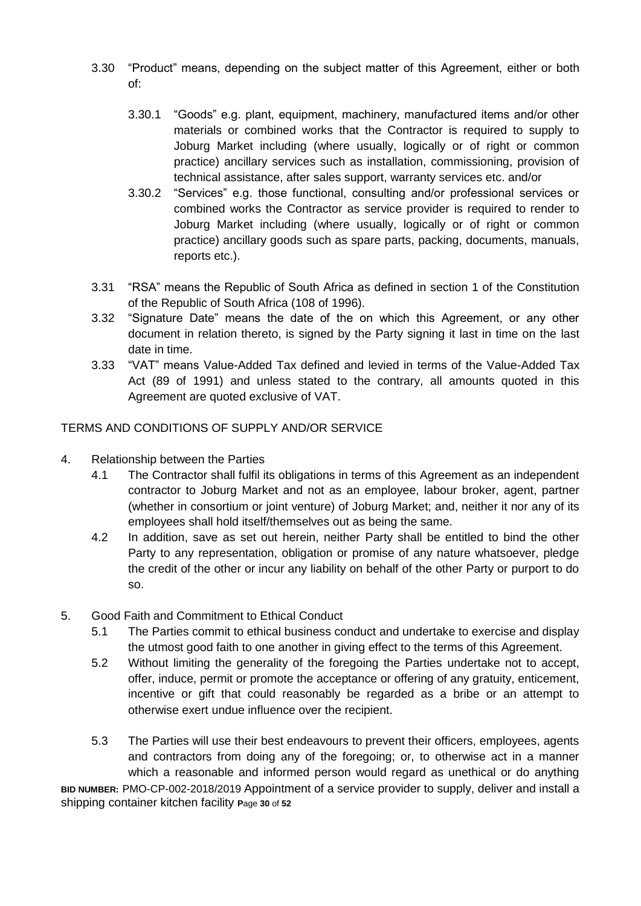3.30 "Product" means, depending on the subject matter of this Agreement, either or both of:

3.30.1 "Goods" e.g. plant, equipment, machinery, manufactured items and/or other materials or combined works that the Contractor is required to supply to Joburg Market including (where usually, logically or of right or common practice) ancillary services such as installation, commissioning, provision of technical assistance, after sales support, warranty services etc. and/or

3.30.2 "Services" e.g. those functional, consulting and/or professional services or combined works the Contractor as service provider is required to render to Joburg Market including (where usually, logically or of right or common practice) ancillary goods such as spare parts, packing, documents, manuals, reports etc.).

3.31 "RSA" means the Republic of South Africa as defined in section 1 of the Constitution of the Republic of South Africa (108 of 1996).

3.32 "Signature Date" means the date of the on which this Agreement, or any other document in relation thereto, is signed by the Party signing it last in time on the last date in time.

3.33 "VAT" means Value-Added Tax defined and levied in terms of the Value-Added Tax Act (89 of 1991) and unless stated to the contrary, all amounts quoted in this Agreement are quoted exclusive of VAT.

TERMS AND CONDITIONS OF SUPPLY AND/OR SERVICE

4. Relationship between the Parties

4.1 The Contractor shall fulfil its obligations in terms of this Agreement as an independent contractor to Joburg Market and not as an employee, labour broker, agent, partner (whether in consortium or joint venture) of Joburg Market; and, neither it nor any of its employees shall hold itself/themselves out as being the same.

4.2 In addition, save as set out herein, neither Party shall be entitled to bind the other Party to any representation, obligation or promise of any nature whatsoever, pledge the credit of the other or incur any liability on behalf of the other Party or purport to do so.

5. Good Faith and Commitment to Ethical Conduct

5.1 The Parties commit to ethical business conduct and undertake to exercise and display the utmost good faith to one another in giving effect to the terms of this Agreement.

5.2 Without limiting the generality of the foregoing the Parties undertake not to accept, offer, induce, permit or promote the acceptance or offering of any gratuity, enticement, incentive or gift that could reasonably be regarded as a bribe or an attempt to otherwise exert undue influence over the recipient.

5.3 The Parties will use their best endeavours to prevent their officers, employees, agents and contractors from doing any of the foregoing; or, to otherwise act in a manner which a reasonable and informed person would regard as unethical or do anything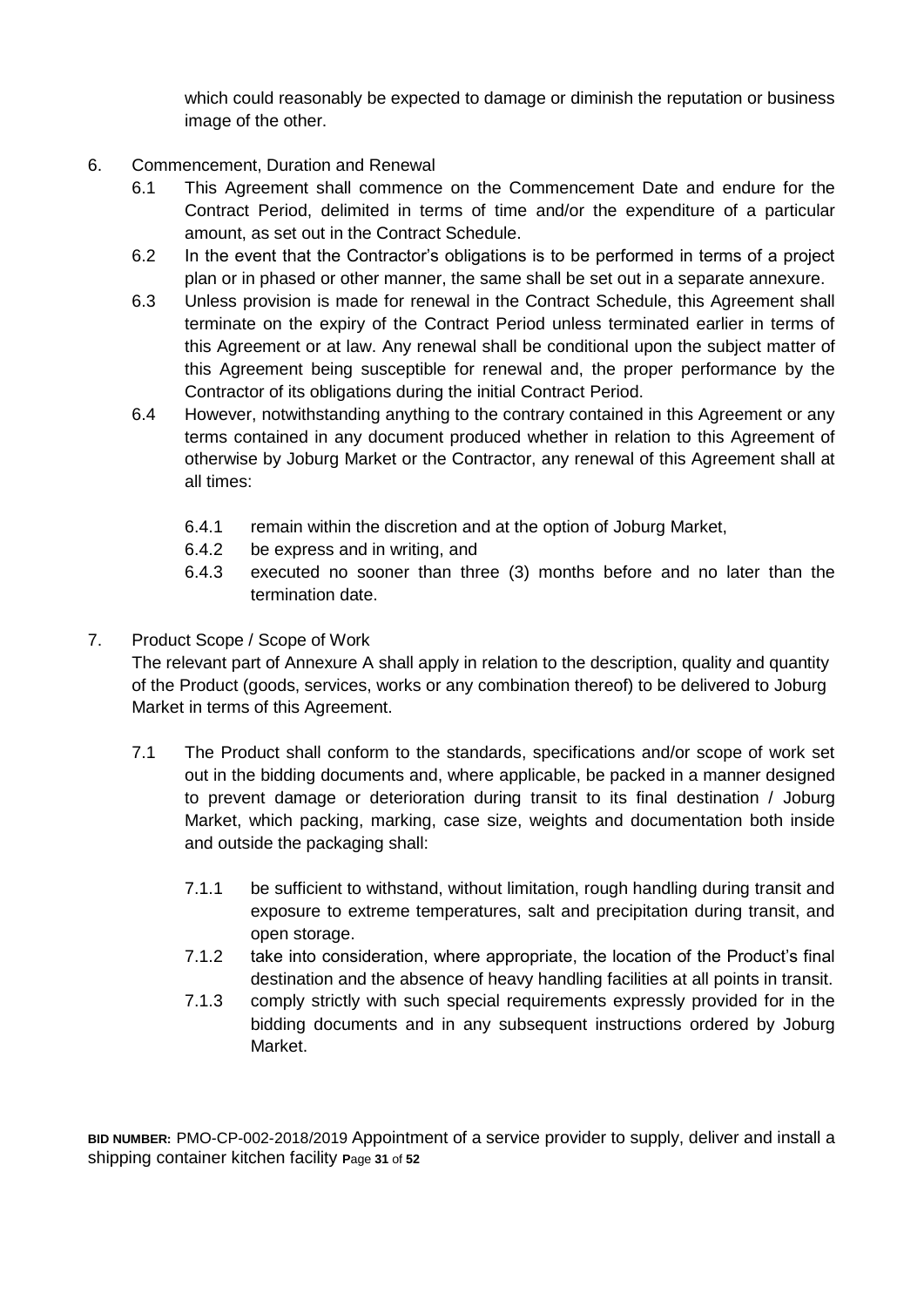which could reasonably be expected to damage or diminish the reputation or business image of the other.

6. Commencement, Duration and Renewal
   - 6.1 This Agreement shall commence on the Commencement Date and endure for the Contract Period, delimited in terms of time and/or the expenditure of a particular amount, as set out in the Contract Schedule.
   - 6.2 In the event that the Contractor's obligations is to be performed in terms of a project plan or in phased or other manner, the same shall be set out in a separate annexure.
   - 6.3 Unless provision is made for renewal in the Contract Schedule, this Agreement shall terminate on the expiry of the Contract Period unless terminated earlier in terms of this Agreement or at law. Any renewal shall be conditional upon the subject matter of this Agreement being susceptible for renewal and, the proper performance by the Contractor of its obligations during the initial Contract Period.
   - 6.4 However, notwithstanding anything to the contrary contained in this Agreement or any terms contained in any document produced whether in relation to this Agreement of otherwise by Joburg Market or the Contractor, any renewal of this Agreement shall at all times:
     - 6.4.1 remain within the discretion and at the option of Joburg Market,
     - 6.4.2 be express and in writing, and
     - 6.4.3 executed no sooner than three (3) months before and no later than the termination date.

7. Product Scope / Scope of Work

   The relevant part of Annexure A shall apply in relation to the description, quality and quantity of the Product (goods, services, works or any combination thereof) to be delivered to Joburg Market in terms of this Agreement.

   - 7.1 The Product shall conform to the standards, specifications and/or scope of work set out in the bidding documents and, where applicable, be packed in a manner designed to prevent damage or deterioration during transit to its final destination / Joburg Market, which packing, marking, case size, weights and documentation both inside and outside the packaging shall:
     - 7.1.1 be sufficient to withstand, without limitation, rough handling during transit and exposure to extreme temperatures, salt and precipitation during transit, and open storage.
     - 7.1.2 take into consideration, where appropriate, the location of the Product's final destination and the absence of heavy handling facilities at all points in transit.
     - 7.1.3 comply strictly with such special requirements expressly provided for in the bidding documents and in any subsequent instructions ordered by Joburg Market.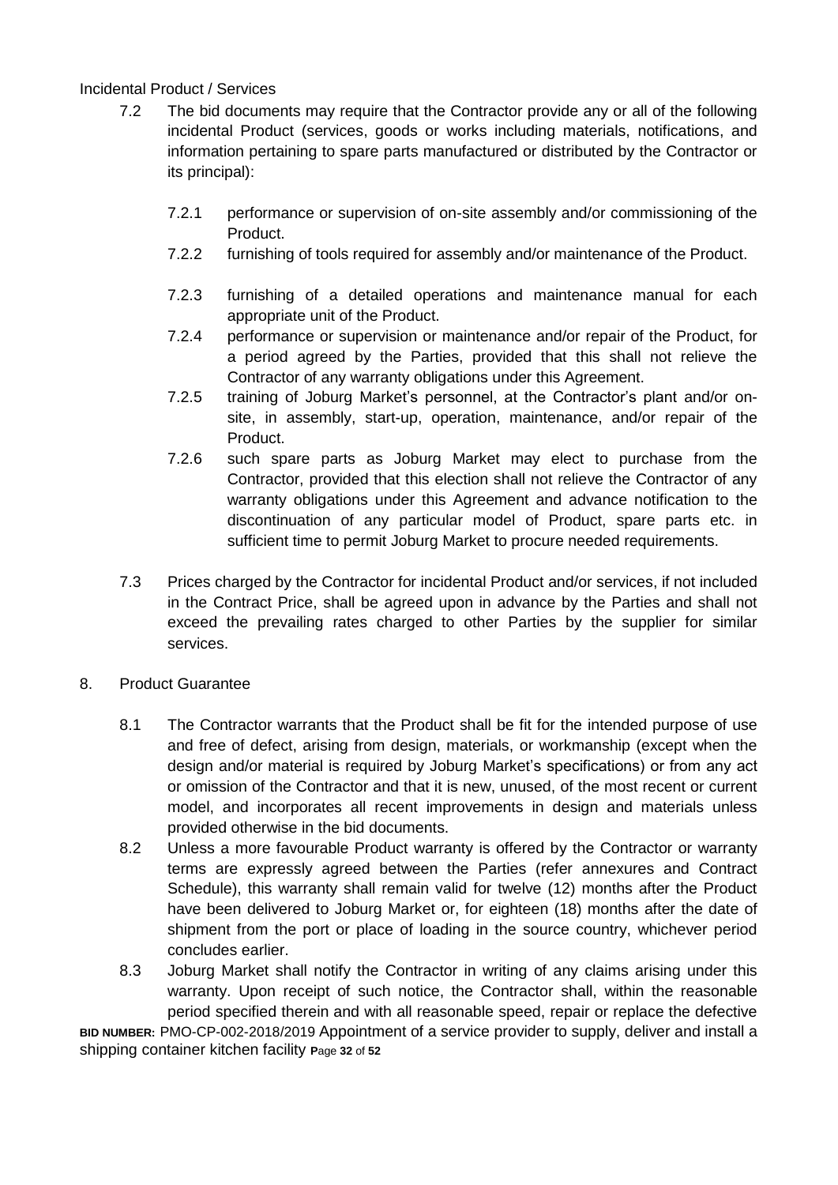Incidental Product / Services

7.2 The bid documents may require that the Contractor provide any or all of the following incidental Product (services, goods or works including materials, notifications, and information pertaining to spare parts manufactured or distributed by the Contractor or its principal):

7.2.1 performance or supervision of on-site assembly and/or commissioning of the Product.

7.2.2 furnishing of tools required for assembly and/or maintenance of the Product.

7.2.3 furnishing of a detailed operations and maintenance manual for each appropriate unit of the Product.

7.2.4 performance or supervision or maintenance and/or repair of the Product, for a period agreed by the Parties, provided that this shall not relieve the Contractor of any warranty obligations under this Agreement.

7.2.5 training of Joburg Market's personnel, at the Contractor's plant and/or on-site, in assembly, start-up, operation, maintenance, and/or repair of the Product.

7.2.6 such spare parts as Joburg Market may elect to purchase from the Contractor, provided that this election shall not relieve the Contractor of any warranty obligations under this Agreement and advance notification to the discontinuation of any particular model of Product, spare parts etc. in sufficient time to permit Joburg Market to procure needed requirements.

7.3 Prices charged by the Contractor for incidental Product and/or services, if not included in the Contract Price, shall be agreed upon in advance by the Parties and shall not exceed the prevailing rates charged to other Parties by the supplier for similar services.

8. Product Guarantee

8.1 The Contractor warrants that the Product shall be fit for the intended purpose of use and free of defect, arising from design, materials, or workmanship (except when the design and/or material is required by Joburg Market's specifications) or from any act or omission of the Contractor and that it is new, unused, of the most recent or current model, and incorporates all recent improvements in design and materials unless provided otherwise in the bid documents.

8.2 Unless a more favourable Product warranty is offered by the Contractor or warranty terms are expressly agreed between the Parties (refer annexures and Contract Schedule), this warranty shall remain valid for twelve (12) months after the Product have been delivered to Joburg Market or, for eighteen (18) months after the date of shipment from the port or place of loading in the source country, whichever period concludes earlier.

8.3 Joburg Market shall notify the Contractor in writing of any claims arising under this warranty. Upon receipt of such notice, the Contractor shall, within the reasonable period specified therein and with all reasonable speed, repair or replace the defective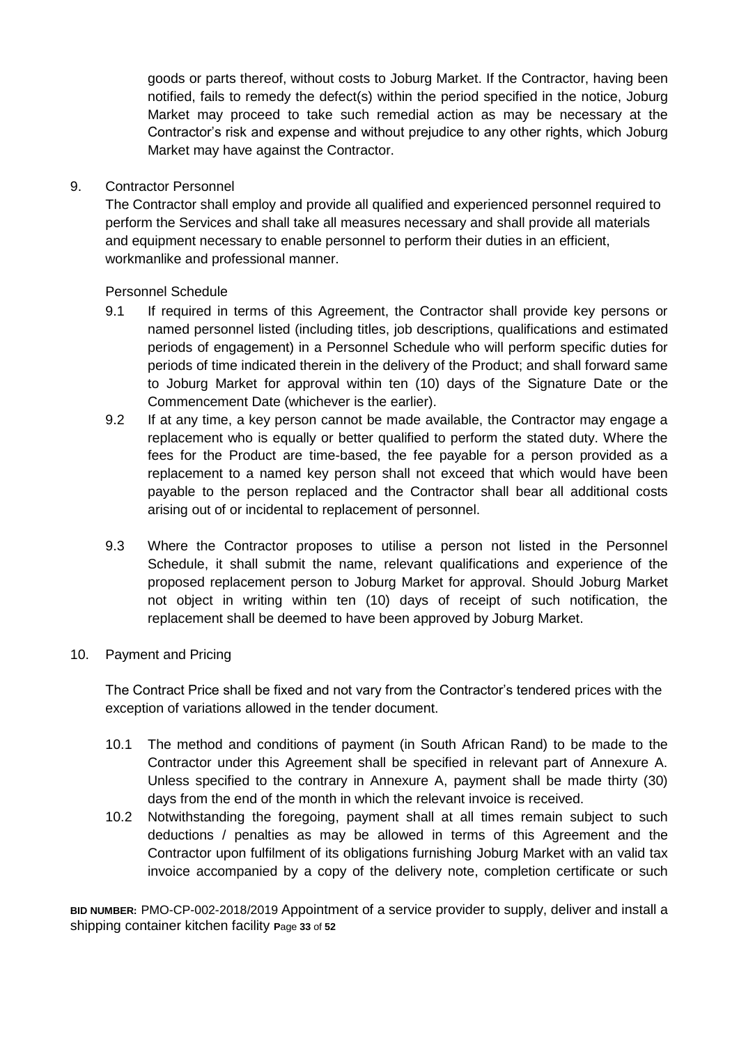goods or parts thereof, without costs to Joburg Market. If the Contractor, having been notified, fails to remedy the defect(s) within the period specified in the notice, Joburg Market may proceed to take such remedial action as may be necessary at the Contractor's risk and expense and without prejudice to any other rights, which Joburg Market may have against the Contractor.

9. Contractor Personnel

The Contractor shall employ and provide all qualified and experienced personnel required to perform the Services and shall take all measures necessary and shall provide all materials and equipment necessary to enable personnel to perform their duties in an efficient, workmanlike and professional manner.

Personnel Schedule

9.1 If required in terms of this Agreement, the Contractor shall provide key persons or named personnel listed (including titles, job descriptions, qualifications and estimated periods of engagement) in a Personnel Schedule who will perform specific duties for periods of time indicated therein in the delivery of the Product; and shall forward same to Joburg Market for approval within ten (10) days of the Signature Date or the Commencement Date (whichever is the earlier).

9.2 If at any time, a key person cannot be made available, the Contractor may engage a replacement who is equally or better qualified to perform the stated duty. Where the fees for the Product are time-based, the fee payable for a person provided as a replacement to a named key person shall not exceed that which would have been payable to the person replaced and the Contractor shall bear all additional costs arising out of or incidental to replacement of personnel.

9.3 Where the Contractor proposes to utilise a person not listed in the Personnel Schedule, it shall submit the name, relevant qualifications and experience of the proposed replacement person to Joburg Market for approval. Should Joburg Market not object in writing within ten (10) days of receipt of such notification, the replacement shall be deemed to have been approved by Joburg Market.

10. Payment and Pricing

The Contract Price shall be fixed and not vary from the Contractor's tendered prices with the exception of variations allowed in the tender document.

10.1 The method and conditions of payment (in South African Rand) to be made to the Contractor under this Agreement shall be specified in relevant part of Annexure A. Unless specified to the contrary in Annexure A, payment shall be made thirty (30) days from the end of the month in which the relevant invoice is received.

10.2 Notwithstanding the foregoing, payment shall at all times remain subject to such deductions / penalties as may be allowed in terms of this Agreement and the Contractor upon fulfilment of its obligations furnishing Joburg Market with an valid tax invoice accompanied by a copy of the delivery note, completion certificate or such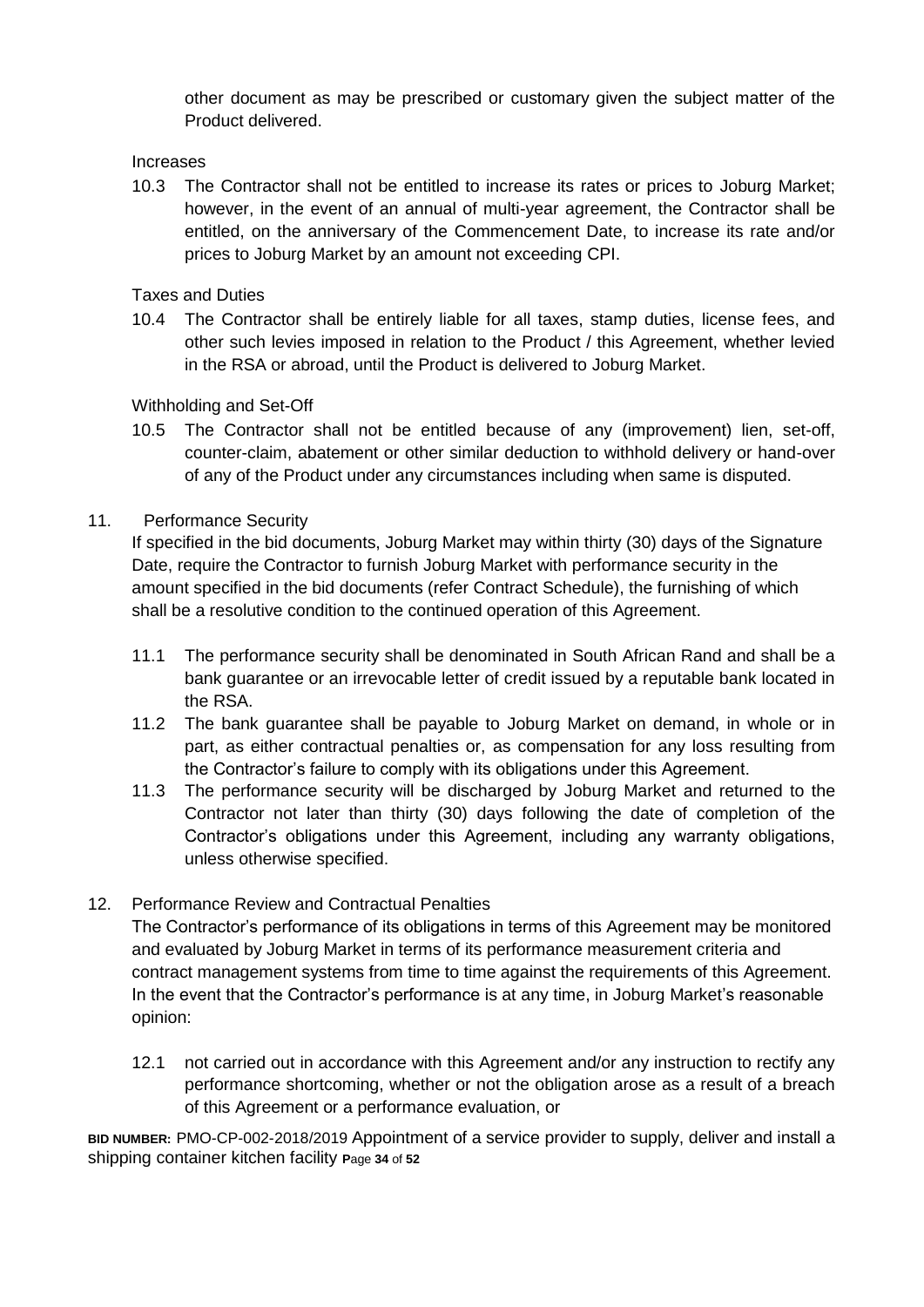other document as may be prescribed or customary given the subject matter of the Product delivered.

Increases

10.3 The Contractor shall not be entitled to increase its rates or prices to Joburg Market; however, in the event of an annual of multi-year agreement, the Contractor shall be entitled, on the anniversary of the Commencement Date, to increase its rate and/or prices to Joburg Market by an amount not exceeding CPI.

Taxes and Duties

10.4 The Contractor shall be entirely liable for all taxes, stamp duties, license fees, and other such levies imposed in relation to the Product / this Agreement, whether levied in the RSA or abroad, until the Product is delivered to Joburg Market.

Withholding and Set-Off

10.5 The Contractor shall not be entitled because of any (improvement) lien, set-off, counter-claim, abatement or other similar deduction to withhold delivery or hand-over of any of the Product under any circumstances including when same is disputed.

11. Performance Security

If specified in the bid documents, Joburg Market may within thirty (30) days of the Signature Date, require the Contractor to furnish Joburg Market with performance security in the amount specified in the bid documents (refer Contract Schedule), the furnishing of which shall be a resolutive condition to the continued operation of this Agreement.

11.1 The performance security shall be denominated in South African Rand and shall be a bank guarantee or an irrevocable letter of credit issued by a reputable bank located in the RSA.

11.2 The bank guarantee shall be payable to Joburg Market on demand, in whole or in part, as either contractual penalties or, as compensation for any loss resulting from the Contractor's failure to comply with its obligations under this Agreement.

11.3 The performance security will be discharged by Joburg Market and returned to the Contractor not later than thirty (30) days following the date of completion of the Contractor's obligations under this Agreement, including any warranty obligations, unless otherwise specified.

12. Performance Review and Contractual Penalties

The Contractor's performance of its obligations in terms of this Agreement may be monitored and evaluated by Joburg Market in terms of its performance measurement criteria and contract management systems from time to time against the requirements of this Agreement. In the event that the Contractor's performance is at any time, in Joburg Market's reasonable opinion:

12.1 not carried out in accordance with this Agreement and/or any instruction to rectify any performance shortcoming, whether or not the obligation arose as a result of a breach of this Agreement or a performance evaluation, or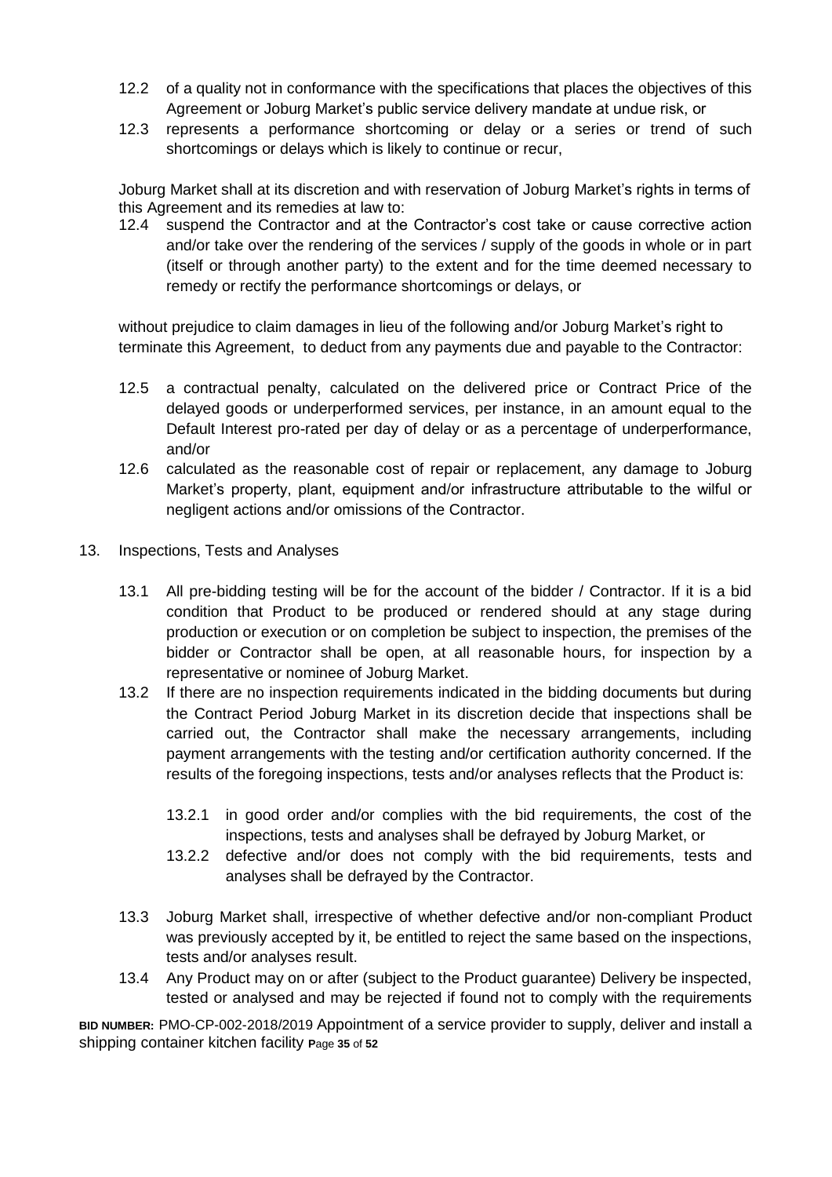12.2 of a quality not in conformance with the specifications that places the objectives of this Agreement or Joburg Market's public service delivery mandate at undue risk, or

12.3 represents a performance shortcoming or delay or a series or trend of such shortcomings or delays which is likely to continue or recur,

Joburg Market shall at its discretion and with reservation of Joburg Market's rights in terms of this Agreement and its remedies at law to:

12.4 suspend the Contractor and at the Contractor's cost take or cause corrective action and/or take over the rendering of the services / supply of the goods in whole or in part (itself or through another party) to the extent and for the time deemed necessary to remedy or rectify the performance shortcomings or delays, or

without prejudice to claim damages in lieu of the following and/or Joburg Market's right to terminate this Agreement, to deduct from any payments due and payable to the Contractor:

12.5 a contractual penalty, calculated on the delivered price or Contract Price of the delayed goods or underperformed services, per instance, in an amount equal to the Default Interest pro-rated per day of delay or as a percentage of underperformance, and/or

12.6 calculated as the reasonable cost of repair or replacement, any damage to Joburg Market's property, plant, equipment and/or infrastructure attributable to the wilful or negligent actions and/or omissions of the Contractor.

13. Inspections, Tests and Analyses

13.1 All pre-bidding testing will be for the account of the bidder / Contractor. If it is a bid condition that Product to be produced or rendered should at any stage during production or execution or on completion be subject to inspection, the premises of the bidder or Contractor shall be open, at all reasonable hours, for inspection by a representative or nominee of Joburg Market.

13.2 If there are no inspection requirements indicated in the bidding documents but during the Contract Period Joburg Market in its discretion decide that inspections shall be carried out, the Contractor shall make the necessary arrangements, including payment arrangements with the testing and/or certification authority concerned. If the results of the foregoing inspections, tests and/or analyses reflects that the Product is:

13.2.1 in good order and/or complies with the bid requirements, the cost of the inspections, tests and analyses shall be defrayed by Joburg Market, or

13.2.2 defective and/or does not comply with the bid requirements, tests and analyses shall be defrayed by the Contractor.

13.3 Joburg Market shall, irrespective of whether defective and/or non-compliant Product was previously accepted by it, be entitled to reject the same based on the inspections, tests and/or analyses result.

13.4 Any Product may on or after (subject to the Product guarantee) Delivery be inspected, tested or analysed and may be rejected if found not to comply with the requirements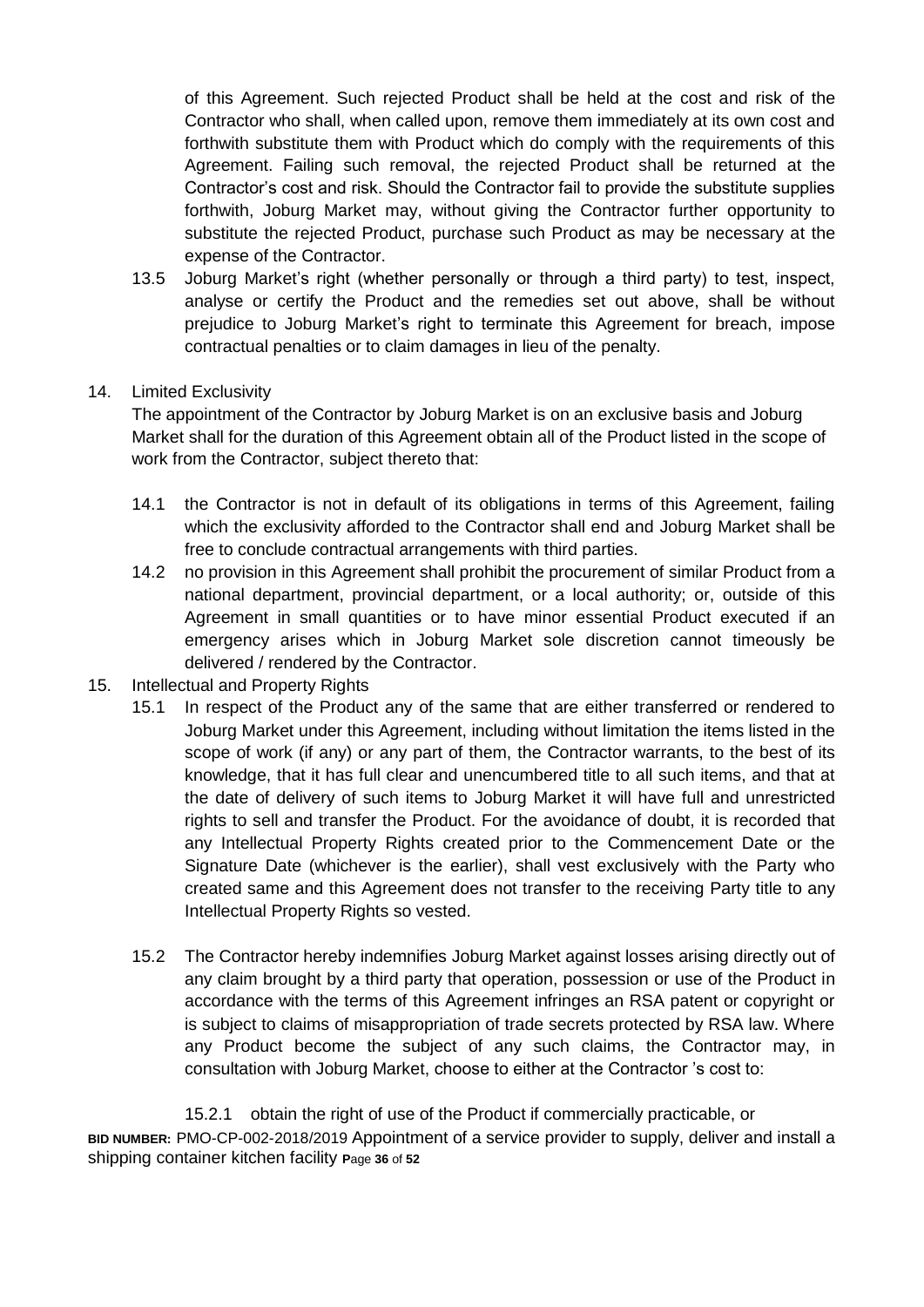of this Agreement. Such rejected Product shall be held at the cost and risk of the Contractor who shall, when called upon, remove them immediately at its own cost and forthwith substitute them with Product which do comply with the requirements of this Agreement. Failing such removal, the rejected Product shall be returned at the Contractor's cost and risk. Should the Contractor fail to provide the substitute supplies forthwith, Joburg Market may, without giving the Contractor further opportunity to substitute the rejected Product, purchase such Product as may be necessary at the expense of the Contractor.

13.5 Joburg Market's right (whether personally or through a third party) to test, inspect, analyse or certify the Product and the remedies set out above, shall be without prejudice to Joburg Market's right to terminate this Agreement for breach, impose contractual penalties or to claim damages in lieu of the penalty.

14. Limited Exclusivity

The appointment of the Contractor by Joburg Market is on an exclusive basis and Joburg Market shall for the duration of this Agreement obtain all of the Product listed in the scope of work from the Contractor, subject thereto that:

14.1 the Contractor is not in default of its obligations in terms of this Agreement, failing which the exclusivity afforded to the Contractor shall end and Joburg Market shall be free to conclude contractual arrangements with third parties.

14.2 no provision in this Agreement shall prohibit the procurement of similar Product from a national department, provincial department, or a local authority; or, outside of this Agreement in small quantities or to have minor essential Product executed if an emergency arises which in Joburg Market sole discretion cannot timeously be delivered / rendered by the Contractor.

15. Intellectual and Property Rights

15.1 In respect of the Product any of the same that are either transferred or rendered to Joburg Market under this Agreement, including without limitation the items listed in the scope of work (if any) or any part of them, the Contractor warrants, to the best of its knowledge, that it has full clear and unencumbered title to all such items, and that at the date of delivery of such items to Joburg Market it will have full and unrestricted rights to sell and transfer the Product. For the avoidance of doubt, it is recorded that any Intellectual Property Rights created prior to the Commencement Date or the Signature Date (whichever is the earlier), shall vest exclusively with the Party who created same and this Agreement does not transfer to the receiving Party title to any Intellectual Property Rights so vested.

15.2 The Contractor hereby indemnifies Joburg Market against losses arising directly out of any claim brought by a third party that operation, possession or use of the Product in accordance with the terms of this Agreement infringes an RSA patent or copyright or is subject to claims of misappropriation of trade secrets protected by RSA law. Where any Product become the subject of any such claims, the Contractor may, in consultation with Joburg Market, choose to either at the Contractor 's cost to:

15.2.1 obtain the right of use of the Product if commercially practicable, or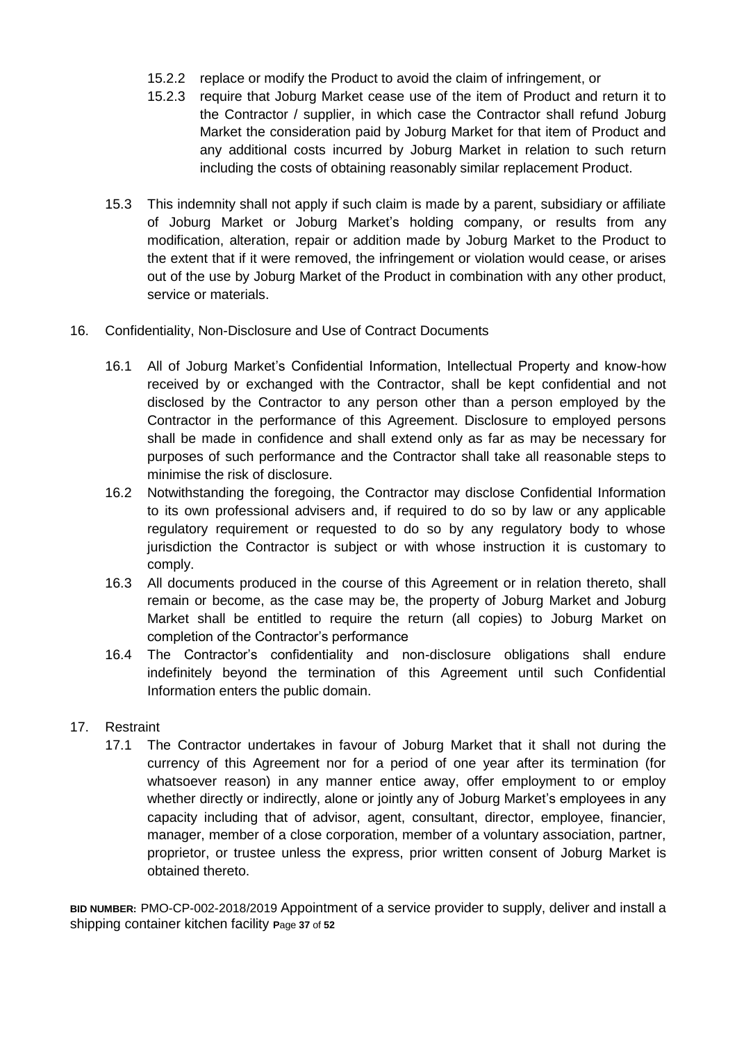15.2.2 replace or modify the Product to avoid the claim of infringement, or

15.2.3 require that Joburg Market cease use of the item of Product and return it to the Contractor / supplier, in which case the Contractor shall refund Joburg Market the consideration paid by Joburg Market for that item of Product and any additional costs incurred by Joburg Market in relation to such return including the costs of obtaining reasonably similar replacement Product.

15.3 This indemnity shall not apply if such claim is made by a parent, subsidiary or affiliate of Joburg Market or Joburg Market's holding company, or results from any modification, alteration, repair or addition made by Joburg Market to the Product to the extent that if it were removed, the infringement or violation would cease, or arises out of the use by Joburg Market of the Product in combination with any other product, service or materials.

16. Confidentiality, Non-Disclosure and Use of Contract Documents

16.1 All of Joburg Market's Confidential Information, Intellectual Property and know-how received by or exchanged with the Contractor, shall be kept confidential and not disclosed by the Contractor to any person other than a person employed by the Contractor in the performance of this Agreement. Disclosure to employed persons shall be made in confidence and shall extend only as far as may be necessary for purposes of such performance and the Contractor shall take all reasonable steps to minimise the risk of disclosure.

16.2 Notwithstanding the foregoing, the Contractor may disclose Confidential Information to its own professional advisers and, if required to do so by law or any applicable regulatory requirement or requested to do so by any regulatory body to whose jurisdiction the Contractor is subject or with whose instruction it is customary to comply.

16.3 All documents produced in the course of this Agreement or in relation thereto, shall remain or become, as the case may be, the property of Joburg Market and Joburg Market shall be entitled to require the return (all copies) to Joburg Market on completion of the Contractor's performance

16.4 The Contractor's confidentiality and non-disclosure obligations shall endure indefinitely beyond the termination of this Agreement until such Confidential Information enters the public domain.

17. Restraint

17.1 The Contractor undertakes in favour of Joburg Market that it shall not during the currency of this Agreement nor for a period of one year after its termination (for whatsoever reason) in any manner entice away, offer employment to or employ whether directly or indirectly, alone or jointly any of Joburg Market's employees in any capacity including that of advisor, agent, consultant, director, employee, financier, manager, member of a close corporation, member of a voluntary association, partner, proprietor, or trustee unless the express, prior written consent of Joburg Market is obtained thereto.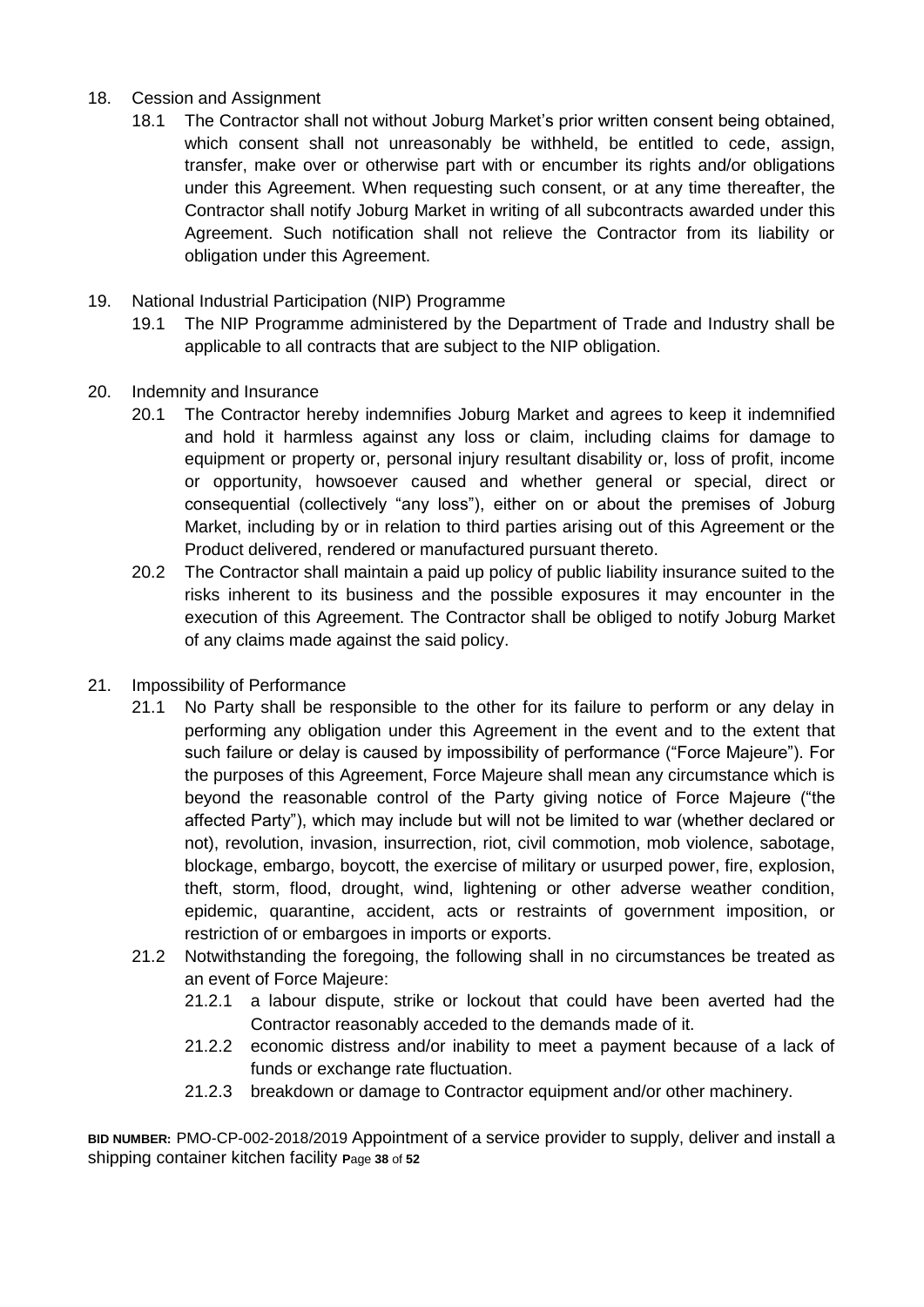18. Cession and Assignment
    18.1 The Contractor shall not without Joburg Market's prior written consent being obtained, which consent shall not unreasonably be withheld, be entitled to cede, assign, transfer, make over or otherwise part with or encumber its rights and/or obligations under this Agreement. When requesting such consent, or at any time thereafter, the Contractor shall notify Joburg Market in writing of all subcontracts awarded under this Agreement. Such notification shall not relieve the Contractor from its liability or obligation under this Agreement.

19. National Industrial Participation (NIP) Programme
    19.1 The NIP Programme administered by the Department of Trade and Industry shall be applicable to all contracts that are subject to the NIP obligation.

20. Indemnity and Insurance
    20.1 The Contractor hereby indemnifies Joburg Market and agrees to keep it indemnified and hold it harmless against any loss or claim, including claims for damage to equipment or property or, personal injury resultant disability or, loss of profit, income or opportunity, howsoever caused and whether general or special, direct or consequential (collectively "any loss"), either on or about the premises of Joburg Market, including by or in relation to third parties arising out of this Agreement or the Product delivered, rendered or manufactured pursuant thereto.
    20.2 The Contractor shall maintain a paid up policy of public liability insurance suited to the risks inherent to its business and the possible exposures it may encounter in the execution of this Agreement. The Contractor shall be obliged to notify Joburg Market of any claims made against the said policy.

21. Impossibility of Performance
    21.1 No Party shall be responsible to the other for its failure to perform or any delay in performing any obligation under this Agreement in the event and to the extent that such failure or delay is caused by impossibility of performance ("Force Majeure"). For the purposes of this Agreement, Force Majeure shall mean any circumstance which is beyond the reasonable control of the Party giving notice of Force Majeure ("the affected Party"), which may include but will not be limited to war (whether declared or not), revolution, invasion, insurrection, riot, civil commotion, mob violence, sabotage, blockage, embargo, boycott, the exercise of military or usurped power, fire, explosion, theft, storm, flood, drought, wind, lightening or other adverse weather condition, epidemic, quarantine, accident, acts or restraints of government imposition, or restriction of or embargoes in imports or exports.
    21.2 Notwithstanding the foregoing, the following shall in no circumstances be treated as an event of Force Majeure:
        21.2.1 a labour dispute, strike or lockout that could have been averted had the Contractor reasonably acceded to the demands made of it.
        21.2.2 economic distress and/or inability to meet a payment because of a lack of funds or exchange rate fluctuation.
        21.2.3 breakdown or damage to Contractor equipment and/or other machinery.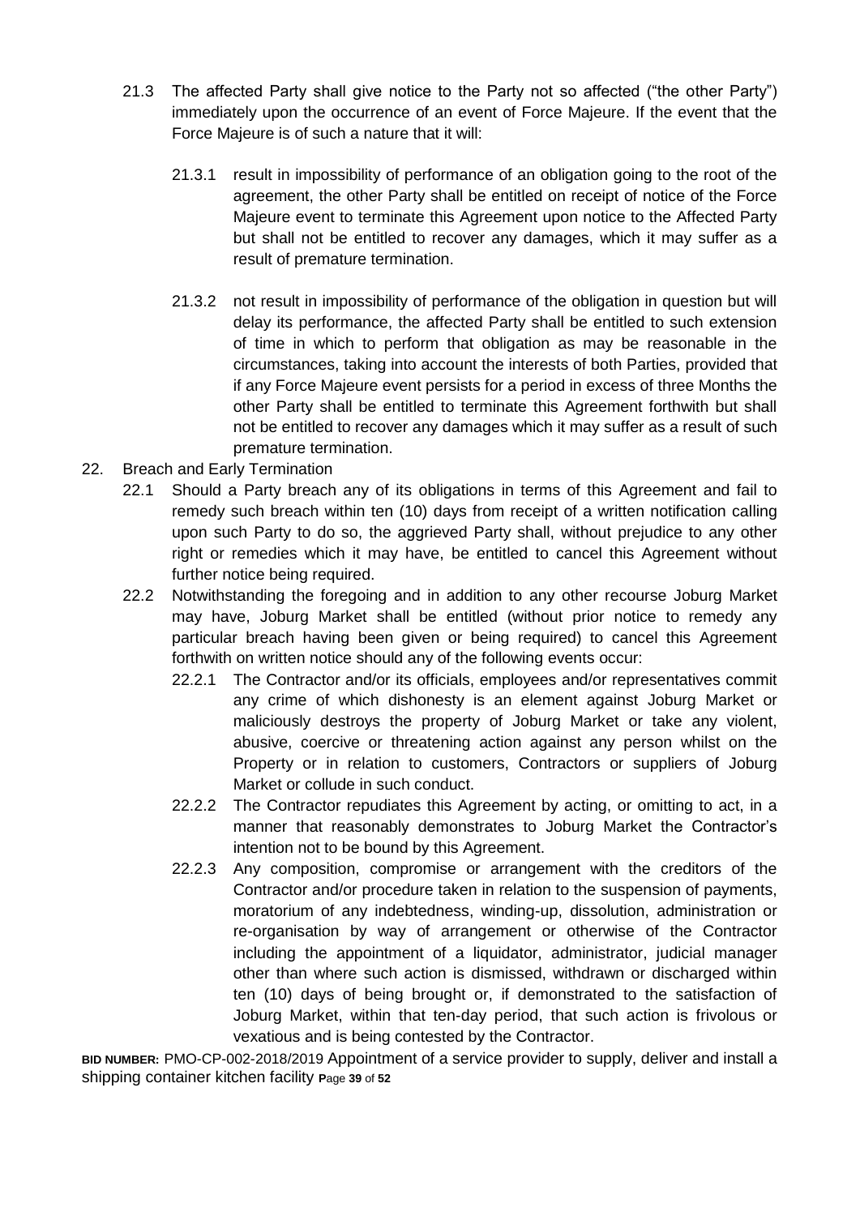21.3 The affected Party shall give notice to the Party not so affected ("the other Party") immediately upon the occurrence of an event of Force Majeure. If the event that the Force Majeure is of such a nature that it will:

21.3.1 result in impossibility of performance of an obligation going to the root of the agreement, the other Party shall be entitled on receipt of notice of the Force Majeure event to terminate this Agreement upon notice to the Affected Party but shall not be entitled to recover any damages, which it may suffer as a result of premature termination.

21.3.2 not result in impossibility of performance of the obligation in question but will delay its performance, the affected Party shall be entitled to such extension of time in which to perform that obligation as may be reasonable in the circumstances, taking into account the interests of both Parties, provided that if any Force Majeure event persists for a period in excess of three Months the other Party shall be entitled to terminate this Agreement forthwith but shall not be entitled to recover any damages which it may suffer as a result of such premature termination.

22. Breach and Early Termination

22.1 Should a Party breach any of its obligations in terms of this Agreement and fail to remedy such breach within ten (10) days from receipt of a written notification calling upon such Party to do so, the aggrieved Party shall, without prejudice to any other right or remedies which it may have, be entitled to cancel this Agreement without further notice being required.

22.2 Notwithstanding the foregoing and in addition to any other recourse Joburg Market may have, Joburg Market shall be entitled (without prior notice to remedy any particular breach having been given or being required) to cancel this Agreement forthwith on written notice should any of the following events occur:

22.2.1 The Contractor and/or its officials, employees and/or representatives commit any crime of which dishonesty is an element against Joburg Market or maliciously destroys the property of Joburg Market or take any violent, abusive, coercive or threatening action against any person whilst on the Property or in relation to customers, Contractors or suppliers of Joburg Market or collude in such conduct.

22.2.2 The Contractor repudiates this Agreement by acting, or omitting to act, in a manner that reasonably demonstrates to Joburg Market the Contractor's intention not to be bound by this Agreement.

22.2.3 Any composition, compromise or arrangement with the creditors of the Contractor and/or procedure taken in relation to the suspension of payments, moratorium of any indebtedness, winding-up, dissolution, administration or re-organisation by way of arrangement or otherwise of the Contractor including the appointment of a liquidator, administrator, judicial manager other than where such action is dismissed, withdrawn or discharged within ten (10) days of being brought or, if demonstrated to the satisfaction of Joburg Market, within that ten-day period, that such action is frivolous or vexatious and is being contested by the Contractor.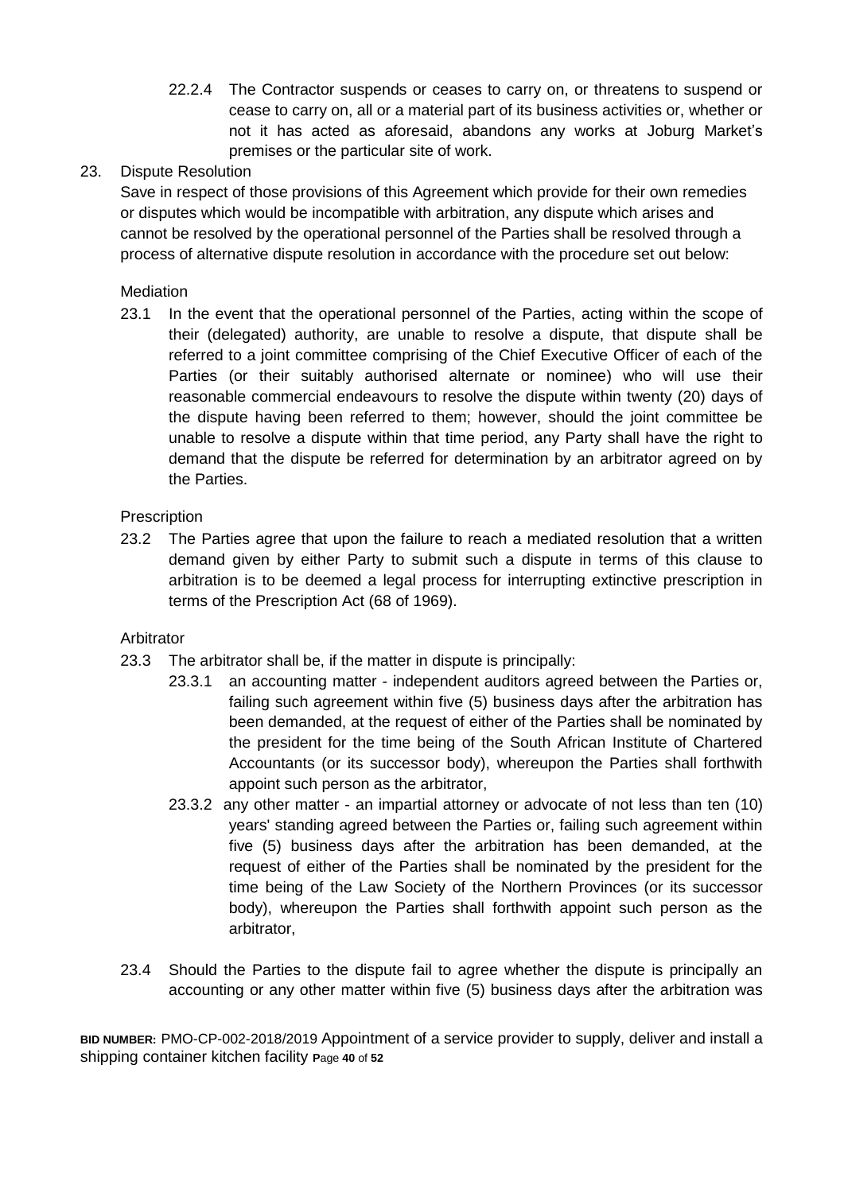22.2.4 The Contractor suspends or ceases to carry on, or threatens to suspend or cease to carry on, all or a material part of its business activities or, whether or not it has acted as aforesaid, abandons any works at Joburg Market's premises or the particular site of work.

23. Dispute Resolution

Save in respect of those provisions of this Agreement which provide for their own remedies or disputes which would be incompatible with arbitration, any dispute which arises and cannot be resolved by the operational personnel of the Parties shall be resolved through a process of alternative dispute resolution in accordance with the procedure set out below:

Mediation

23.1 In the event that the operational personnel of the Parties, acting within the scope of their (delegated) authority, are unable to resolve a dispute, that dispute shall be referred to a joint committee comprising of the Chief Executive Officer of each of the Parties (or their suitably authorised alternate or nominee) who will use their reasonable commercial endeavours to resolve the dispute within twenty (20) days of the dispute having been referred to them; however, should the joint committee be unable to resolve a dispute within that time period, any Party shall have the right to demand that the dispute be referred for determination by an arbitrator agreed on by the Parties.

Prescription

23.2 The Parties agree that upon the failure to reach a mediated resolution that a written demand given by either Party to submit such a dispute in terms of this clause to arbitration is to be deemed a legal process for interrupting extinctive prescription in terms of the Prescription Act (68 of 1969).

Arbitrator

23.3 The arbitrator shall be, if the matter in dispute is principally:

23.3.1 an accounting matter - independent auditors agreed between the Parties or, failing such agreement within five (5) business days after the arbitration has been demanded, at the request of either of the Parties shall be nominated by the president for the time being of the South African Institute of Chartered Accountants (or its successor body), whereupon the Parties shall forthwith appoint such person as the arbitrator,

23.3.2 any other matter - an impartial attorney or advocate of not less than ten (10) years' standing agreed between the Parties or, failing such agreement within five (5) business days after the arbitration has been demanded, at the request of either of the Parties shall be nominated by the president for the time being of the Law Society of the Northern Provinces (or its successor body), whereupon the Parties shall forthwith appoint such person as the arbitrator,

23.4 Should the Parties to the dispute fail to agree whether the dispute is principally an accounting or any other matter within five (5) business days after the arbitration was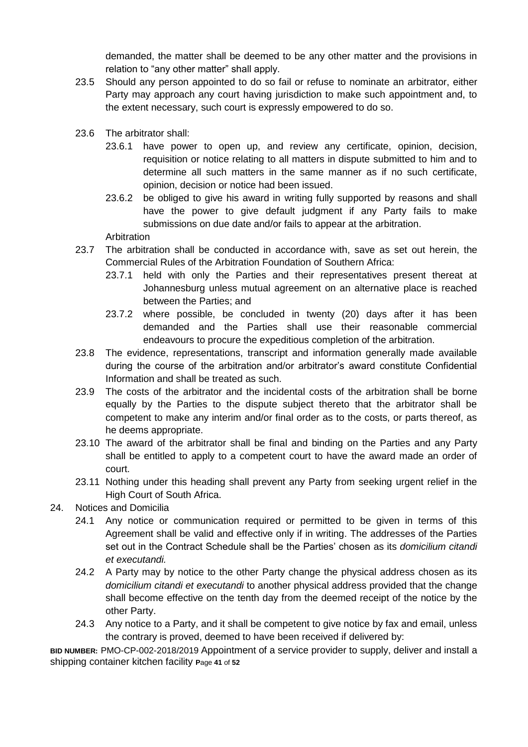demanded, the matter shall be deemed to be any other matter and the provisions in relation to "any other matter" shall apply.

23.5 Should any person appointed to do so fail or refuse to nominate an arbitrator, either Party may approach any court having jurisdiction to make such appointment and, to the extent necessary, such court is expressly empowered to do so.

23.6 The arbitrator shall:

23.6.1 have power to open up, and review any certificate, opinion, decision, requisition or notice relating to all matters in dispute submitted to him and to determine all such matters in the same manner as if no such certificate, opinion, decision or notice had been issued.

23.6.2 be obliged to give his award in writing fully supported by reasons and shall have the power to give default judgment if any Party fails to make submissions on due date and/or fails to appear at the arbitration.

Arbitration

23.7 The arbitration shall be conducted in accordance with, save as set out herein, the Commercial Rules of the Arbitration Foundation of Southern Africa:

23.7.1 held with only the Parties and their representatives present thereat at Johannesburg unless mutual agreement on an alternative place is reached between the Parties; and

23.7.2 where possible, be concluded in twenty (20) days after it has been demanded and the Parties shall use their reasonable commercial endeavours to procure the expeditious completion of the arbitration.

23.8 The evidence, representations, transcript and information generally made available during the course of the arbitration and/or arbitrator's award constitute Confidential Information and shall be treated as such.

23.9 The costs of the arbitrator and the incidental costs of the arbitration shall be borne equally by the Parties to the dispute subject thereto that the arbitrator shall be competent to make any interim and/or final order as to the costs, or parts thereof, as he deems appropriate.

23.10 The award of the arbitrator shall be final and binding on the Parties and any Party shall be entitled to apply to a competent court to have the award made an order of court.

23.11 Nothing under this heading shall prevent any Party from seeking urgent relief in the High Court of South Africa.

24. Notices and Domicilia

24.1 Any notice or communication required or permitted to be given in terms of this Agreement shall be valid and effective only if in writing. The addresses of the Parties set out in the Contract Schedule shall be the Parties' chosen as its *domicilium citandi et executandi.*

24.2 A Party may by notice to the other Party change the physical address chosen as its *domicilium citandi et executandi* to another physical address provided that the change shall become effective on the tenth day from the deemed receipt of the notice by the other Party.

24.3 Any notice to a Party, and it shall be competent to give notice by fax and email, unless the contrary is proved, deemed to have been received if delivered by: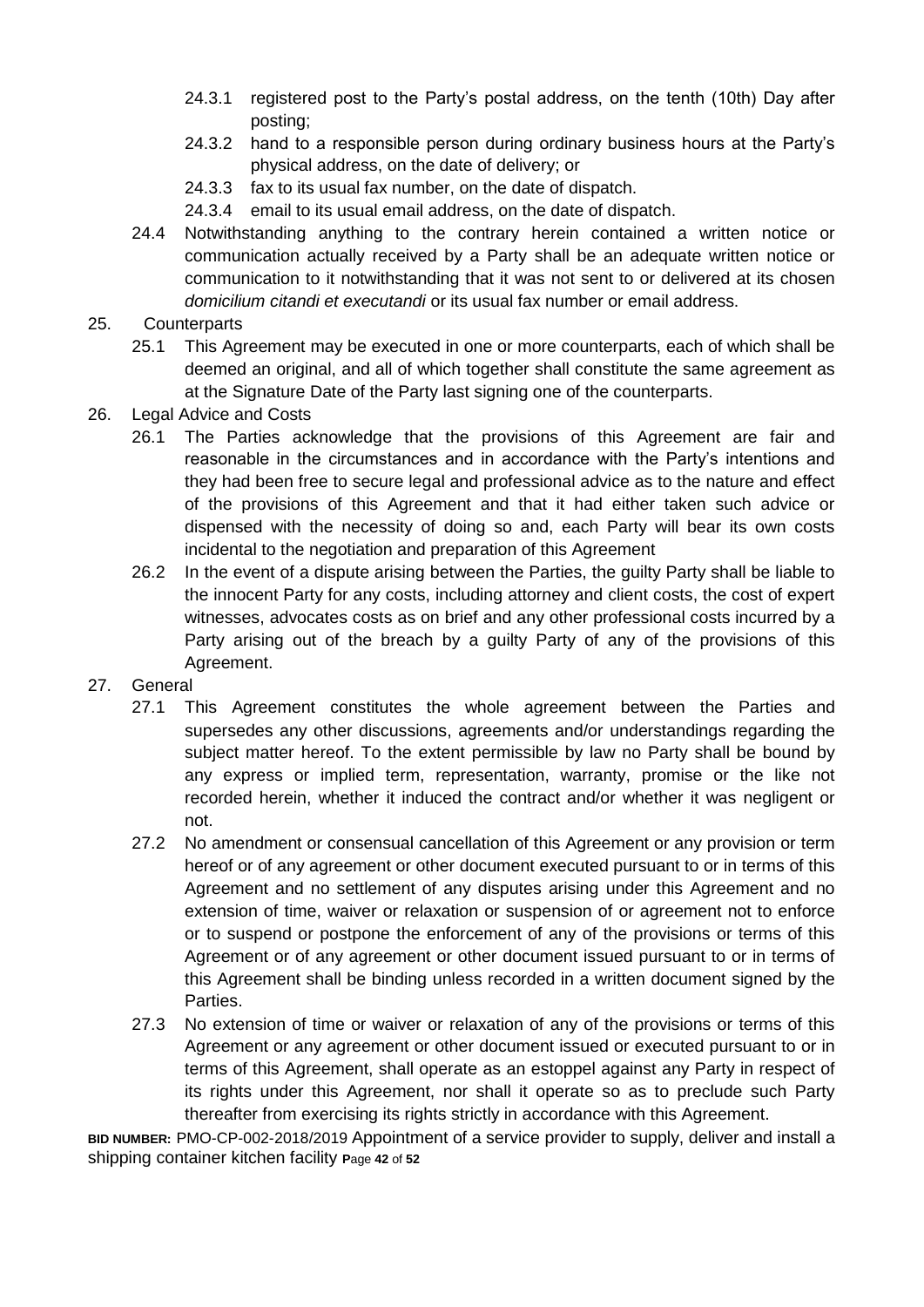24.3.1 registered post to the Party's postal address, on the tenth (10th) Day after posting;

24.3.2 hand to a responsible person during ordinary business hours at the Party's physical address, on the date of delivery; or

24.3.3 fax to its usual fax number, on the date of dispatch.

24.3.4 email to its usual email address, on the date of dispatch.

24.4 Notwithstanding anything to the contrary herein contained a written notice or communication actually received by a Party shall be an adequate written notice or communication to it notwithstanding that it was not sent to or delivered at its chosen *domicilium citandi et executandi* or its usual fax number or email address.

25. Counterparts

25.1 This Agreement may be executed in one or more counterparts, each of which shall be deemed an original, and all of which together shall constitute the same agreement as at the Signature Date of the Party last signing one of the counterparts.

26. Legal Advice and Costs

26.1 The Parties acknowledge that the provisions of this Agreement are fair and reasonable in the circumstances and in accordance with the Party's intentions and they had been free to secure legal and professional advice as to the nature and effect of the provisions of this Agreement and that it had either taken such advice or dispensed with the necessity of doing so and, each Party will bear its own costs incidental to the negotiation and preparation of this Agreement

26.2 In the event of a dispute arising between the Parties, the guilty Party shall be liable to the innocent Party for any costs, including attorney and client costs, the cost of expert witnesses, advocates costs as on brief and any other professional costs incurred by a Party arising out of the breach by a guilty Party of any of the provisions of this Agreement.

27. General

27.1 This Agreement constitutes the whole agreement between the Parties and supersedes any other discussions, agreements and/or understandings regarding the subject matter hereof. To the extent permissible by law no Party shall be bound by any express or implied term, representation, warranty, promise or the like not recorded herein, whether it induced the contract and/or whether it was negligent or not.

27.2 No amendment or consensual cancellation of this Agreement or any provision or term hereof or of any agreement or other document executed pursuant to or in terms of this Agreement and no settlement of any disputes arising under this Agreement and no extension of time, waiver or relaxation or suspension of or agreement not to enforce or to suspend or postpone the enforcement of any of the provisions or terms of this Agreement or of any agreement or other document issued pursuant to or in terms of this Agreement shall be binding unless recorded in a written document signed by the Parties.

27.3 No extension of time or waiver or relaxation of any of the provisions or terms of this Agreement or any agreement or other document issued or executed pursuant to or in terms of this Agreement, shall operate as an estoppel against any Party in respect of its rights under this Agreement, nor shall it operate so as to preclude such Party thereafter from exercising its rights strictly in accordance with this Agreement.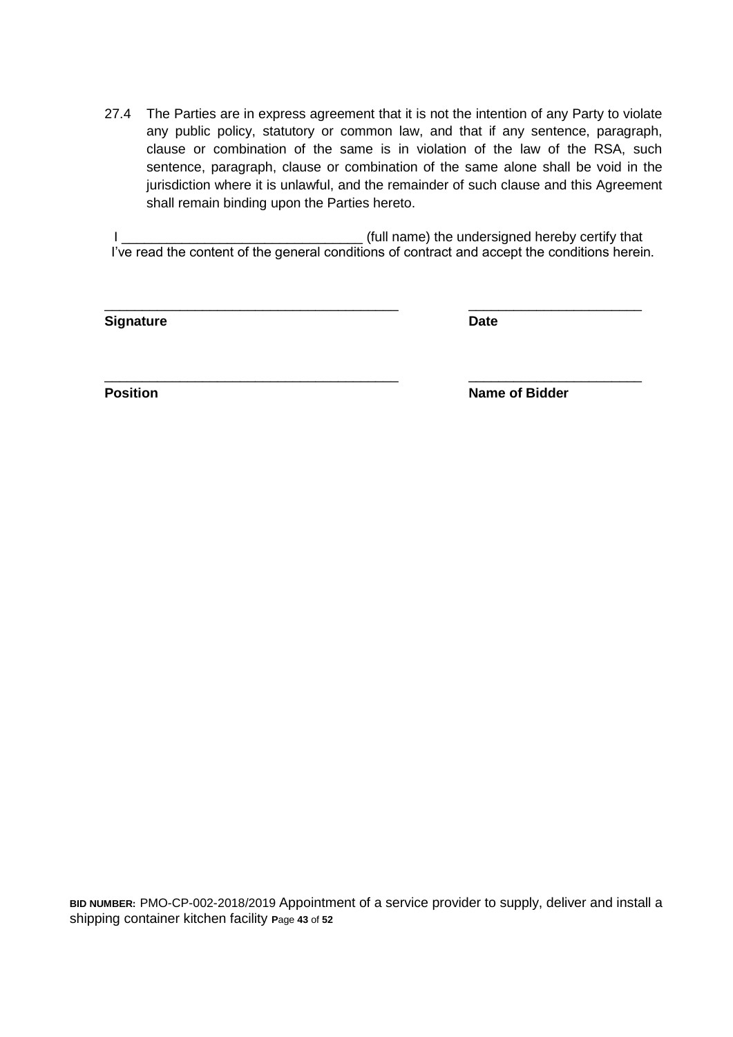27.4 The Parties are in express agreement that it is not the intention of any Party to violate any public policy, statutory or common law, and that if any sentence, paragraph, clause or combination of the same is in violation of the law of the RSA, such sentence, paragraph, clause or combination of the same alone shall be void in the jurisdiction where it is unlawful, and the remainder of such clause and this Agreement shall remain binding upon the Parties hereto.

I ________________________________ (full name) the undersigned hereby certify that I've read the content of the general conditions of contract and accept the conditions herein.

________________________________________ ________________________

**Signature** **Date**

________________________________________ ________________________

**Position** **Name of Bidder**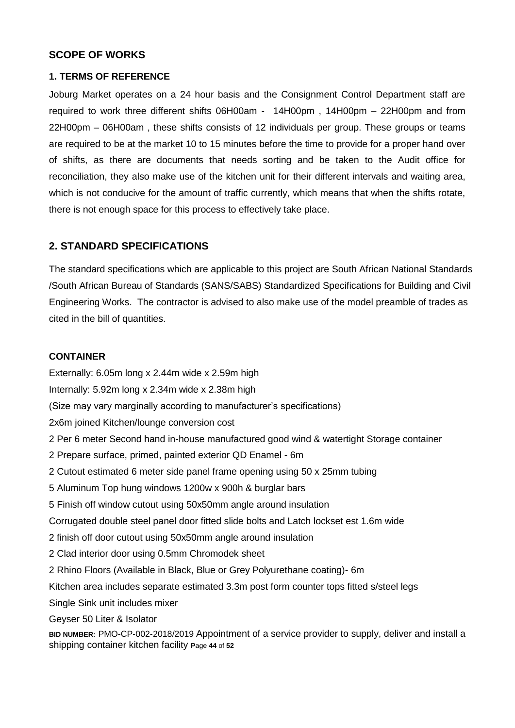## SCOPE OF WORKS

### 1. TERMS OF REFERENCE

Joburg Market operates on a 24 hour basis and the Consignment Control Department staff are required to work three different shifts 06H00am - 14H00pm , 14H00pm – 22H00pm and from 22H00pm – 06H00am , these shifts consists of 12 individuals per group. These groups or teams are required to be at the market 10 to 15 minutes before the time to provide for a proper hand over of shifts, as there are documents that needs sorting and be taken to the Audit office for reconciliation, they also make use of the kitchen unit for their different intervals and waiting area, which is not conducive for the amount of traffic currently, which means that when the shifts rotate, there is not enough space for this process to effectively take place.

## 2. STANDARD SPECIFICATIONS

The standard specifications which are applicable to this project are South African National Standards /South African Bureau of Standards (SANS/SABS) Standardized Specifications for Building and Civil Engineering Works. The contractor is advised to also make use of the model preamble of trades as cited in the bill of quantities.

### CONTAINER

Externally: 6.05m long x 2.44m wide x 2.59m high

Internally: 5.92m long x 2.34m wide x 2.38m high

(Size may vary marginally according to manufacturer's specifications)

2x6m joined Kitchen/lounge conversion cost

2 Per 6 meter Second hand in-house manufactured good wind & watertight Storage container

2 Prepare surface, primed, painted exterior QD Enamel - 6m

2 Cutout estimated 6 meter side panel frame opening using 50 x 25mm tubing

5 Aluminum Top hung windows 1200w x 900h & burglar bars

5 Finish off window cutout using 50x50mm angle around insulation

Corrugated double steel panel door fitted slide bolts and Latch lockset est 1.6m wide

2 finish off door cutout using 50x50mm angle around insulation

2 Clad interior door using 0.5mm Chromodek sheet

2 Rhino Floors (Available in Black, Blue or Grey Polyurethane coating)- 6m

Kitchen area includes separate estimated 3.3m post form counter tops fitted s/steel legs

Single Sink unit includes mixer

Geyser 50 Liter & Isolator

**BID NUMBER:** PMO-CP-002-2018/2019 Appointment of a service provider to supply, deliver and install a shipping container kitchen facility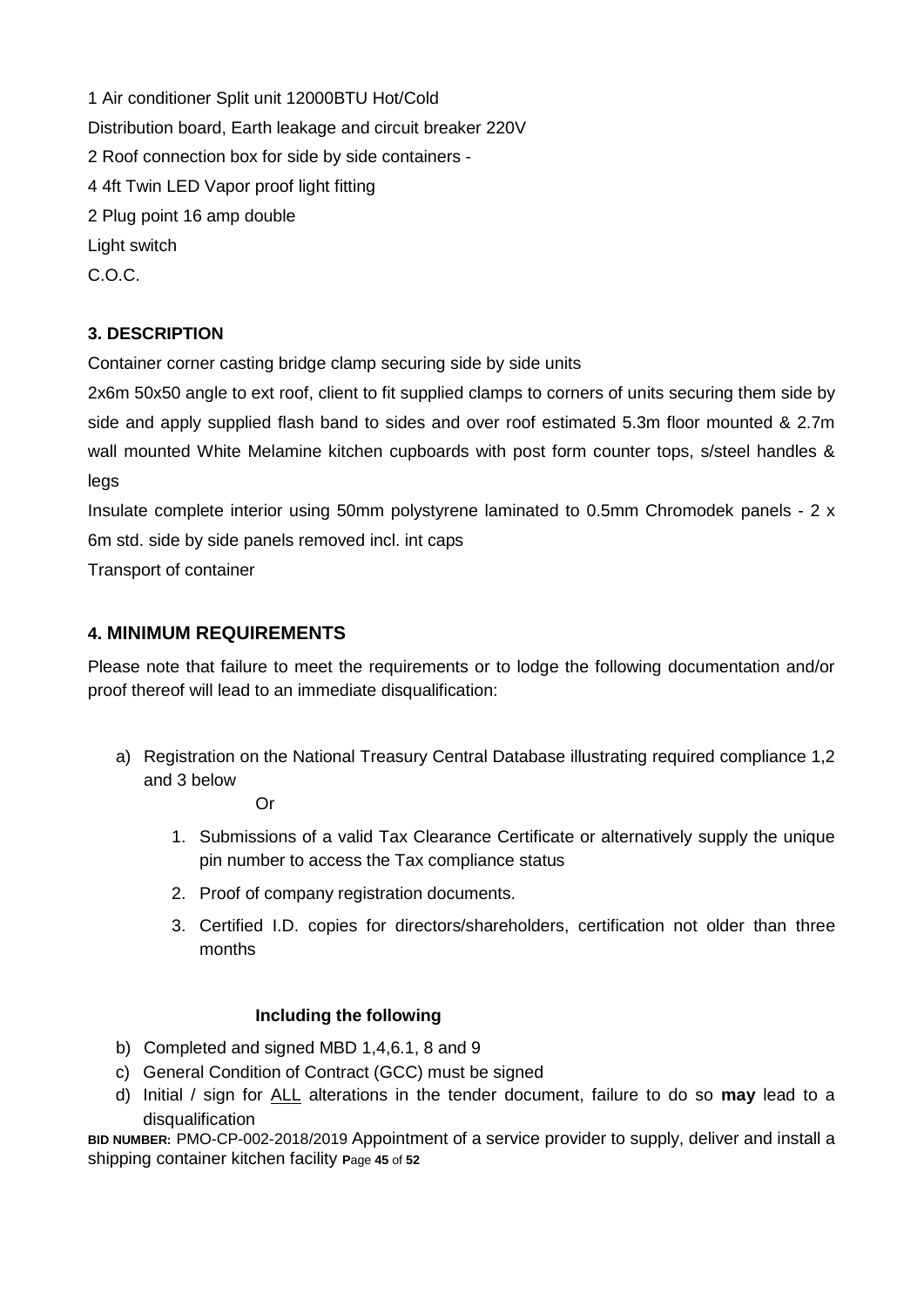1 Air conditioner Split unit 12000BTU Hot/Cold

Distribution board, Earth leakage and circuit breaker 220V

2 Roof connection box for side by side containers -

4 4ft Twin LED Vapor proof light fitting

2 Plug point 16 amp double

Light switch

C.O.C.

### 3. DESCRIPTION

Container corner casting bridge clamp securing side by side units

2x6m 50x50 angle to ext roof, client to fit supplied clamps to corners of units securing them side by side and apply supplied flash band to sides and over roof estimated 5.3m floor mounted & 2.7m wall mounted White Melamine kitchen cupboards with post form counter tops, s/steel handles & legs

Insulate complete interior using 50mm polystyrene laminated to 0.5mm Chromodek panels - 2 x 6m std. side by side panels removed incl. int caps

Transport of container

## 4. MINIMUM REQUIREMENTS

Please note that failure to meet the requirements or to lodge the following documentation and/or proof thereof will lead to an immediate disqualification:

a) Registration on the National Treasury Central Database illustrating required compliance 1,2 and 3 below

   Or

   1. Submissions of a valid Tax Clearance Certificate or alternatively supply the unique pin number to access the Tax compliance status
   2. Proof of company registration documents.
   3. Certified I.D. copies for directors/shareholders, certification not older than three months

**Including the following**

b) Completed and signed MBD 1,4,6.1, 8 and 9

c) General Condition of Contract (GCC) must be signed

d) Initial / sign for ALL alterations in the tender document, failure to do so **may** lead to a disqualification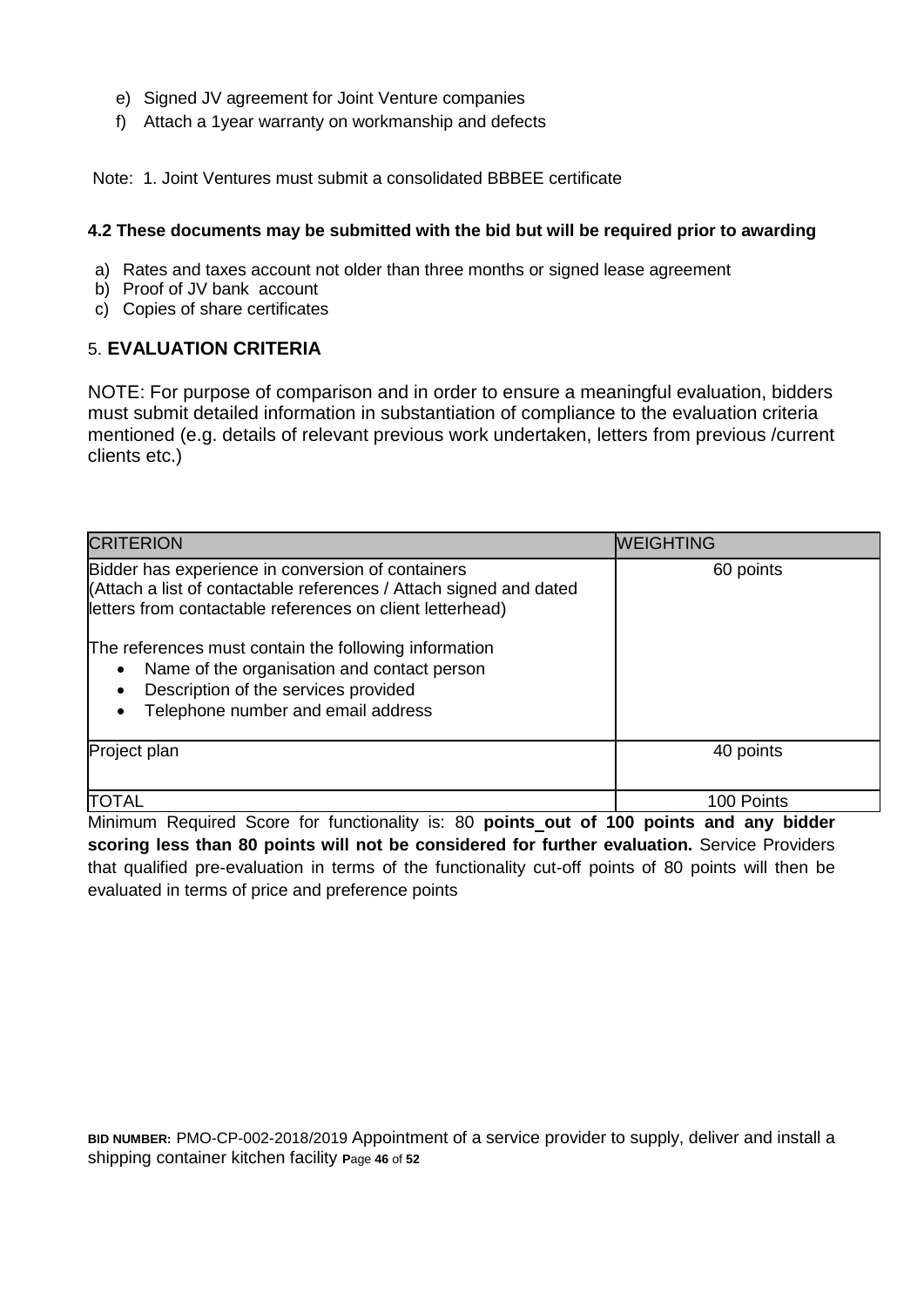e) Signed JV agreement for Joint Venture companies
f) Attach a 1year warranty on workmanship and defects

Note: 1. Joint Ventures must submit a consolidated BBBEE certificate

#### 4.2 These documents may be submitted with the bid but will be required prior to awarding

a) Rates and taxes account not older than three months or signed lease agreement
b) Proof of JV bank account
c) Copies of share certificates

### 5. EVALUATION CRITERIA

NOTE: For purpose of comparison and in order to ensure a meaningful evaluation, bidders must submit detailed information in substantiation of compliance to the evaluation criteria mentioned (e.g. details of relevant previous work undertaken, letters from previous /current clients etc.)

| CRITERION | WEIGHTING |
|---|---|
| Bidder has experience in conversion of containers (Attach a list of contactable references / Attach signed and dated letters from contactable references on client letterhead)<br><br>The references must contain the following information<br>• Name of the organisation and contact person<br>• Description of the services provided<br>• Telephone number and email address | 60 points |
| Project plan | 40 points |
| TOTAL | 100 Points |

Minimum Required Score for functionality is: 80 **points out of 100 points and any bidder scoring less than 80 points will not be considered for further evaluation.** Service Providers that qualified pre-evaluation in terms of the functionality cut-off points of 80 points will then be evaluated in terms of price and preference points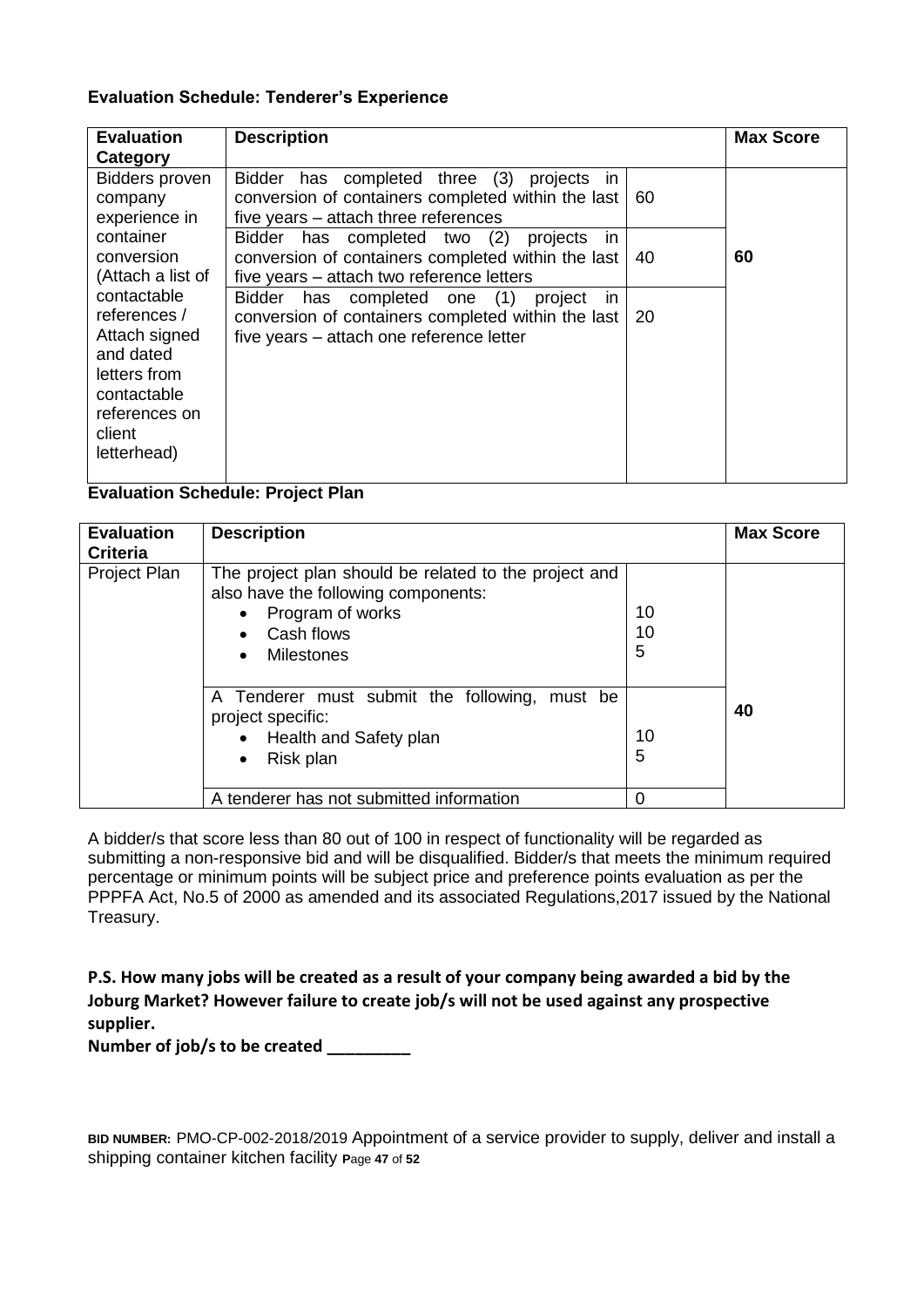**Evaluation Schedule: Tenderer's Experience**

| Evaluation Category | Description | | Max Score |
|---|---|---|---|
| Bidders proven company experience in container conversion (Attach a list of contactable references / Attach signed and dated letters from contactable references on client letterhead) | Bidder has completed three (3) projects in conversion of containers completed within the last five years – attach three references | 60 | 60 |
| | Bidder has completed two (2) projects in conversion of containers completed within the last five years – attach two reference letters | 40 | |
| | Bidder has completed one (1) project in conversion of containers completed within the last five years – attach one reference letter | 20 | |

**Evaluation Schedule: Project Plan**

| Evaluation Criteria | Description | | Max Score |
|---|---|---|---|
| Project Plan | The project plan should be related to the project and also have the following components:<br>• Program of works<br>• Cash flows<br>• Milestones | <br><br>10<br>10<br>5 | 40 |
| | A Tenderer must submit the following, must be project specific:<br>• Health and Safety plan<br>• Risk plan | <br><br>10<br>5 | |
| | A tenderer has not submitted information | 0 | |

A bidder/s that score less than 80 out of 100 in respect of functionality will be regarded as submitting a non-responsive bid and will be disqualified. Bidder/s that meets the minimum required percentage or minimum points will be subject price and preference points evaluation as per the PPPFA Act, No.5 of 2000 as amended and its associated Regulations,2017 issued by the National Treasury.

**P.S. How many jobs will be created as a result of your company being awarded a bid by the Joburg Market? However failure to create job/s will not be used against any prospective supplier.**

**Number of job/s to be created _________**

**BID NUMBER:** PMO-CP-002-2018/2019 Appointment of a service provider to supply, deliver and install a shipping container kitchen facility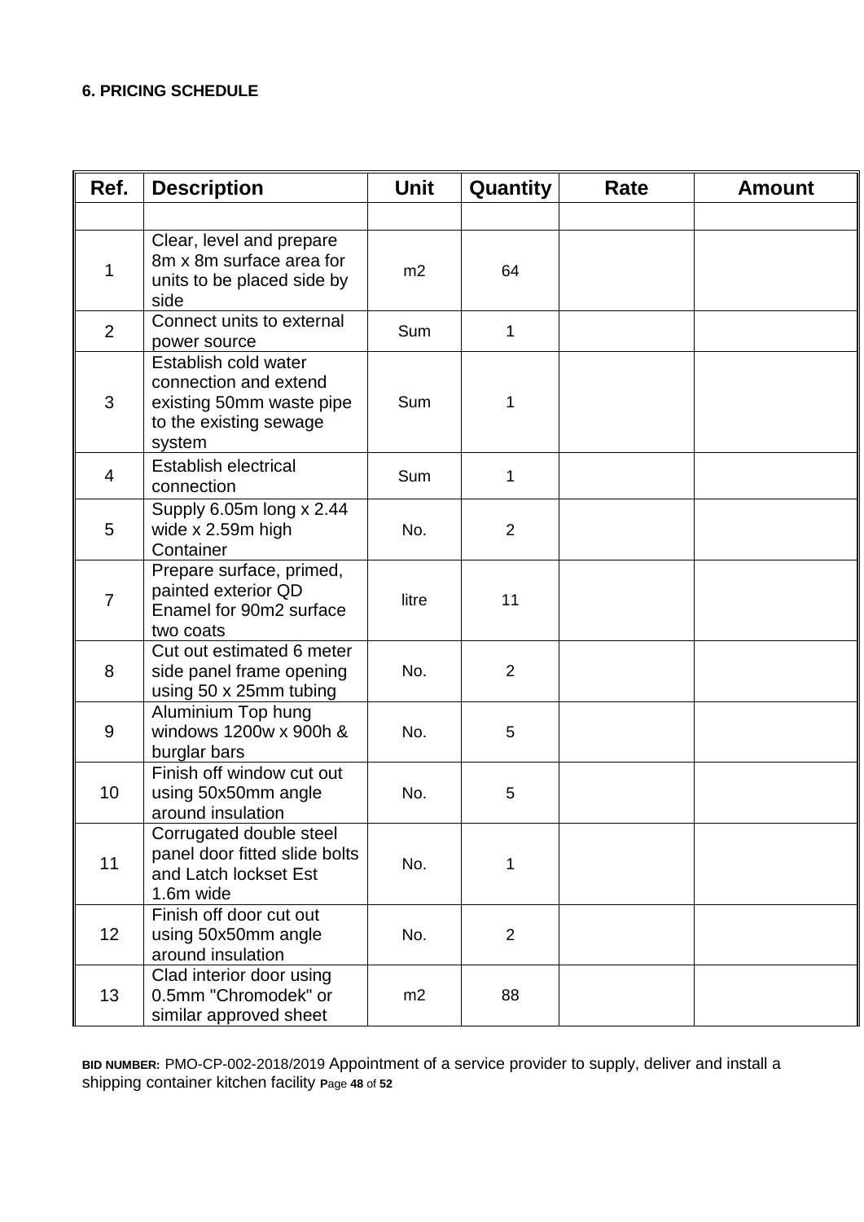**6. PRICING SCHEDULE**

| Ref. | Description | Unit | Quantity | Rate | Amount |
|---|---|---|---|---|---|
| | | | | | |
| 1 | Clear, level and prepare 8m x 8m surface area for units to be placed side by side | m2 | 64 | | |
| 2 | Connect units to external power source | Sum | 1 | | |
| 3 | Establish cold water connection and extend existing 50mm waste pipe to the existing sewage system | Sum | 1 | | |
| 4 | Establish electrical connection | Sum | 1 | | |
| 5 | Supply 6.05m long x 2.44 wide x 2.59m high Container | No. | 2 | | |
| 7 | Prepare surface, primed, painted exterior QD Enamel for 90m2 surface two coats | litre | 11 | | |
| 8 | Cut out estimated 6 meter side panel frame opening using 50 x 25mm tubing | No. | 2 | | |
| 9 | Aluminium Top hung windows 1200w x 900h & burglar bars | No. | 5 | | |
| 10 | Finish off window cut out using 50x50mm angle around insulation | No. | 5 | | |
| 11 | Corrugated double steel panel door fitted slide bolts and Latch lockset Est 1.6m wide | No. | 1 | | |
| 12 | Finish off door cut out using 50x50mm angle around insulation | No. | 2 | | |
| 13 | Clad interior door using 0.5mm "Chromodek" or similar approved sheet | m2 | 88 | | |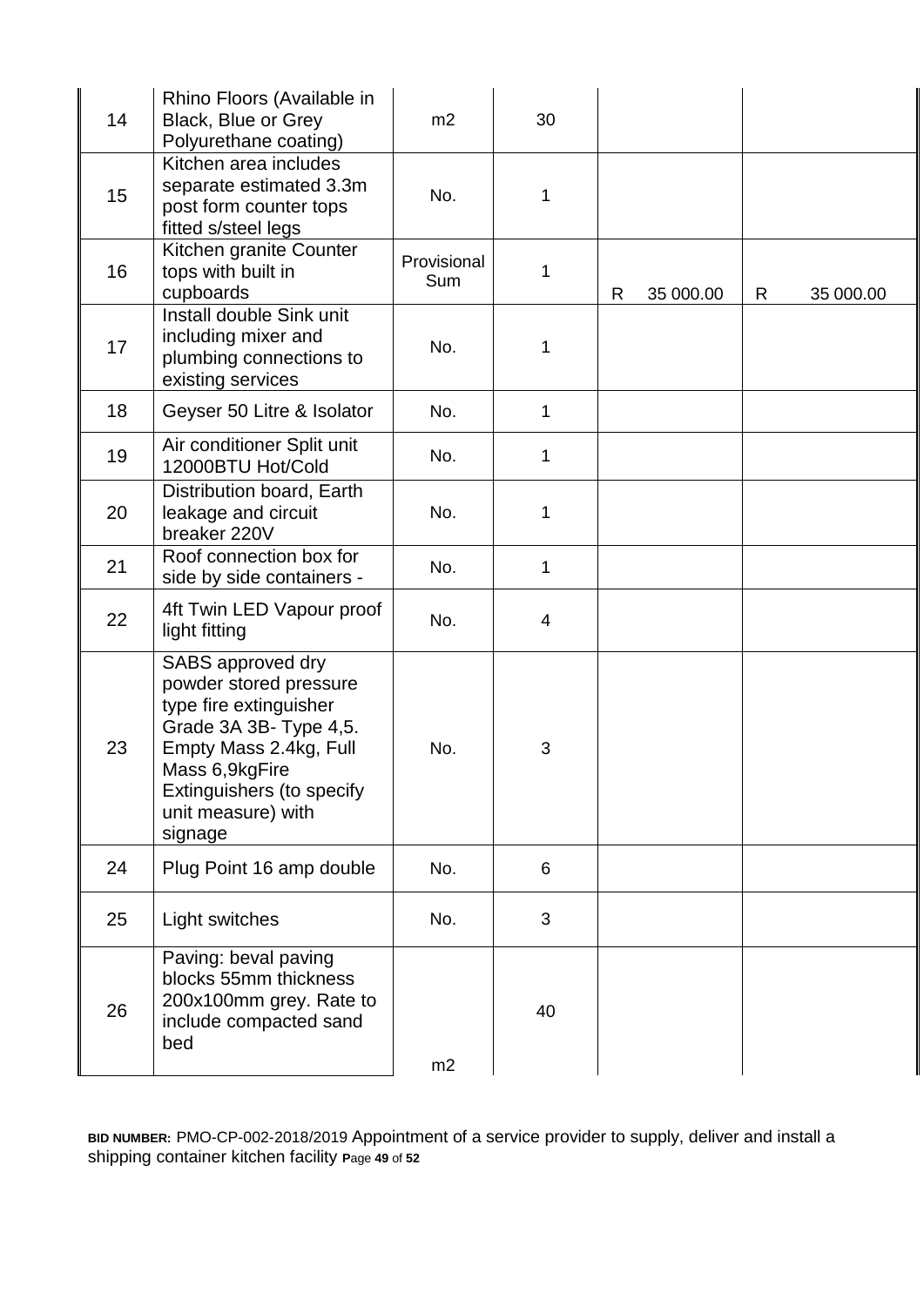| 14 | Rhino Floors (Available in Black, Blue or Grey Polyurethane coating) | m2 | 30 | | |
|---|---|---|---|---|---|
| 15 | Kitchen area includes separate estimated 3.3m post form counter tops fitted s/steel legs | No. | 1 | | |
| 16 | Kitchen granite Counter tops with built in cupboards | Provisional Sum | 1 | R 35 000.00 | R 35 000.00 |
| 17 | Install double Sink unit including mixer and plumbing connections to existing services | No. | 1 | | |
| 18 | Geyser 50 Litre & Isolator | No. | 1 | | |
| 19 | Air conditioner Split unit 12000BTU Hot/Cold | No. | 1 | | |
| 20 | Distribution board, Earth leakage and circuit breaker 220V | No. | 1 | | |
| 21 | Roof connection box for side by side containers - | No. | 1 | | |
| 22 | 4ft Twin LED Vapour proof light fitting | No. | 4 | | |
| 23 | SABS approved dry powder stored pressure type fire extinguisher Grade 3A 3B- Type 4,5. Empty Mass 2.4kg, Full Mass 6,9kgFire Extinguishers (to specify unit measure) with signage | No. | 3 | | |
| 24 | Plug Point 16 amp double | No. | 6 | | |
| 25 | Light switches | No. | 3 | | |
| 26 | Paving: beval paving blocks 55mm thickness 200x100mm grey. Rate to include compacted sand bed | m2 | 40 | | |

**BID NUMBER:** PMO-CP-002-2018/2019 Appointment of a service provider to supply, deliver and install a shipping container kitchen facility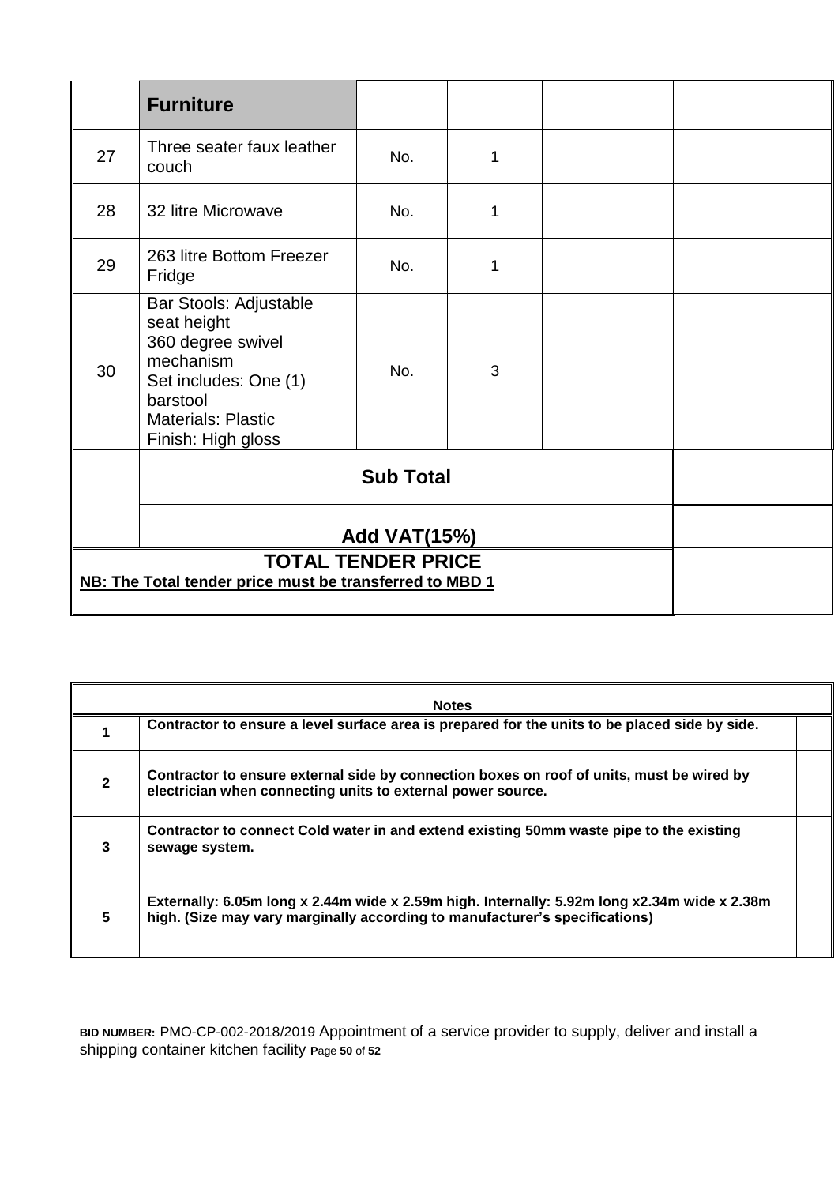|  | **Furniture** |  |  |  |  |
|---|---|---|---|---|---|
| 27 | Three seater faux leather couch | No. | 1 |  |  |
| 28 | 32 litre Microwave | No. | 1 |  |  |
| 29 | 263 litre Bottom Freezer Fridge | No. | 1 |  |  |
| 30 | Bar Stools: Adjustable seat height<br>360 degree swivel mechanism<br>Set includes: One (1) barstool<br>Materials: Plastic<br>Finish: High gloss | No. | 3 |  |  |
|  | **Sub Total** |  |  |  |  |
|  | **Add VAT(15%)** |  |  |  |  |
| **TOTAL TENDER PRICE**<br>**NB: The Total tender price must be transferred to MBD 1** |  |  |  |  |  |

| **Notes** |  |  |
|---|---|---|
| **1** | **Contractor to ensure a level surface area is prepared for the units to be placed side by side.** |  |
| **2** | **Contractor to ensure external side by connection boxes on roof of units, must be wired by electrician when connecting units to external power source.** |  |
| **3** | **Contractor to connect Cold water in and extend existing 50mm waste pipe to the existing sewage system.** |  |
| **5** | **Externally: 6.05m long x 2.44m wide x 2.59m high. Internally: 5.92m long x2.34m wide x 2.38m high. (Size may vary marginally according to manufacturer's specifications)** |  |

**BID NUMBER:** PMO-CP-002-2018/2019 Appointment of a service provider to supply, deliver and install a shipping container kitchen facility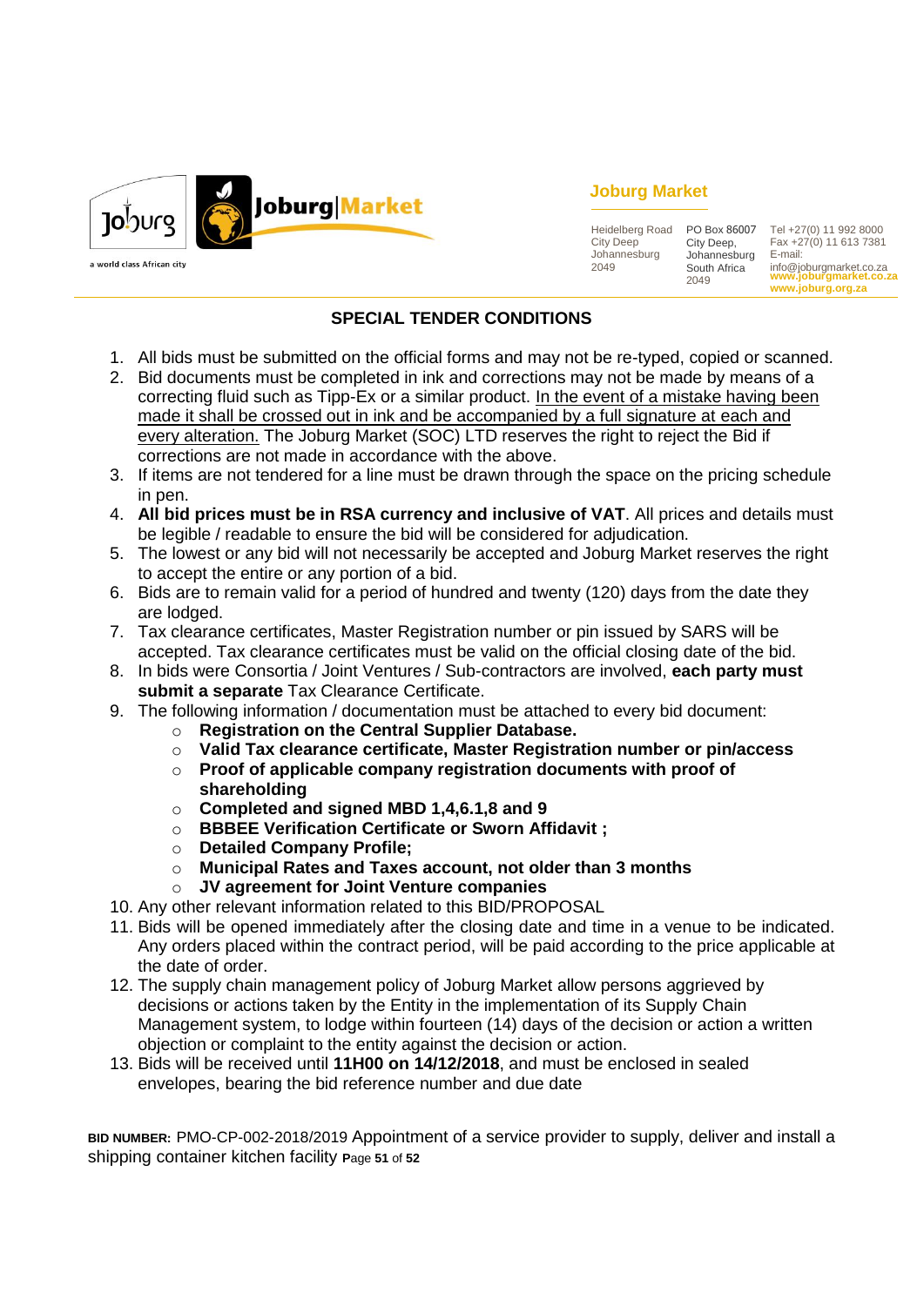## SPECIAL TENDER CONDITIONS

1. All bids must be submitted on the official forms and may not be re-typed, copied or scanned.
2. Bid documents must be completed in ink and corrections may not be made by means of a correcting fluid such as Tipp-Ex or a similar product. <u>In the event of a mistake having been made it shall be crossed out in ink and be accompanied by a full signature at each and every alteration.</u> The Joburg Market (SOC) LTD reserves the right to reject the Bid if corrections are not made in accordance with the above.
3. If items are not tendered for a line must be drawn through the space on the pricing schedule in pen.
4. **All bid prices must be in RSA currency and inclusive of VAT**. All prices and details must be legible / readable to ensure the bid will be considered for adjudication.
5. The lowest or any bid will not necessarily be accepted and Joburg Market reserves the right to accept the entire or any portion of a bid.
6. Bids are to remain valid for a period of hundred and twenty (120) days from the date they are lodged.
7. Tax clearance certificates, Master Registration number or pin issued by SARS will be accepted. Tax clearance certificates must be valid on the official closing date of the bid.
8. In bids were Consortia / Joint Ventures / Sub-contractors are involved, **each party must submit a separate** Tax Clearance Certificate.
9. The following information / documentation must be attached to every bid document:
   - **Registration on the Central Supplier Database.**
   - **Valid Tax clearance certificate, Master Registration number or pin/access**
   - **Proof of applicable company registration documents with proof of shareholding**
   - **Completed and signed MBD 1,4,6.1,8 and 9**
   - **BBBEE Verification Certificate or Sworn Affidavit ;**
   - **Detailed Company Profile;**
   - **Municipal Rates and Taxes account, not older than 3 months**
   - **JV agreement for Joint Venture companies**
10. Any other relevant information related to this BID/PROPOSAL
11. Bids will be opened immediately after the closing date and time in a venue to be indicated. Any orders placed within the contract period, will be paid according to the price applicable at the date of order.
12. The supply chain management policy of Joburg Market allow persons aggrieved by decisions or actions taken by the Entity in the implementation of its Supply Chain Management system, to lodge within fourteen (14) days of the decision or action a written objection or complaint to the entity against the decision or action.
13. Bids will be received until **11H00 on 14/12/2018**, and must be enclosed in sealed envelopes, bearing the bid reference number and due date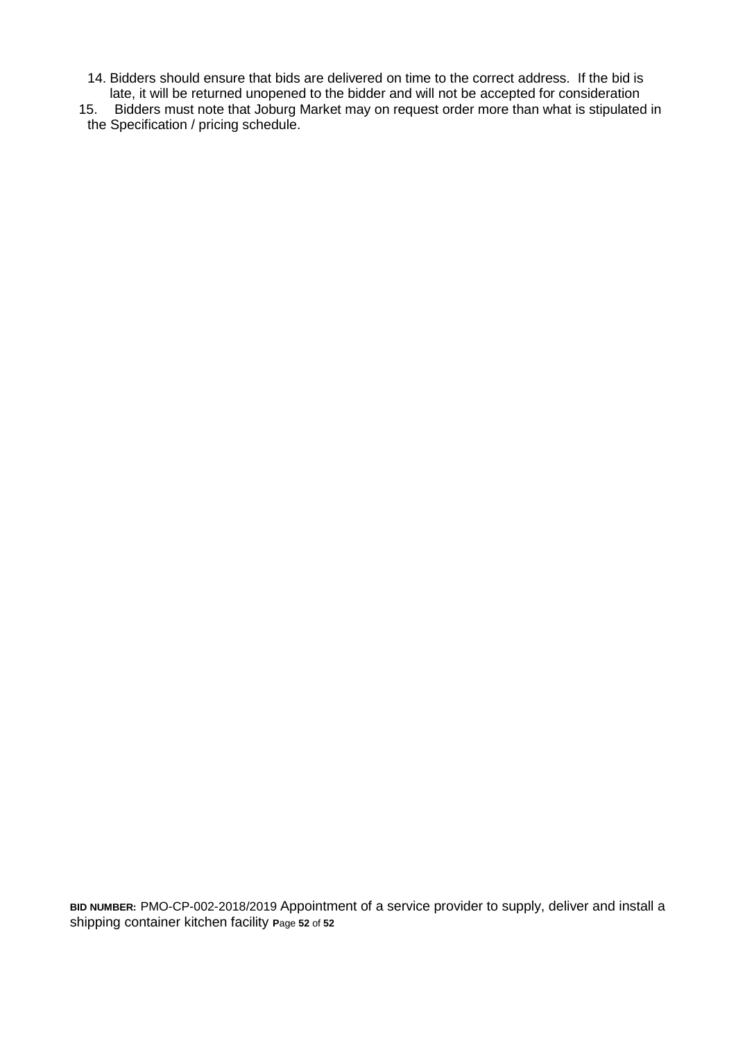14. Bidders should ensure that bids are delivered on time to the correct address. If the bid is late, it will be returned unopened to the bidder and will not be accepted for consideration
15. Bidders must note that Joburg Market may on request order more than what is stipulated in the Specification / pricing schedule.